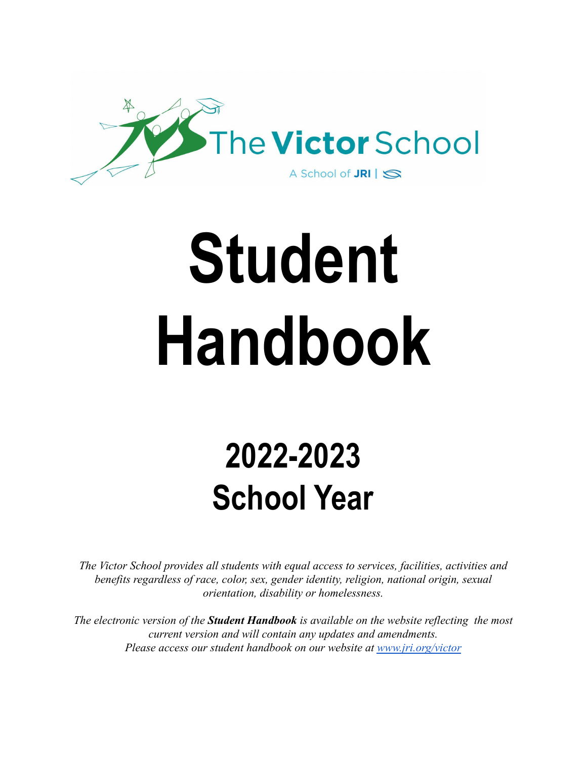The Victor School

A School of JRI

# Student Handbook

## 2022-2023 School Year

*The Victor School provides all students with equal access to services, facilities, activities and benefits regardless of race, color, sex, gender identity, religion, national origin, sexual orientation, disability or homelessness.*

*The electronic version of the **Student Handbook** is available on the website reflecting the most current version and will contain any updates and amendments.*
*Please access our student handbook on our website at [www.jri.org/victor](www.jri.org/victor)*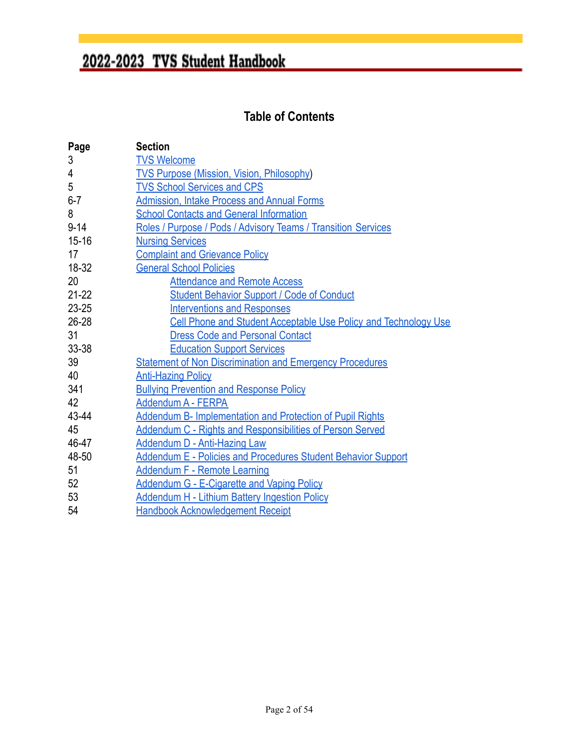# 2022-2023 TVS Student Handbook

## Table of Contents

| Page | Section |
|---|---|
| 3 | TVS Welcome |
| 4 | TVS Purpose (Mission, Vision, Philosophy) |
| 5 | TVS School Services and CPS |
| 6-7 | Admission, Intake Process and Annual Forms |
| 8 | School Contacts and General Information |
| 9-14 | Roles / Purpose / Pods / Advisory Teams / Transition Services |
| 15-16 | Nursing Services |
| 17 | Complaint and Grievance Policy |
| 18-32 | General School Policies |
| 20 | Attendance and Remote Access |
| 21-22 | Student Behavior Support / Code of Conduct |
| 23-25 | Interventions and Responses |
| 26-28 | Cell Phone and Student Acceptable Use Policy and Technology Use |
| 31 | Dress Code and Personal Contact |
| 33-38 | Education Support Services |
| 39 | Statement of Non Discrimination and Emergency Procedures |
| 40 | Anti-Hazing Policy |
| 341 | Bullying Prevention and Response Policy |
| 42 | Addendum A - FERPA |
| 43-44 | Addendum B- Implementation and Protection of Pupil Rights |
| 45 | Addendum C - Rights and Responsibilities of Person Served |
| 46-47 | Addendum D - Anti-Hazing Law |
| 48-50 | Addendum E - Policies and Procedures Student Behavior Support |
| 51 | Addendum F - Remote Learning |
| 52 | Addendum G - E-Cigarette and Vaping Policy |
| 53 | Addendum H - Lithium Battery Ingestion Policy |
| 54 | Handbook Acknowledgement Receipt |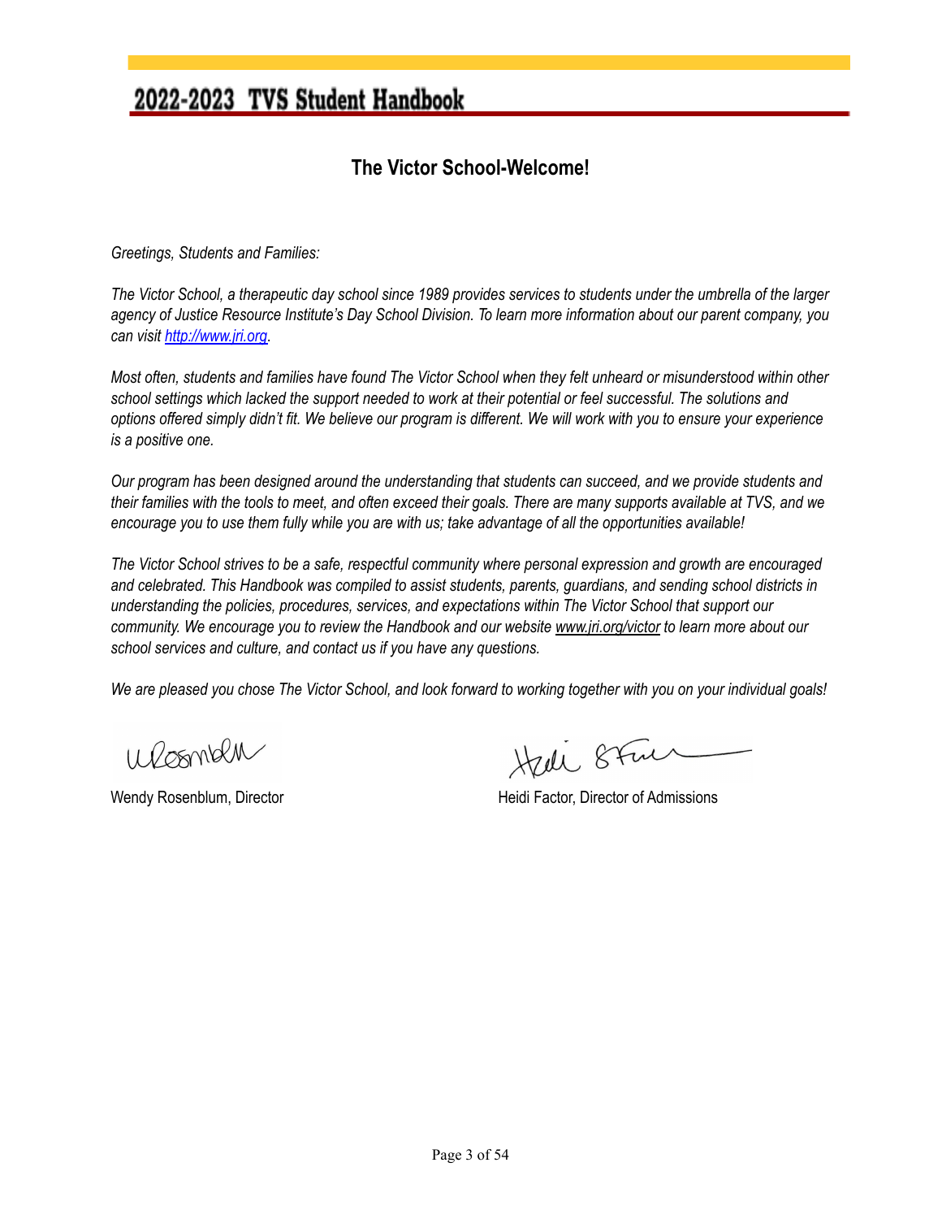## The Victor School-Welcome!

*Greetings, Students and Families:*

*The Victor School, a therapeutic day school since 1989 provides services to students under the umbrella of the larger agency of Justice Resource Institute's Day School Division. To learn more information about our parent company, you can visit [http://www.jri.org](http://www.jri.org).*

*Most often, students and families have found The Victor School when they felt unheard or misunderstood within other school settings which lacked the support needed to work at their potential or feel successful. The solutions and options offered simply didn't fit. We believe our program is different. We will work with you to ensure your experience is a positive one.*

*Our program has been designed around the understanding that students can succeed, and we provide students and their families with the tools to meet, and often exceed their goals. There are many supports available at TVS, and we encourage you to use them fully while you are with us; take advantage of all the opportunities available!*

*The Victor School strives to be a safe, respectful community where personal expression and growth are encouraged and celebrated. This Handbook was compiled to assist students, parents, guardians, and sending school districts in understanding the policies, procedures, services, and expectations within The Victor School that support our community. We encourage you to review the Handbook and our website www.jri.org/victor to learn more about our school services and culture, and contact us if you have any questions.*

*We are pleased you chose The Victor School, and look forward to working together with you on your individual goals!*

Wendy Rosenblum, Director

Heidi Factor, Director of Admissions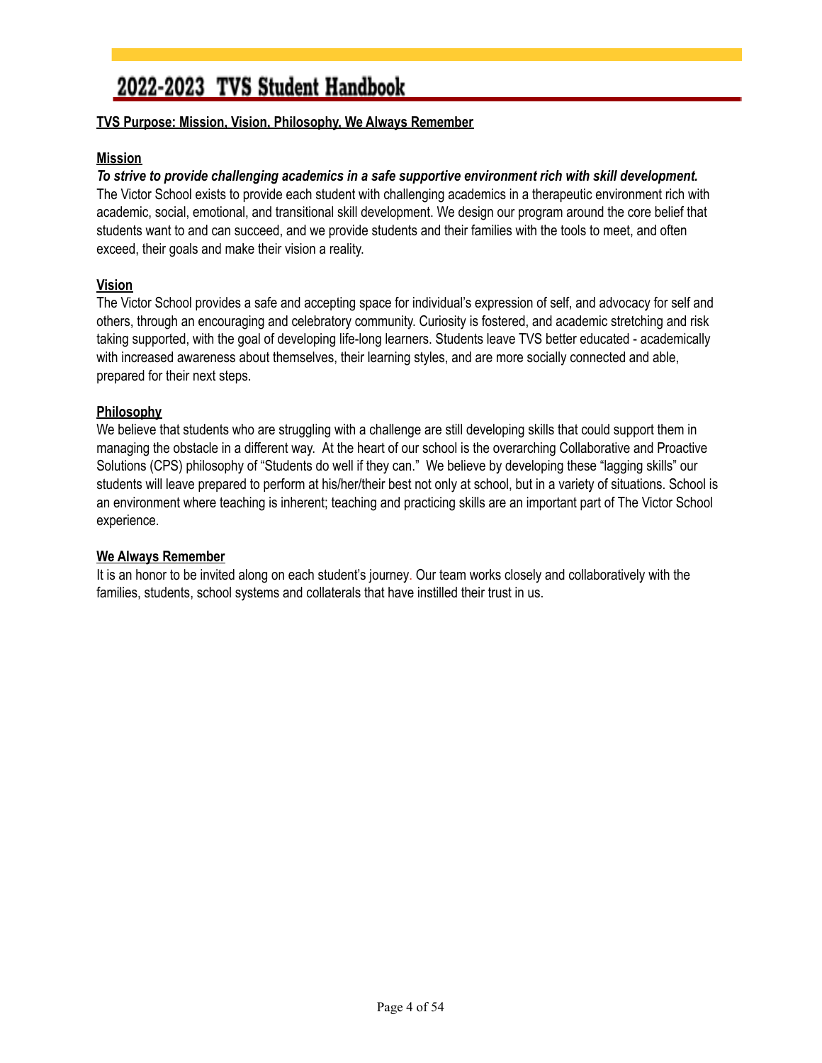**TVS Purpose: Mission, Vision, Philosophy, We Always Remember**

## Mission

***To strive to provide challenging academics in a safe supportive environment rich with skill development.***

The Victor School exists to provide each student with challenging academics in a therapeutic environment rich with academic, social, emotional, and transitional skill development. We design our program around the core belief that students want to and can succeed, and we provide students and their families with the tools to meet, and often exceed, their goals and make their vision a reality.

## Vision

The Victor School provides a safe and accepting space for individual's expression of self, and advocacy for self and others, through an encouraging and celebratory community. Curiosity is fostered, and academic stretching and risk taking supported, with the goal of developing life-long learners. Students leave TVS better educated - academically with increased awareness about themselves, their learning styles, and are more socially connected and able, prepared for their next steps.

## Philosophy

We believe that students who are struggling with a challenge are still developing skills that could support them in managing the obstacle in a different way. At the heart of our school is the overarching Collaborative and Proactive Solutions (CPS) philosophy of "Students do well if they can." We believe by developing these "lagging skills" our students will leave prepared to perform at his/her/their best not only at school, but in a variety of situations. School is an environment where teaching is inherent; teaching and practicing skills are an important part of The Victor School experience.

## We Always Remember

It is an honor to be invited along on each student's journey. Our team works closely and collaboratively with the families, students, school systems and collaterals that have instilled their trust in us.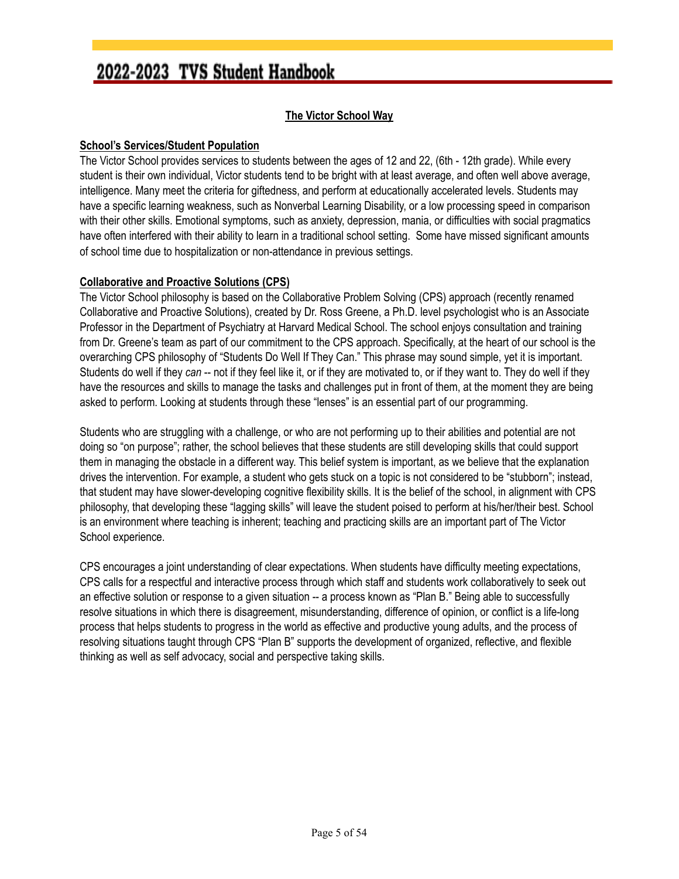## The Victor School Way

### School's Services/Student Population

The Victor School provides services to students between the ages of 12 and 22, (6th - 12th grade). While every student is their own individual, Victor students tend to be bright with at least average, and often well above average, intelligence. Many meet the criteria for giftedness, and perform at educationally accelerated levels. Students may have a specific learning weakness, such as Nonverbal Learning Disability, or a low processing speed in comparison with their other skills. Emotional symptoms, such as anxiety, depression, mania, or difficulties with social pragmatics have often interfered with their ability to learn in a traditional school setting. Some have missed significant amounts of school time due to hospitalization or non-attendance in previous settings.

### Collaborative and Proactive Solutions (CPS)

The Victor School philosophy is based on the Collaborative Problem Solving (CPS) approach (recently renamed Collaborative and Proactive Solutions), created by Dr. Ross Greene, a Ph.D. level psychologist who is an Associate Professor in the Department of Psychiatry at Harvard Medical School. The school enjoys consultation and training from Dr. Greene's team as part of our commitment to the CPS approach. Specifically, at the heart of our school is the overarching CPS philosophy of "Students Do Well If They Can." This phrase may sound simple, yet it is important. Students do well if they *can* -- not if they feel like it, or if they are motivated to, or if they want to. They do well if they have the resources and skills to manage the tasks and challenges put in front of them, at the moment they are being asked to perform. Looking at students through these "lenses" is an essential part of our programming.

Students who are struggling with a challenge, or who are not performing up to their abilities and potential are not doing so "on purpose"; rather, the school believes that these students are still developing skills that could support them in managing the obstacle in a different way. This belief system is important, as we believe that the explanation drives the intervention. For example, a student who gets stuck on a topic is not considered to be "stubborn"; instead, that student may have slower-developing cognitive flexibility skills. It is the belief of the school, in alignment with CPS philosophy, that developing these "lagging skills" will leave the student poised to perform at his/her/their best. School is an environment where teaching is inherent; teaching and practicing skills are an important part of The Victor School experience.

CPS encourages a joint understanding of clear expectations. When students have difficulty meeting expectations, CPS calls for a respectful and interactive process through which staff and students work collaboratively to seek out an effective solution or response to a given situation -- a process known as "Plan B." Being able to successfully resolve situations in which there is disagreement, misunderstanding, difference of opinion, or conflict is a life-long process that helps students to progress in the world as effective and productive young adults, and the process of resolving situations taught through CPS "Plan B" supports the development of organized, reflective, and flexible thinking as well as self advocacy, social and perspective taking skills.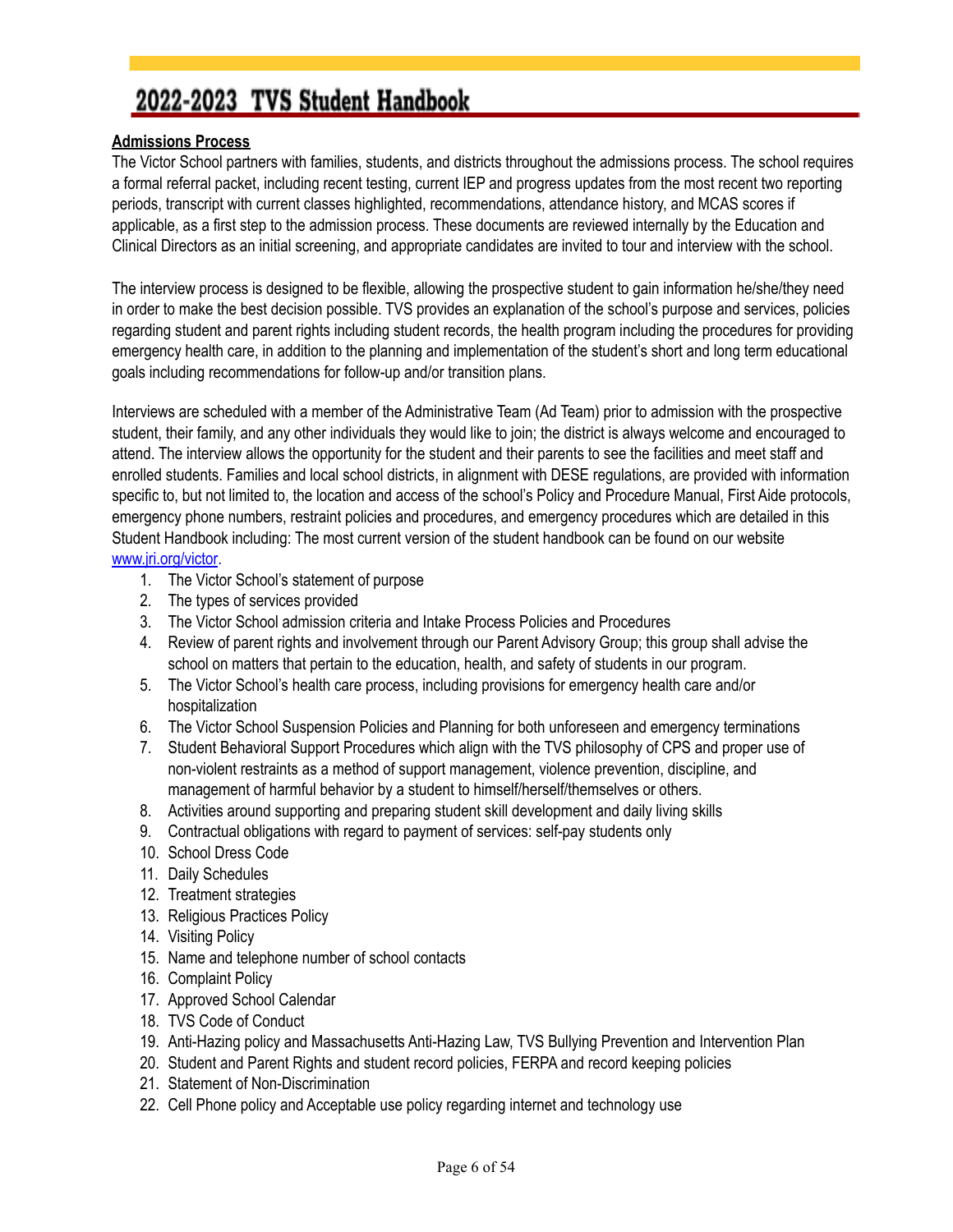**Admissions Process**

The Victor School partners with families, students, and districts throughout the admissions process. The school requires a formal referral packet, including recent testing, current IEP and progress updates from the most recent two reporting periods, transcript with current classes highlighted, recommendations, attendance history, and MCAS scores if applicable, as a first step to the admission process. These documents are reviewed internally by the Education and Clinical Directors as an initial screening, and appropriate candidates are invited to tour and interview with the school.

The interview process is designed to be flexible, allowing the prospective student to gain information he/she/they need in order to make the best decision possible. TVS provides an explanation of the school's purpose and services, policies regarding student and parent rights including student records, the health program including the procedures for providing emergency health care, in addition to the planning and implementation of the student's short and long term educational goals including recommendations for follow-up and/or transition plans.

Interviews are scheduled with a member of the Administrative Team (Ad Team) prior to admission with the prospective student, their family, and any other individuals they would like to join; the district is always welcome and encouraged to attend. The interview allows the opportunity for the student and their parents to see the facilities and meet staff and enrolled students. Families and local school districts, in alignment with DESE regulations, are provided with information specific to, but not limited to, the location and access of the school's Policy and Procedure Manual, First Aide protocols, emergency phone numbers, restraint policies and procedures, and emergency procedures which are detailed in this Student Handbook including: The most current version of the student handbook can be found on our website [www.jri.org/victor](www.jri.org/victor).

1. The Victor School's statement of purpose
2. The types of services provided
3. The Victor School admission criteria and Intake Process Policies and Procedures
4. Review of parent rights and involvement through our Parent Advisory Group; this group shall advise the school on matters that pertain to the education, health, and safety of students in our program.
5. The Victor School's health care process, including provisions for emergency health care and/or hospitalization
6. The Victor School Suspension Policies and Planning for both unforeseen and emergency terminations
7. Student Behavioral Support Procedures which align with the TVS philosophy of CPS and proper use of non-violent restraints as a method of support management, violence prevention, discipline, and management of harmful behavior by a student to himself/herself/themselves or others.
8. Activities around supporting and preparing student skill development and daily living skills
9. Contractual obligations with regard to payment of services: self-pay students only
10. School Dress Code
11. Daily Schedules
12. Treatment strategies
13. Religious Practices Policy
14. Visiting Policy
15. Name and telephone number of school contacts
16. Complaint Policy
17. Approved School Calendar
18. TVS Code of Conduct
19. Anti-Hazing policy and Massachusetts Anti-Hazing Law, TVS Bullying Prevention and Intervention Plan
20. Student and Parent Rights and student record policies, FERPA and record keeping policies
21. Statement of Non-Discrimination
22. Cell Phone policy and Acceptable use policy regarding internet and technology use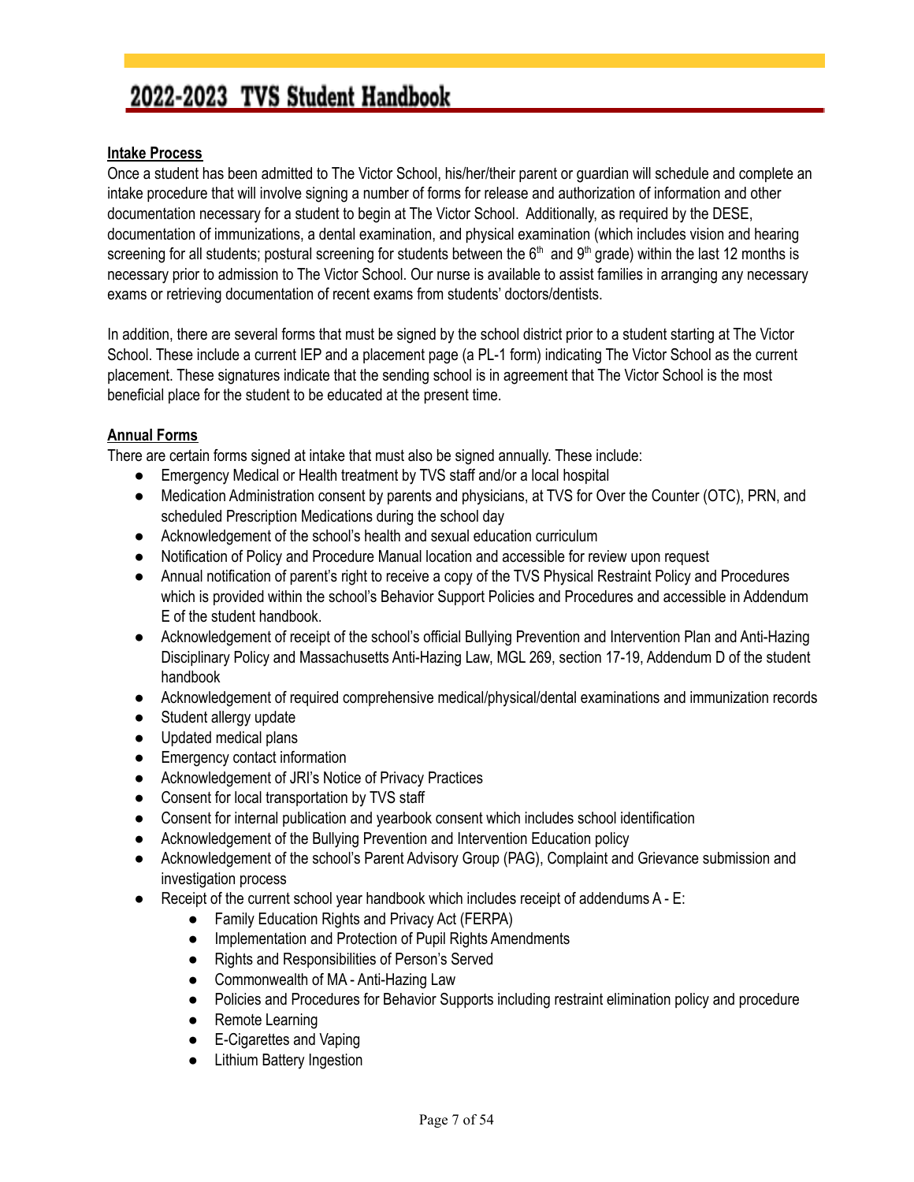**Intake Process**

Once a student has been admitted to The Victor School, his/her/their parent or guardian will schedule and complete an intake procedure that will involve signing a number of forms for release and authorization of information and other documentation necessary for a student to begin at The Victor School. Additionally, as required by the DESE, documentation of immunizations, a dental examination, and physical examination (which includes vision and hearing screening for all students; postural screening for students between the 6th and 9th grade) within the last 12 months is necessary prior to admission to The Victor School. Our nurse is available to assist families in arranging any necessary exams or retrieving documentation of recent exams from students' doctors/dentists.

In addition, there are several forms that must be signed by the school district prior to a student starting at The Victor School. These include a current IEP and a placement page (a PL-1 form) indicating The Victor School as the current placement. These signatures indicate that the sending school is in agreement that The Victor School is the most beneficial place for the student to be educated at the present time.

**Annual Forms**

There are certain forms signed at intake that must also be signed annually. These include:

- Emergency Medical or Health treatment by TVS staff and/or a local hospital
- Medication Administration consent by parents and physicians, at TVS for Over the Counter (OTC), PRN, and scheduled Prescription Medications during the school day
- Acknowledgement of the school's health and sexual education curriculum
- Notification of Policy and Procedure Manual location and accessible for review upon request
- Annual notification of parent's right to receive a copy of the TVS Physical Restraint Policy and Procedures which is provided within the school's Behavior Support Policies and Procedures and accessible in Addendum E of the student handbook.
- Acknowledgement of receipt of the school's official Bullying Prevention and Intervention Plan and Anti-Hazing Disciplinary Policy and Massachusetts Anti-Hazing Law, MGL 269, section 17-19, Addendum D of the student handbook
- Acknowledgement of required comprehensive medical/physical/dental examinations and immunization records
- Student allergy update
- Updated medical plans
- Emergency contact information
- Acknowledgement of JRI's Notice of Privacy Practices
- Consent for local transportation by TVS staff
- Consent for internal publication and yearbook consent which includes school identification
- Acknowledgement of the Bullying Prevention and Intervention Education policy
- Acknowledgement of the school's Parent Advisory Group (PAG), Complaint and Grievance submission and investigation process
- Receipt of the current school year handbook which includes receipt of addendums A - E:
  - Family Education Rights and Privacy Act (FERPA)
  - Implementation and Protection of Pupil Rights Amendments
  - Rights and Responsibilities of Person's Served
  - Commonwealth of MA - Anti-Hazing Law
  - Policies and Procedures for Behavior Supports including restraint elimination policy and procedure
  - Remote Learning
  - E-Cigarettes and Vaping
  - Lithium Battery Ingestion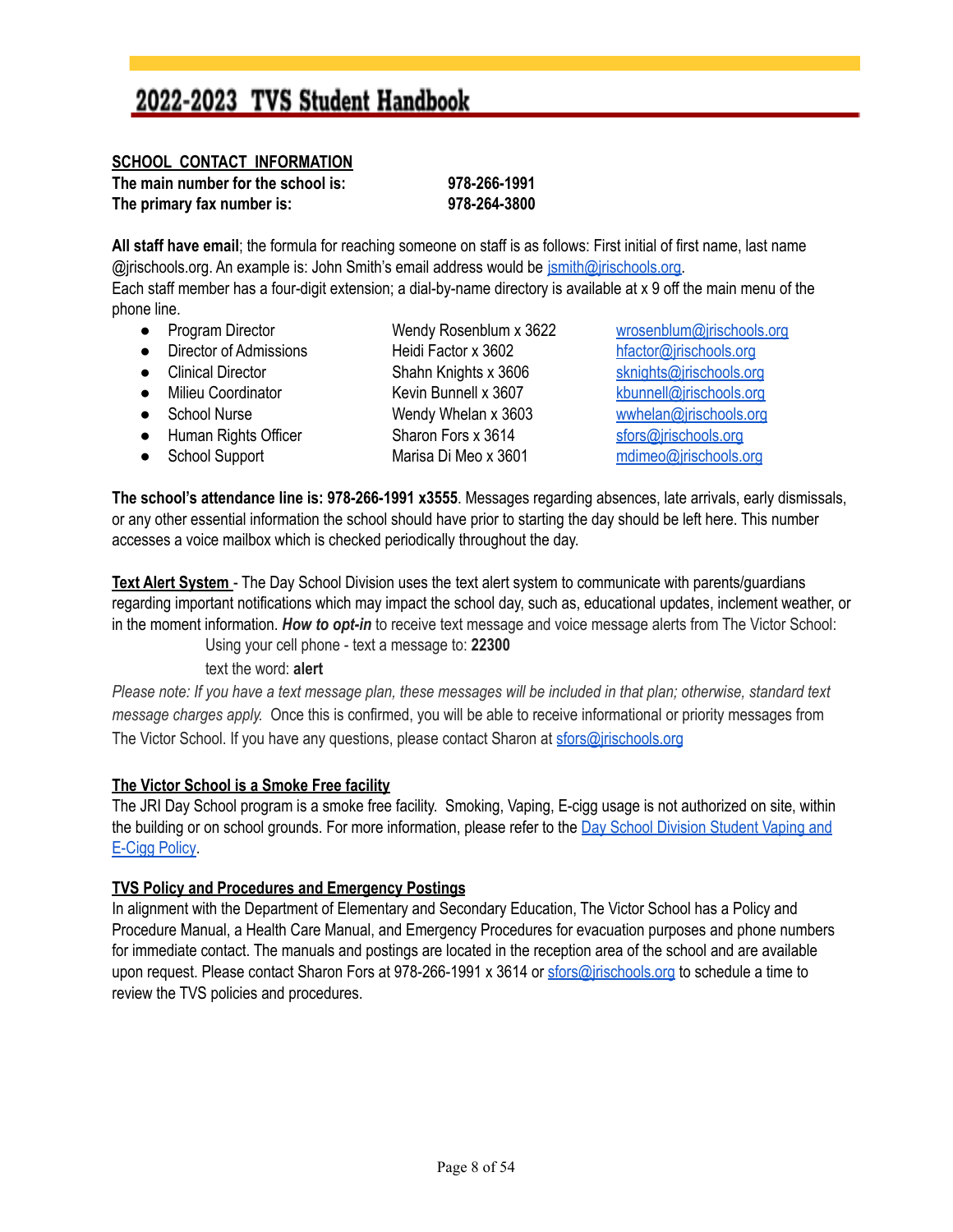## SCHOOL CONTACT INFORMATION

**The main number for the school is:** **978-266-1991**
**The primary fax number is:** **978-264-3800**

**All staff have email**; the formula for reaching someone on staff is as follows: First initial of first name, last name @jrischools.org. An example is: John Smith's email address would be jsmith@jrischools.org.
Each staff member has a four-digit extension; a dial-by-name directory is available at x 9 off the main menu of the phone line.

- Program Director — Wendy Rosenblum x 3622 — wrosenblum@jrischools.org
- Director of Admissions — Heidi Factor x 3602 — hfactor@jrischools.org
- Clinical Director — Shahn Knights x 3606 — sknights@jrischools.org
- Milieu Coordinator — Kevin Bunnell x 3607 — kbunnell@jrischools.org
- School Nurse — Wendy Whelan x 3603 — wwhelan@jrischools.org
- Human Rights Officer — Sharon Fors x 3614 — sfors@jrischools.org
- School Support — Marisa Di Meo x 3601 — mdimeo@jrischools.org

**The school's attendance line is: 978-266-1991 x3555**. Messages regarding absences, late arrivals, early dismissals, or any other essential information the school should have prior to starting the day should be left here. This number accesses a voice mailbox which is checked periodically throughout the day.

**Text Alert System** - The Day School Division uses the text alert system to communicate with parents/guardians regarding important notifications which may impact the school day, such as, educational updates, inclement weather, or in the moment information. ***How to opt-in*** to receive text message and voice message alerts from The Victor School:

Using your cell phone - text a message to: **22300**

text the word: **alert**

*Please note: If you have a text message plan, these messages will be included in that plan; otherwise, standard text message charges apply.* Once this is confirmed, you will be able to receive informational or priority messages from The Victor School. If you have any questions, please contact Sharon at sfors@jrischools.org

**The Victor School is a Smoke Free facility**

The JRI Day School program is a smoke free facility. Smoking, Vaping, E-cigg usage is not authorized on site, within the building or on school grounds. For more information, please refer to the Day School Division Student Vaping and E-Cigg Policy.

**TVS Policy and Procedures and Emergency Postings**

In alignment with the Department of Elementary and Secondary Education, The Victor School has a Policy and Procedure Manual, a Health Care Manual, and Emergency Procedures for evacuation purposes and phone numbers for immediate contact. The manuals and postings are located in the reception area of the school and are available upon request. Please contact Sharon Fors at 978-266-1991 x 3614 or sfors@jrischools.org to schedule a time to review the TVS policies and procedures.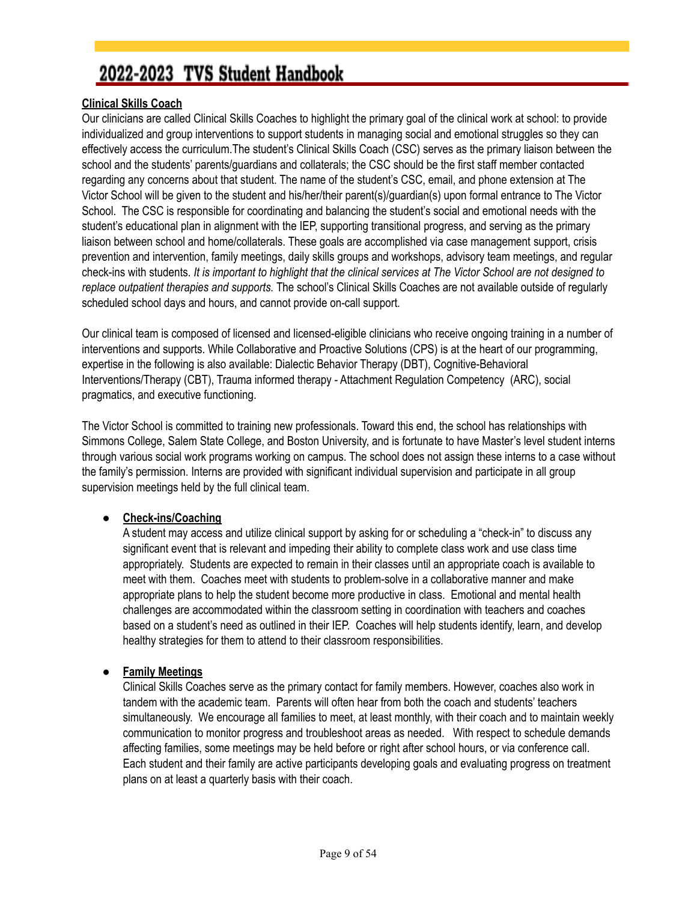**Clinical Skills Coach**

Our clinicians are called Clinical Skills Coaches to highlight the primary goal of the clinical work at school: to provide individualized and group interventions to support students in managing social and emotional struggles so they can effectively access the curriculum.The student's Clinical Skills Coach (CSC) serves as the primary liaison between the school and the students' parents/guardians and collaterals; the CSC should be the first staff member contacted regarding any concerns about that student. The name of the student's CSC, email, and phone extension at The Victor School will be given to the student and his/her/their parent(s)/guardian(s) upon formal entrance to The Victor School. The CSC is responsible for coordinating and balancing the student's social and emotional needs with the student's educational plan in alignment with the IEP, supporting transitional progress, and serving as the primary liaison between school and home/collaterals. These goals are accomplished via case management support, crisis prevention and intervention, family meetings, daily skills groups and workshops, advisory team meetings, and regular check-ins with students. *It is important to highlight that the clinical services at The Victor School are not designed to replace outpatient therapies and supports.* The school's Clinical Skills Coaches are not available outside of regularly scheduled school days and hours, and cannot provide on-call support.

Our clinical team is composed of licensed and licensed-eligible clinicians who receive ongoing training in a number of interventions and supports. While Collaborative and Proactive Solutions (CPS) is at the heart of our programming, expertise in the following is also available: Dialectic Behavior Therapy (DBT), Cognitive-Behavioral Interventions/Therapy (CBT), Trauma informed therapy - Attachment Regulation Competency (ARC), social pragmatics, and executive functioning.

The Victor School is committed to training new professionals. Toward this end, the school has relationships with Simmons College, Salem State College, and Boston University, and is fortunate to have Master's level student interns through various social work programs working on campus. The school does not assign these interns to a case without the family's permission. Interns are provided with significant individual supervision and participate in all group supervision meetings held by the full clinical team.

- **Check-ins/Coaching**

  A student may access and utilize clinical support by asking for or scheduling a "check-in" to discuss any significant event that is relevant and impeding their ability to complete class work and use class time appropriately. Students are expected to remain in their classes until an appropriate coach is available to meet with them. Coaches meet with students to problem-solve in a collaborative manner and make appropriate plans to help the student become more productive in class. Emotional and mental health challenges are accommodated within the classroom setting in coordination with teachers and coaches based on a student's need as outlined in their IEP. Coaches will help students identify, learn, and develop healthy strategies for them to attend to their classroom responsibilities.

- **Family Meetings**

  Clinical Skills Coaches serve as the primary contact for family members. However, coaches also work in tandem with the academic team. Parents will often hear from both the coach and students' teachers simultaneously. We encourage all families to meet, at least monthly, with their coach and to maintain weekly communication to monitor progress and troubleshoot areas as needed. With respect to schedule demands affecting families, some meetings may be held before or right after school hours, or via conference call. Each student and their family are active participants developing goals and evaluating progress on treatment plans on at least a quarterly basis with their coach.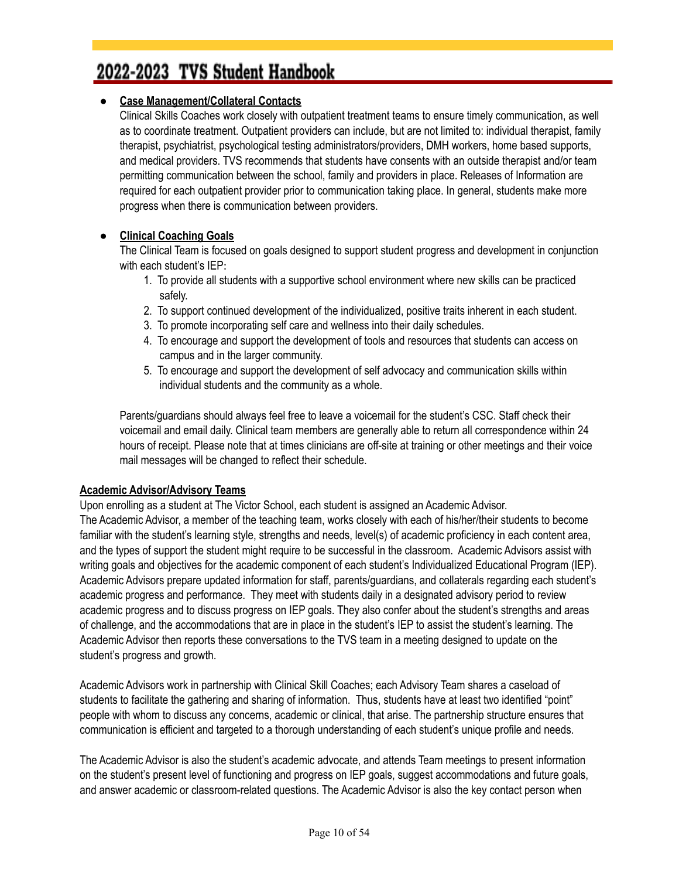- **Case Management/Collateral Contacts**
  Clinical Skills Coaches work closely with outpatient treatment teams to ensure timely communication, as well as to coordinate treatment. Outpatient providers can include, but are not limited to: individual therapist, family therapist, psychiatrist, psychological testing administrators/providers, DMH workers, home based supports, and medical providers. TVS recommends that students have consents with an outside therapist and/or team permitting communication between the school, family and providers in place. Releases of Information are required for each outpatient provider prior to communication taking place. In general, students make more progress when there is communication between providers.

- **Clinical Coaching Goals**
  The Clinical Team is focused on goals designed to support student progress and development in conjunction with each student's IEP:
  1. To provide all students with a supportive school environment where new skills can be practiced safely.
  2. To support continued development of the individualized, positive traits inherent in each student.
  3. To promote incorporating self care and wellness into their daily schedules.
  4. To encourage and support the development of tools and resources that students can access on campus and in the larger community.
  5. To encourage and support the development of self advocacy and communication skills within individual students and the community as a whole.

  Parents/guardians should always feel free to leave a voicemail for the student's CSC. Staff check their voicemail and email daily. Clinical team members are generally able to return all correspondence within 24 hours of receipt. Please note that at times clinicians are off-site at training or other meetings and their voice mail messages will be changed to reflect their schedule.

**Academic Advisor/Advisory Teams**

Upon enrolling as a student at The Victor School, each student is assigned an Academic Advisor. The Academic Advisor, a member of the teaching team, works closely with each of his/her/their students to become familiar with the student's learning style, strengths and needs, level(s) of academic proficiency in each content area, and the types of support the student might require to be successful in the classroom. Academic Advisors assist with writing goals and objectives for the academic component of each student's Individualized Educational Program (IEP). Academic Advisors prepare updated information for staff, parents/guardians, and collaterals regarding each student's academic progress and performance. They meet with students daily in a designated advisory period to review academic progress and to discuss progress on IEP goals. They also confer about the student's strengths and areas of challenge, and the accommodations that are in place in the student's IEP to assist the student's learning. The Academic Advisor then reports these conversations to the TVS team in a meeting designed to update on the student's progress and growth.

Academic Advisors work in partnership with Clinical Skill Coaches; each Advisory Team shares a caseload of students to facilitate the gathering and sharing of information. Thus, students have at least two identified "point" people with whom to discuss any concerns, academic or clinical, that arise. The partnership structure ensures that communication is efficient and targeted to a thorough understanding of each student's unique profile and needs.

The Academic Advisor is also the student's academic advocate, and attends Team meetings to present information on the student's present level of functioning and progress on IEP goals, suggest accommodations and future goals, and answer academic or classroom-related questions. The Academic Advisor is also the key contact person when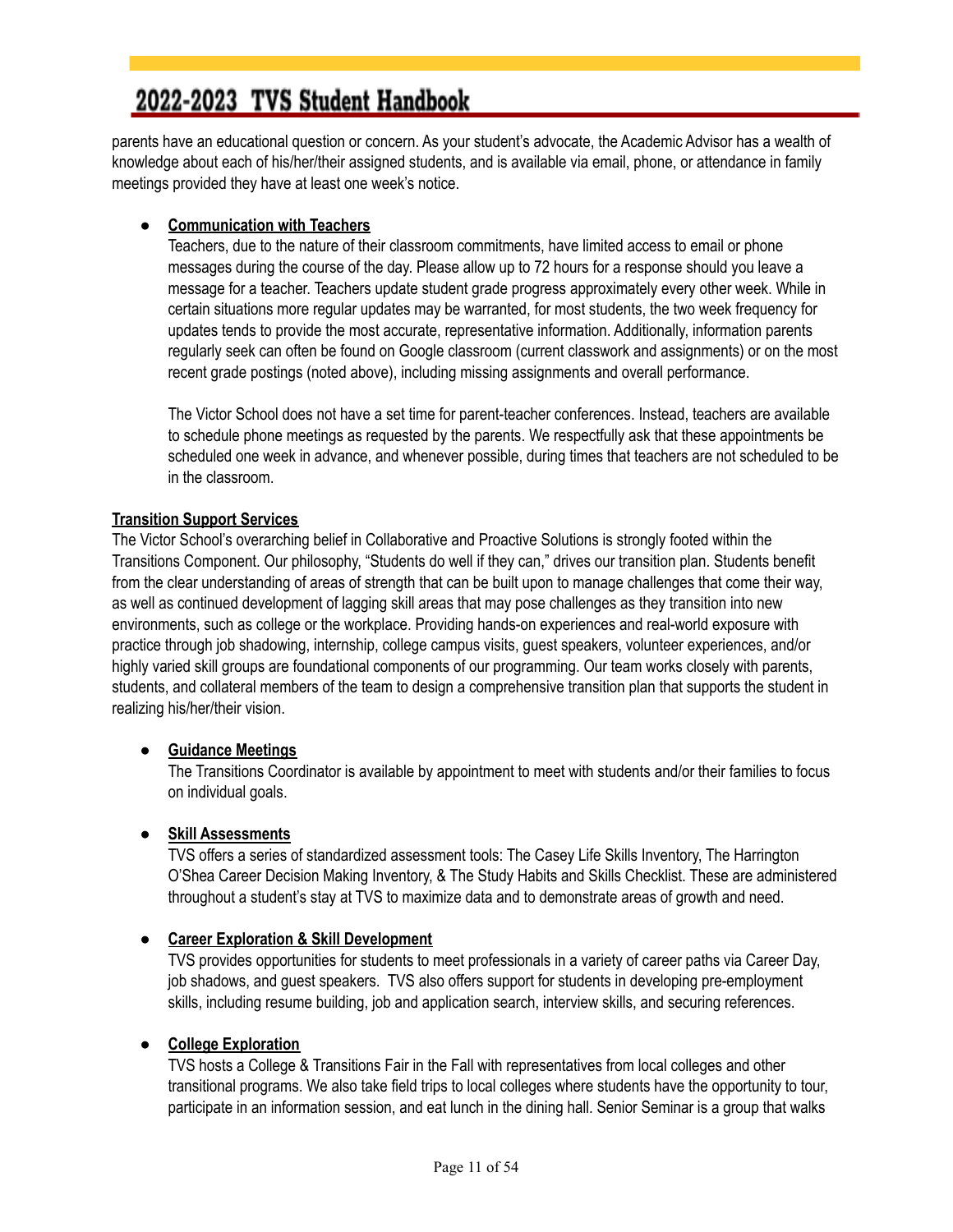parents have an educational question or concern. As your student's advocate, the Academic Advisor has a wealth of knowledge about each of his/her/their assigned students, and is available via email, phone, or attendance in family meetings provided they have at least one week's notice.

- **Communication with Teachers**
  Teachers, due to the nature of their classroom commitments, have limited access to email or phone messages during the course of the day. Please allow up to 72 hours for a response should you leave a message for a teacher. Teachers update student grade progress approximately every other week. While in certain situations more regular updates may be warranted, for most students, the two week frequency for updates tends to provide the most accurate, representative information. Additionally, information parents regularly seek can often be found on Google classroom (current classwork and assignments) or on the most recent grade postings (noted above), including missing assignments and overall performance.

  The Victor School does not have a set time for parent-teacher conferences. Instead, teachers are available to schedule phone meetings as requested by the parents. We respectfully ask that these appointments be scheduled one week in advance, and whenever possible, during times that teachers are not scheduled to be in the classroom.

**Transition Support Services**

The Victor School's overarching belief in Collaborative and Proactive Solutions is strongly footed within the Transitions Component. Our philosophy, "Students do well if they can," drives our transition plan. Students benefit from the clear understanding of areas of strength that can be built upon to manage challenges that come their way, as well as continued development of lagging skill areas that may pose challenges as they transition into new environments, such as college or the workplace. Providing hands-on experiences and real-world exposure with practice through job shadowing, internship, college campus visits, guest speakers, volunteer experiences, and/or highly varied skill groups are foundational components of our programming. Our team works closely with parents, students, and collateral members of the team to design a comprehensive transition plan that supports the student in realizing his/her/their vision.

- **Guidance Meetings**
  The Transitions Coordinator is available by appointment to meet with students and/or their families to focus on individual goals.

- **Skill Assessments**
  TVS offers a series of standardized assessment tools: The Casey Life Skills Inventory, The Harrington O'Shea Career Decision Making Inventory, & The Study Habits and Skills Checklist. These are administered throughout a student's stay at TVS to maximize data and to demonstrate areas of growth and need.

- **Career Exploration & Skill Development**
  TVS provides opportunities for students to meet professionals in a variety of career paths via Career Day, job shadows, and guest speakers. TVS also offers support for students in developing pre-employment skills, including resume building, job and application search, interview skills, and securing references.

- **College Exploration**
  TVS hosts a College & Transitions Fair in the Fall with representatives from local colleges and other transitional programs. We also take field trips to local colleges where students have the opportunity to tour, participate in an information session, and eat lunch in the dining hall. Senior Seminar is a group that walks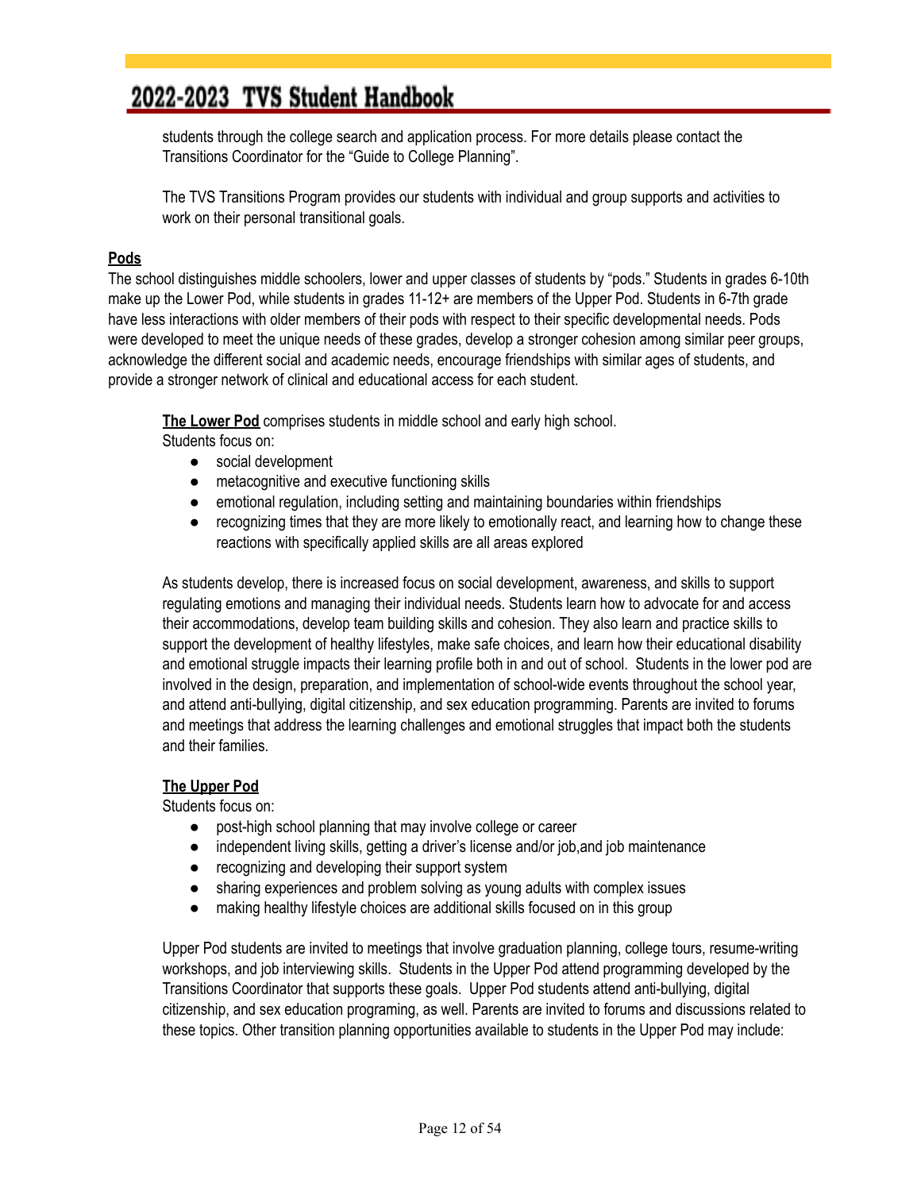students through the college search and application process. For more details please contact the Transitions Coordinator for the “Guide to College Planning”.

The TVS Transitions Program provides our students with individual and group supports and activities to work on their personal transitional goals.

## **Pods**

The school distinguishes middle schoolers, lower and upper classes of students by “pods.” Students in grades 6-10th make up the Lower Pod, while students in grades 11-12+ are members of the Upper Pod. Students in 6-7th grade have less interactions with older members of their pods with respect to their specific developmental needs. Pods were developed to meet the unique needs of these grades, develop a stronger cohesion among similar peer groups, acknowledge the different social and academic needs, encourage friendships with similar ages of students, and provide a stronger network of clinical and educational access for each student.

**The Lower Pod** comprises students in middle school and early high school.
Students focus on:

- social development
- metacognitive and executive functioning skills
- emotional regulation, including setting and maintaining boundaries within friendships
- recognizing times that they are more likely to emotionally react, and learning how to change these reactions with specifically applied skills are all areas explored

As students develop, there is increased focus on social development, awareness, and skills to support regulating emotions and managing their individual needs. Students learn how to advocate for and access their accommodations, develop team building skills and cohesion. They also learn and practice skills to support the development of healthy lifestyles, make safe choices, and learn how their educational disability and emotional struggle impacts their learning profile both in and out of school. Students in the lower pod are involved in the design, preparation, and implementation of school-wide events throughout the school year, and attend anti-bullying, digital citizenship, and sex education programming. Parents are invited to forums and meetings that address the learning challenges and emotional struggles that impact both the students and their families.

**The Upper Pod**

Students focus on:

- post-high school planning that may involve college or career
- independent living skills, getting a driver’s license and/or job,and job maintenance
- recognizing and developing their support system
- sharing experiences and problem solving as young adults with complex issues
- making healthy lifestyle choices are additional skills focused on in this group

Upper Pod students are invited to meetings that involve graduation planning, college tours, resume-writing workshops, and job interviewing skills. Students in the Upper Pod attend programming developed by the Transitions Coordinator that supports these goals. Upper Pod students attend anti-bullying, digital citizenship, and sex education programing, as well. Parents are invited to forums and discussions related to these topics. Other transition planning opportunities available to students in the Upper Pod may include: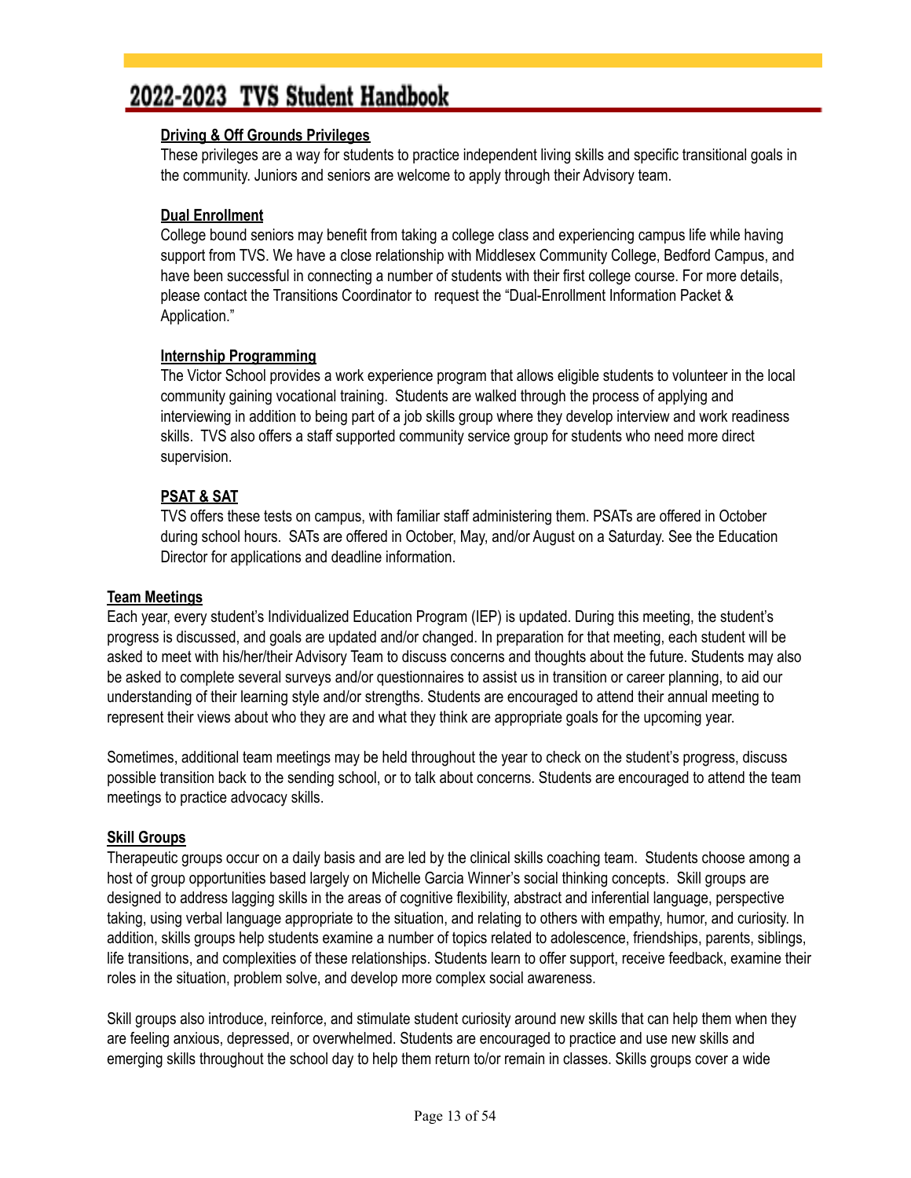#### Driving & Off Grounds Privileges

These privileges are a way for students to practice independent living skills and specific transitional goals in the community. Juniors and seniors are welcome to apply through their Advisory team.

#### Dual Enrollment

College bound seniors may benefit from taking a college class and experiencing campus life while having support from TVS. We have a close relationship with Middlesex Community College, Bedford Campus, and have been successful in connecting a number of students with their first college course. For more details, please contact the Transitions Coordinator to request the "Dual-Enrollment Information Packet & Application."

#### Internship Programming

The Victor School provides a work experience program that allows eligible students to volunteer in the local community gaining vocational training. Students are walked through the process of applying and interviewing in addition to being part of a job skills group where they develop interview and work readiness skills. TVS also offers a staff supported community service group for students who need more direct supervision.

#### PSAT & SAT

TVS offers these tests on campus, with familiar staff administering them. PSATs are offered in October during school hours. SATs are offered in October, May, and/or August on a Saturday. See the Education Director for applications and deadline information.

### Team Meetings

Each year, every student's Individualized Education Program (IEP) is updated. During this meeting, the student's progress is discussed, and goals are updated and/or changed. In preparation for that meeting, each student will be asked to meet with his/her/their Advisory Team to discuss concerns and thoughts about the future. Students may also be asked to complete several surveys and/or questionnaires to assist us in transition or career planning, to aid our understanding of their learning style and/or strengths. Students are encouraged to attend their annual meeting to represent their views about who they are and what they think are appropriate goals for the upcoming year.

Sometimes, additional team meetings may be held throughout the year to check on the student's progress, discuss possible transition back to the sending school, or to talk about concerns. Students are encouraged to attend the team meetings to practice advocacy skills.

### Skill Groups

Therapeutic groups occur on a daily basis and are led by the clinical skills coaching team. Students choose among a host of group opportunities based largely on Michelle Garcia Winner's social thinking concepts. Skill groups are designed to address lagging skills in the areas of cognitive flexibility, abstract and inferential language, perspective taking, using verbal language appropriate to the situation, and relating to others with empathy, humor, and curiosity. In addition, skills groups help students examine a number of topics related to adolescence, friendships, parents, siblings, life transitions, and complexities of these relationships. Students learn to offer support, receive feedback, examine their roles in the situation, problem solve, and develop more complex social awareness.

Skill groups also introduce, reinforce, and stimulate student curiosity around new skills that can help them when they are feeling anxious, depressed, or overwhelmed. Students are encouraged to practice and use new skills and emerging skills throughout the school day to help them return to/or remain in classes. Skills groups cover a wide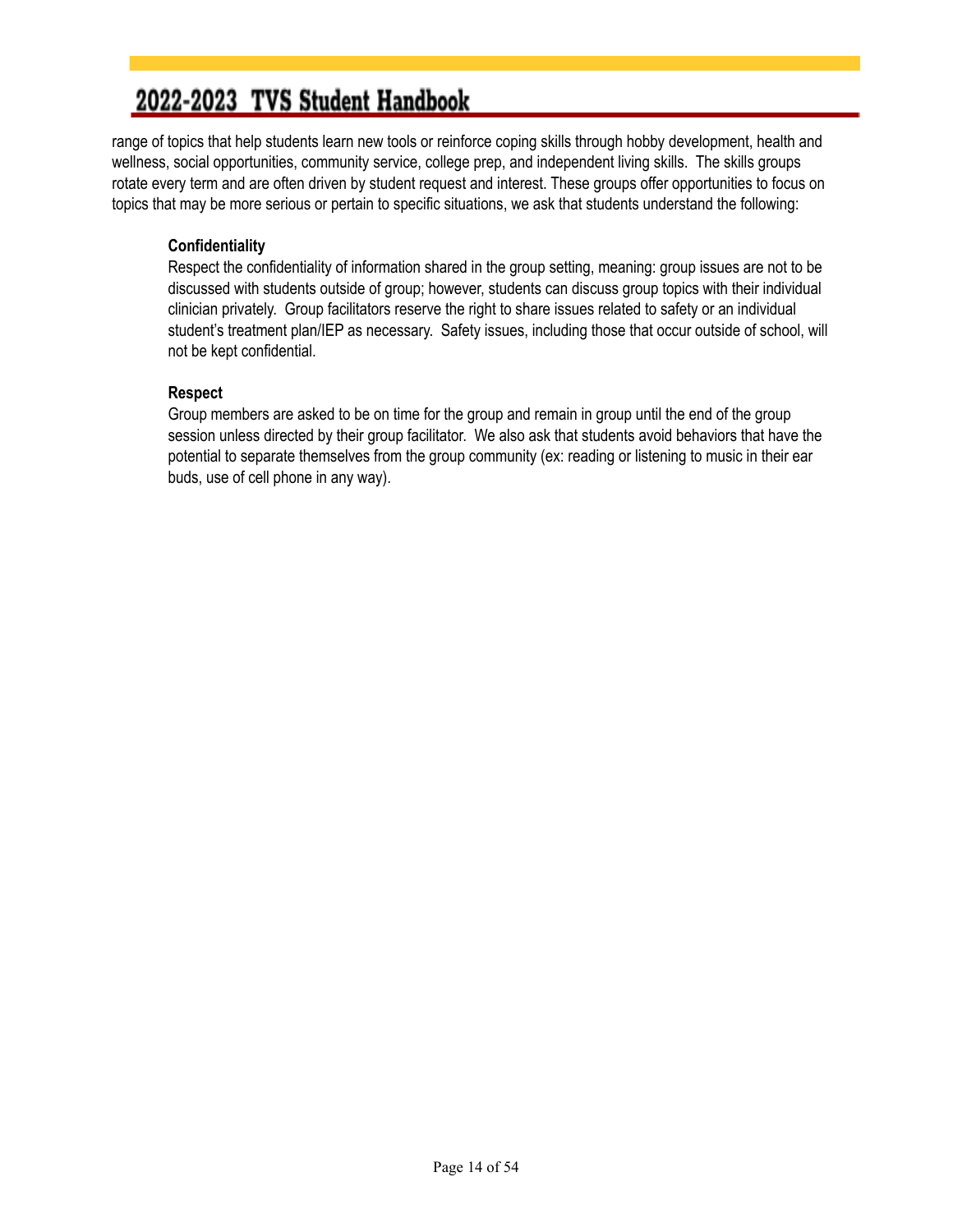range of topics that help students learn new tools or reinforce coping skills through hobby development, health and wellness, social opportunities, community service, college prep, and independent living skills. The skills groups rotate every term and are often driven by student request and interest. These groups offer opportunities to focus on topics that may be more serious or pertain to specific situations, we ask that students understand the following:

**Confidentiality**

Respect the confidentiality of information shared in the group setting, meaning: group issues are not to be discussed with students outside of group; however, students can discuss group topics with their individual clinician privately. Group facilitators reserve the right to share issues related to safety or an individual student's treatment plan/IEP as necessary. Safety issues, including those that occur outside of school, will not be kept confidential.

**Respect**

Group members are asked to be on time for the group and remain in group until the end of the group session unless directed by their group facilitator. We also ask that students avoid behaviors that have the potential to separate themselves from the group community (ex: reading or listening to music in their ear buds, use of cell phone in any way).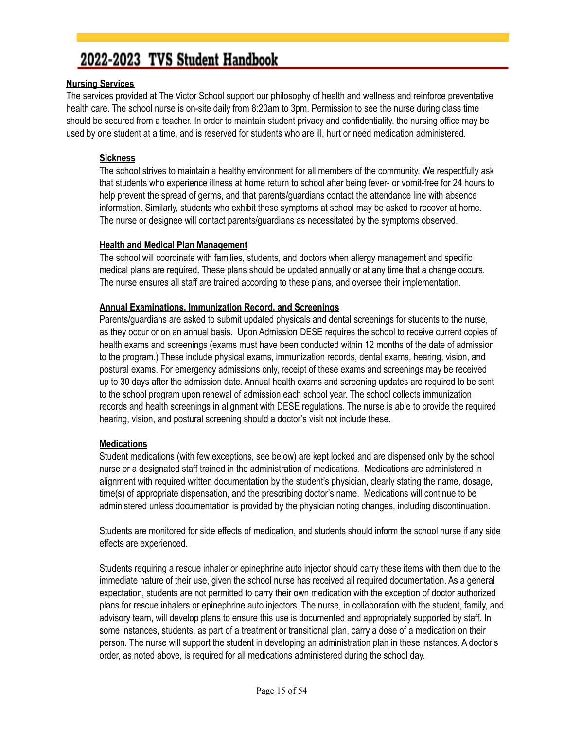## Nursing Services

The services provided at The Victor School support our philosophy of health and wellness and reinforce preventative health care. The school nurse is on-site daily from 8:20am to 3pm. Permission to see the nurse during class time should be secured from a teacher. In order to maintain student privacy and confidentiality, the nursing office may be used by one student at a time, and is reserved for students who are ill, hurt or need medication administered.

### Sickness

The school strives to maintain a healthy environment for all members of the community. We respectfully ask that students who experience illness at home return to school after being fever- or vomit-free for 24 hours to help prevent the spread of germs, and that parents/guardians contact the attendance line with absence information. Similarly, students who exhibit these symptoms at school may be asked to recover at home. The nurse or designee will contact parents/guardians as necessitated by the symptoms observed.

### Health and Medical Plan Management

The school will coordinate with families, students, and doctors when allergy management and specific medical plans are required. These plans should be updated annually or at any time that a change occurs. The nurse ensures all staff are trained according to these plans, and oversee their implementation.

### Annual Examinations, Immunization Record, and Screenings

Parents/guardians are asked to submit updated physicals and dental screenings for students to the nurse, as they occur or on an annual basis. Upon Admission DESE requires the school to receive current copies of health exams and screenings (exams must have been conducted within 12 months of the date of admission to the program.) These include physical exams, immunization records, dental exams, hearing, vision, and postural exams. For emergency admissions only, receipt of these exams and screenings may be received up to 30 days after the admission date. Annual health exams and screening updates are required to be sent to the school program upon renewal of admission each school year. The school collects immunization records and health screenings in alignment with DESE regulations. The nurse is able to provide the required hearing, vision, and postural screening should a doctor's visit not include these.

### Medications

Student medications (with few exceptions, see below) are kept locked and are dispensed only by the school nurse or a designated staff trained in the administration of medications. Medications are administered in alignment with required written documentation by the student's physician, clearly stating the name, dosage, time(s) of appropriate dispensation, and the prescribing doctor's name. Medications will continue to be administered unless documentation is provided by the physician noting changes, including discontinuation.

Students are monitored for side effects of medication, and students should inform the school nurse if any side effects are experienced.

Students requiring a rescue inhaler or epinephrine auto injector should carry these items with them due to the immediate nature of their use, given the school nurse has received all required documentation. As a general expectation, students are not permitted to carry their own medication with the exception of doctor authorized plans for rescue inhalers or epinephrine auto injectors. The nurse, in collaboration with the student, family, and advisory team, will develop plans to ensure this use is documented and appropriately supported by staff. In some instances, students, as part of a treatment or transitional plan, carry a dose of a medication on their person. The nurse will support the student in developing an administration plan in these instances. A doctor's order, as noted above, is required for all medications administered during the school day.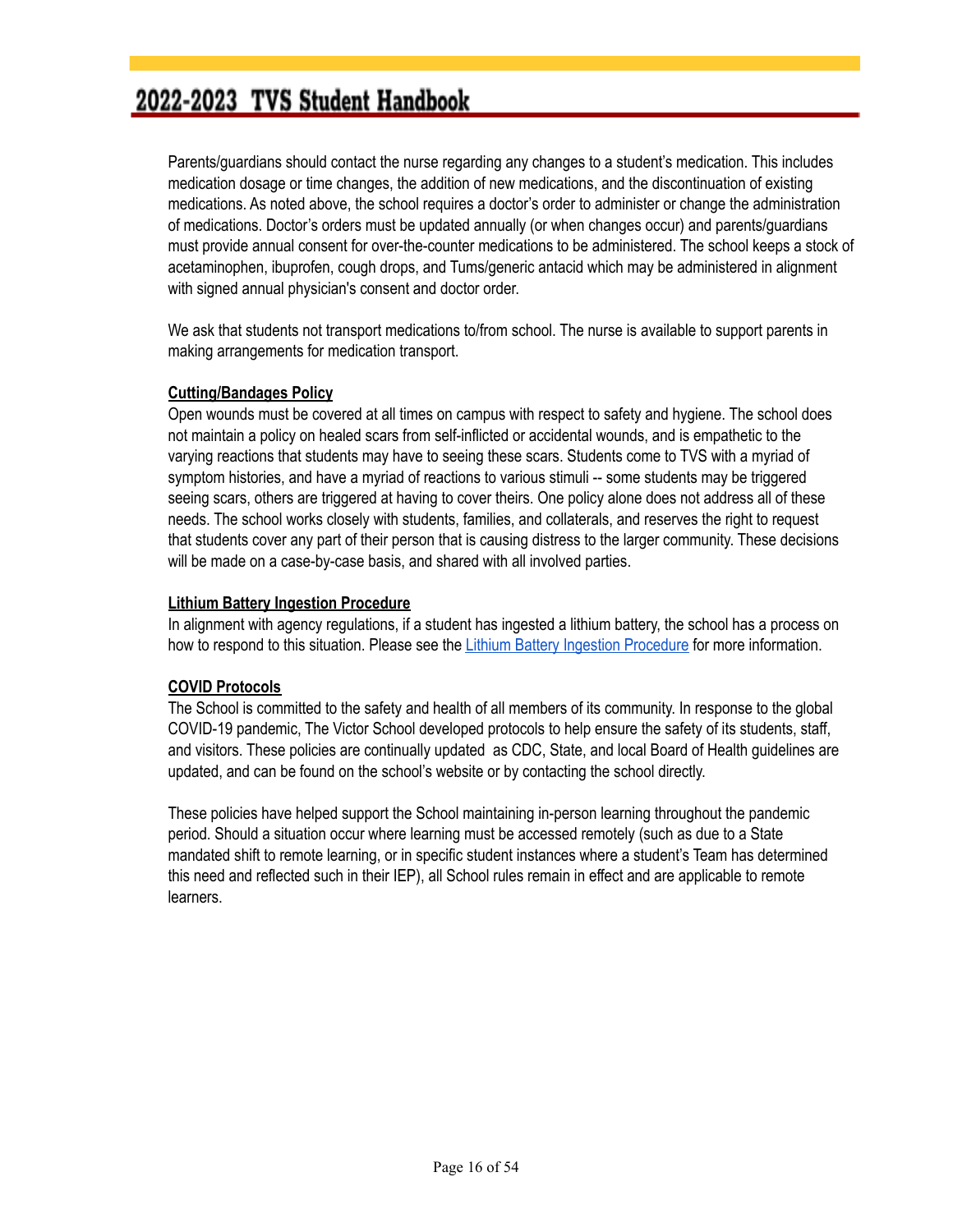Parents/guardians should contact the nurse regarding any changes to a student's medication. This includes medication dosage or time changes, the addition of new medications, and the discontinuation of existing medications. As noted above, the school requires a doctor's order to administer or change the administration of medications. Doctor's orders must be updated annually (or when changes occur) and parents/guardians must provide annual consent for over-the-counter medications to be administered. The school keeps a stock of acetaminophen, ibuprofen, cough drops, and Tums/generic antacid which may be administered in alignment with signed annual physician's consent and doctor order.

We ask that students not transport medications to/from school. The nurse is available to support parents in making arrangements for medication transport.

**Cutting/Bandages Policy**

Open wounds must be covered at all times on campus with respect to safety and hygiene. The school does not maintain a policy on healed scars from self-inflicted or accidental wounds, and is empathetic to the varying reactions that students may have to seeing these scars. Students come to TVS with a myriad of symptom histories, and have a myriad of reactions to various stimuli -- some students may be triggered seeing scars, others are triggered at having to cover theirs. One policy alone does not address all of these needs. The school works closely with students, families, and collaterals, and reserves the right to request that students cover any part of their person that is causing distress to the larger community. These decisions will be made on a case-by-case basis, and shared with all involved parties.

**Lithium Battery Ingestion Procedure**

In alignment with agency regulations, if a student has ingested a lithium battery, the school has a process on how to respond to this situation. Please see the Lithium Battery Ingestion Procedure for more information.

**COVID Protocols**

The School is committed to the safety and health of all members of its community. In response to the global COVID-19 pandemic, The Victor School developed protocols to help ensure the safety of its students, staff, and visitors. These policies are continually updated as CDC, State, and local Board of Health guidelines are updated, and can be found on the school's website or by contacting the school directly.

These policies have helped support the School maintaining in-person learning throughout the pandemic period. Should a situation occur where learning must be accessed remotely (such as due to a State mandated shift to remote learning, or in specific student instances where a student's Team has determined this need and reflected such in their IEP), all School rules remain in effect and are applicable to remote learners.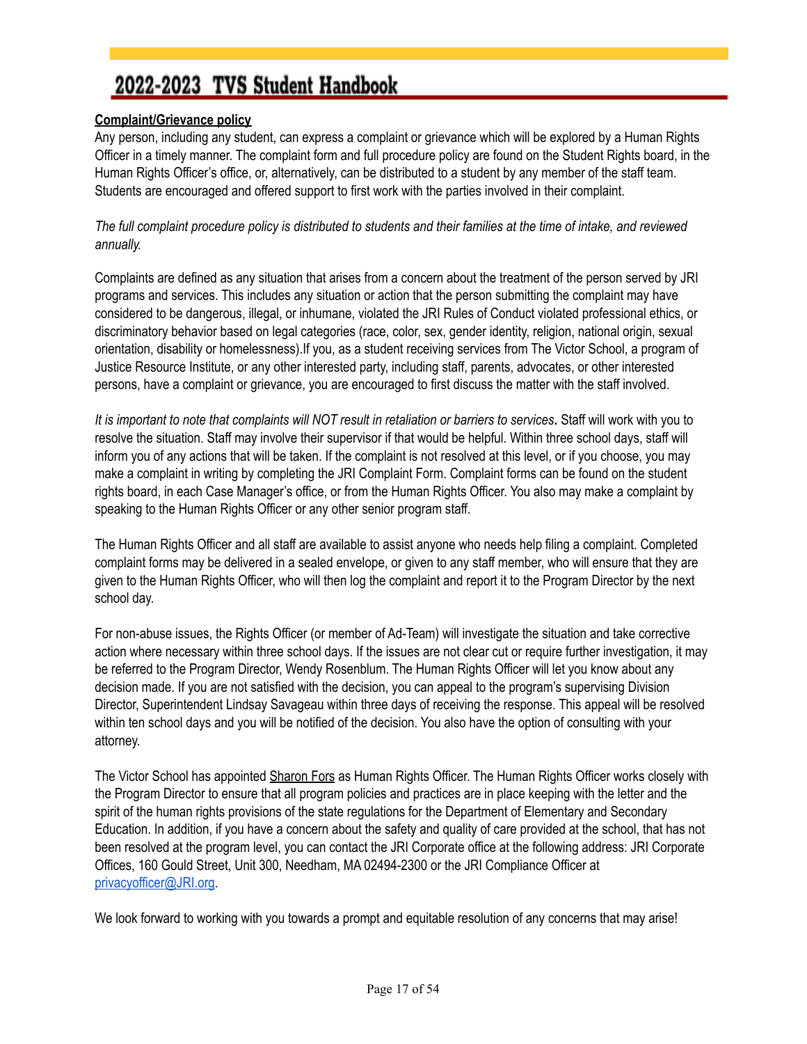**Complaint/Grievance policy**

Any person, including any student, can express a complaint or grievance which will be explored by a Human Rights Officer in a timely manner. The complaint form and full procedure policy are found on the Student Rights board, in the Human Rights Officer's office, or, alternatively, can be distributed to a student by any member of the staff team. Students are encouraged and offered support to first work with the parties involved in their complaint.

*The full complaint procedure policy is distributed to students and their families at the time of intake, and reviewed annually.*

Complaints are defined as any situation that arises from a concern about the treatment of the person served by JRI programs and services. This includes any situation or action that the person submitting the complaint may have considered to be dangerous, illegal, or inhumane, violated the JRI Rules of Conduct violated professional ethics, or discriminatory behavior based on legal categories (race, color, sex, gender identity, religion, national origin, sexual orientation, disability or homelessness).If you, as a student receiving services from The Victor School, a program of Justice Resource Institute, or any other interested party, including staff, parents, advocates, or other interested persons, have a complaint or grievance, you are encouraged to first discuss the matter with the staff involved.

*It is important to note that complaints will NOT result in retaliation or barriers to services.* Staff will work with you to resolve the situation. Staff may involve their supervisor if that would be helpful. Within three school days, staff will inform you of any actions that will be taken. If the complaint is not resolved at this level, or if you choose, you may make a complaint in writing by completing the JRI Complaint Form. Complaint forms can be found on the student rights board, in each Case Manager's office, or from the Human Rights Officer. You also may make a complaint by speaking to the Human Rights Officer or any other senior program staff.

The Human Rights Officer and all staff are available to assist anyone who needs help filing a complaint. Completed complaint forms may be delivered in a sealed envelope, or given to any staff member, who will ensure that they are given to the Human Rights Officer, who will then log the complaint and report it to the Program Director by the next school day.

For non-abuse issues, the Rights Officer (or member of Ad-Team) will investigate the situation and take corrective action where necessary within three school days. If the issues are not clear cut or require further investigation, it may be referred to the Program Director, Wendy Rosenblum. The Human Rights Officer will let you know about any decision made. If you are not satisfied with the decision, you can appeal to the program's supervising Division Director, Superintendent Lindsay Savageau within three days of receiving the response. This appeal will be resolved within ten school days and you will be notified of the decision. You also have the option of consulting with your attorney.

The Victor School has appointed Sharon Fors as Human Rights Officer. The Human Rights Officer works closely with the Program Director to ensure that all program policies and practices are in place keeping with the letter and the spirit of the human rights provisions of the state regulations for the Department of Elementary and Secondary Education. In addition, if you have a concern about the safety and quality of care provided at the school, that has not been resolved at the program level, you can contact the JRI Corporate office at the following address: JRI Corporate Offices, 160 Gould Street, Unit 300, Needham, MA 02494-2300 or the JRI Compliance Officer at privacyofficer@JRI.org.

We look forward to working with you towards a prompt and equitable resolution of any concerns that may arise!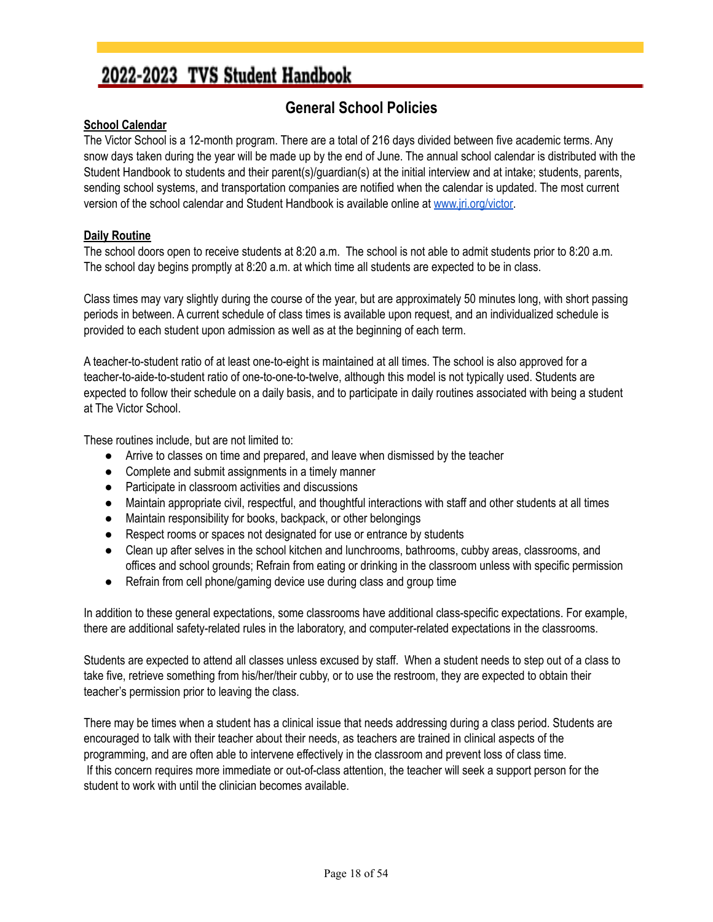## General School Policies

**School Calendar**

The Victor School is a 12-month program. There are a total of 216 days divided between five academic terms. Any snow days taken during the year will be made up by the end of June. The annual school calendar is distributed with the Student Handbook to students and their parent(s)/guardian(s) at the initial interview and at intake; students, parents, sending school systems, and transportation companies are notified when the calendar is updated. The most current version of the school calendar and Student Handbook is available online at [www.jri.org/victor](http://www.jri.org/victor).

**Daily Routine**

The school doors open to receive students at 8:20 a.m. The school is not able to admit students prior to 8:20 a.m. The school day begins promptly at 8:20 a.m. at which time all students are expected to be in class.

Class times may vary slightly during the course of the year, but are approximately 50 minutes long, with short passing periods in between. A current schedule of class times is available upon request, and an individualized schedule is provided to each student upon admission as well as at the beginning of each term.

A teacher-to-student ratio of at least one-to-eight is maintained at all times. The school is also approved for a teacher-to-aide-to-student ratio of one-to-one-to-twelve, although this model is not typically used. Students are expected to follow their schedule on a daily basis, and to participate in daily routines associated with being a student at The Victor School.

These routines include, but are not limited to:

- Arrive to classes on time and prepared, and leave when dismissed by the teacher
- Complete and submit assignments in a timely manner
- Participate in classroom activities and discussions
- Maintain appropriate civil, respectful, and thoughtful interactions with staff and other students at all times
- Maintain responsibility for books, backpack, or other belongings
- Respect rooms or spaces not designated for use or entrance by students
- Clean up after selves in the school kitchen and lunchrooms, bathrooms, cubby areas, classrooms, and offices and school grounds; Refrain from eating or drinking in the classroom unless with specific permission
- Refrain from cell phone/gaming device use during class and group time

In addition to these general expectations, some classrooms have additional class-specific expectations. For example, there are additional safety-related rules in the laboratory, and computer-related expectations in the classrooms.

Students are expected to attend all classes unless excused by staff. When a student needs to step out of a class to take five, retrieve something from his/her/their cubby, or to use the restroom, they are expected to obtain their teacher's permission prior to leaving the class.

There may be times when a student has a clinical issue that needs addressing during a class period. Students are encouraged to talk with their teacher about their needs, as teachers are trained in clinical aspects of the programming, and are often able to intervene effectively in the classroom and prevent loss of class time. If this concern requires more immediate or out-of-class attention, the teacher will seek a support person for the student to work with until the clinician becomes available.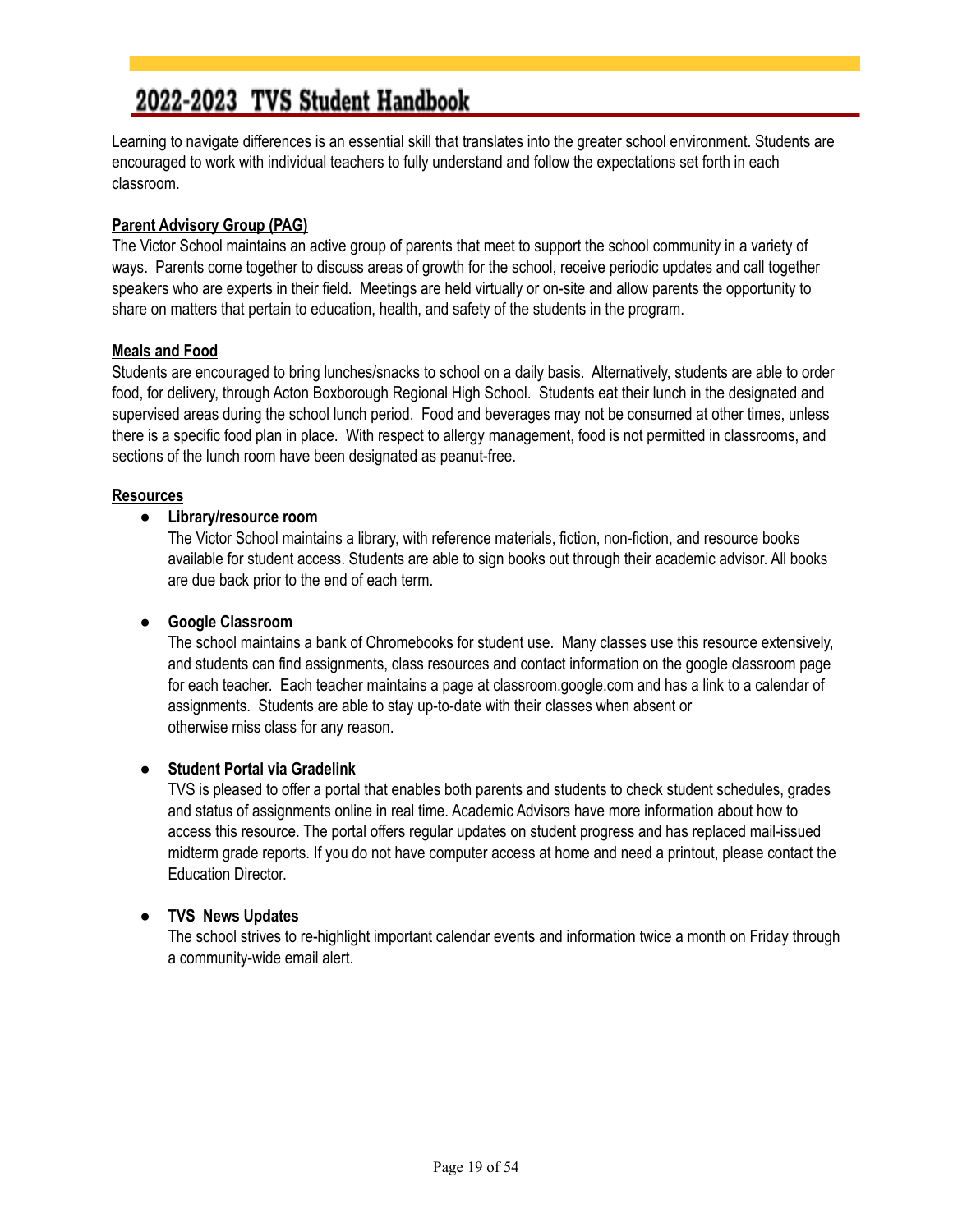Learning to navigate differences is an essential skill that translates into the greater school environment. Students are encouraged to work with individual teachers to fully understand and follow the expectations set forth in each classroom.

## Parent Advisory Group (PAG)

The Victor School maintains an active group of parents that meet to support the school community in a variety of ways. Parents come together to discuss areas of growth for the school, receive periodic updates and call together speakers who are experts in their field. Meetings are held virtually or on-site and allow parents the opportunity to share on matters that pertain to education, health, and safety of the students in the program.

## Meals and Food

Students are encouraged to bring lunches/snacks to school on a daily basis. Alternatively, students are able to order food, for delivery, through Acton Boxborough Regional High School. Students eat their lunch in the designated and supervised areas during the school lunch period. Food and beverages may not be consumed at other times, unless there is a specific food plan in place. With respect to allergy management, food is not permitted in classrooms, and sections of the lunch room have been designated as peanut-free.

## Resources

- **Library/resource room**
  The Victor School maintains a library, with reference materials, fiction, non-fiction, and resource books available for student access. Students are able to sign books out through their academic advisor. All books are due back prior to the end of each term.

- **Google Classroom**
  The school maintains a bank of Chromebooks for student use. Many classes use this resource extensively, and students can find assignments, class resources and contact information on the google classroom page for each teacher. Each teacher maintains a page at classroom.google.com and has a link to a calendar of assignments. Students are able to stay up-to-date with their classes when absent or otherwise miss class for any reason.

- **Student Portal via Gradelink**
  TVS is pleased to offer a portal that enables both parents and students to check student schedules, grades and status of assignments online in real time. Academic Advisors have more information about how to access this resource. The portal offers regular updates on student progress and has replaced mail-issued midterm grade reports. If you do not have computer access at home and need a printout, please contact the Education Director.

- **TVS News Updates**
  The school strives to re-highlight important calendar events and information twice a month on Friday through a community-wide email alert.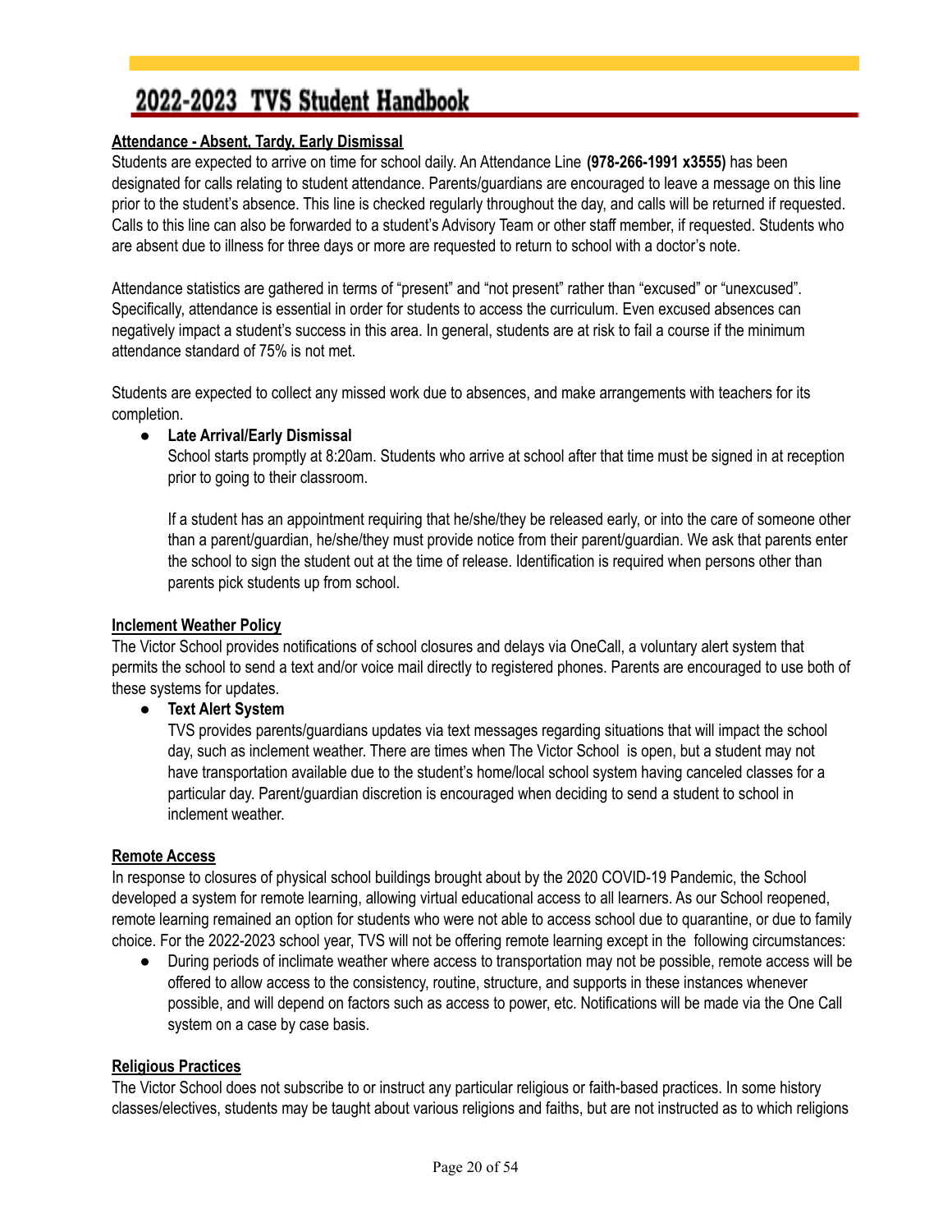**Attendance - Absent, Tardy, Early Dismissal**

Students are expected to arrive on time for school daily. An Attendance Line **(978-266-1991 x3555)** has been designated for calls relating to student attendance. Parents/guardians are encouraged to leave a message on this line prior to the student's absence. This line is checked regularly throughout the day, and calls will be returned if requested. Calls to this line can also be forwarded to a student's Advisory Team or other staff member, if requested. Students who are absent due to illness for three days or more are requested to return to school with a doctor's note.

Attendance statistics are gathered in terms of "present" and "not present" rather than "excused" or "unexcused". Specifically, attendance is essential in order for students to access the curriculum. Even excused absences can negatively impact a student's success in this area. In general, students are at risk to fail a course if the minimum attendance standard of 75% is not met.

Students are expected to collect any missed work due to absences, and make arrangements with teachers for its completion.

- **Late Arrival/Early Dismissal**

  School starts promptly at 8:20am. Students who arrive at school after that time must be signed in at reception prior to going to their classroom.

  If a student has an appointment requiring that he/she/they be released early, or into the care of someone other than a parent/guardian, he/she/they must provide notice from their parent/guardian. We ask that parents enter the school to sign the student out at the time of release. Identification is required when persons other than parents pick students up from school.

**Inclement Weather Policy**

The Victor School provides notifications of school closures and delays via OneCall, a voluntary alert system that permits the school to send a text and/or voice mail directly to registered phones. Parents are encouraged to use both of these systems for updates.

- **Text Alert System**

  TVS provides parents/guardians updates via text messages regarding situations that will impact the school day, such as inclement weather. There are times when The Victor School is open, but a student may not have transportation available due to the student's home/local school system having canceled classes for a particular day. Parent/guardian discretion is encouraged when deciding to send a student to school in inclement weather.

**Remote Access**

In response to closures of physical school buildings brought about by the 2020 COVID-19 Pandemic, the School developed a system for remote learning, allowing virtual educational access to all learners. As our School reopened, remote learning remained an option for students who were not able to access school due to quarantine, or due to family choice. For the 2022-2023 school year, TVS will not be offering remote learning except in the following circumstances:

- During periods of inclimate weather where access to transportation may not be possible, remote access will be offered to allow access to the consistency, routine, structure, and supports in these instances whenever possible, and will depend on factors such as access to power, etc. Notifications will be made via the One Call system on a case by case basis.

**Religious Practices**

The Victor School does not subscribe to or instruct any particular religious or faith-based practices. In some history classes/electives, students may be taught about various religions and faiths, but are not instructed as to which religions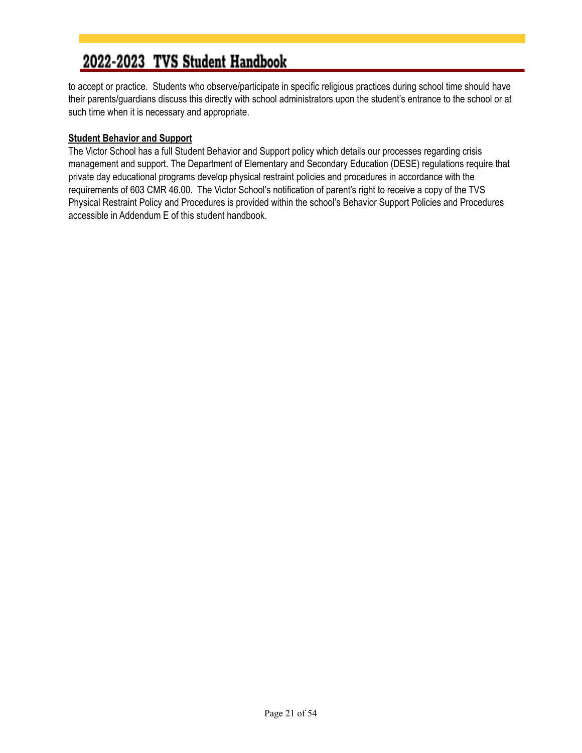to accept or practice. Students who observe/participate in specific religious practices during school time should have their parents/guardians discuss this directly with school administrators upon the student's entrance to the school or at such time when it is necessary and appropriate.

**Student Behavior and Support**

The Victor School has a full Student Behavior and Support policy which details our processes regarding crisis management and support. The Department of Elementary and Secondary Education (DESE) regulations require that private day educational programs develop physical restraint policies and procedures in accordance with the requirements of 603 CMR 46.00. The Victor School's notification of parent's right to receive a copy of the TVS Physical Restraint Policy and Procedures is provided within the school's Behavior Support Policies and Procedures accessible in Addendum E of this student handbook.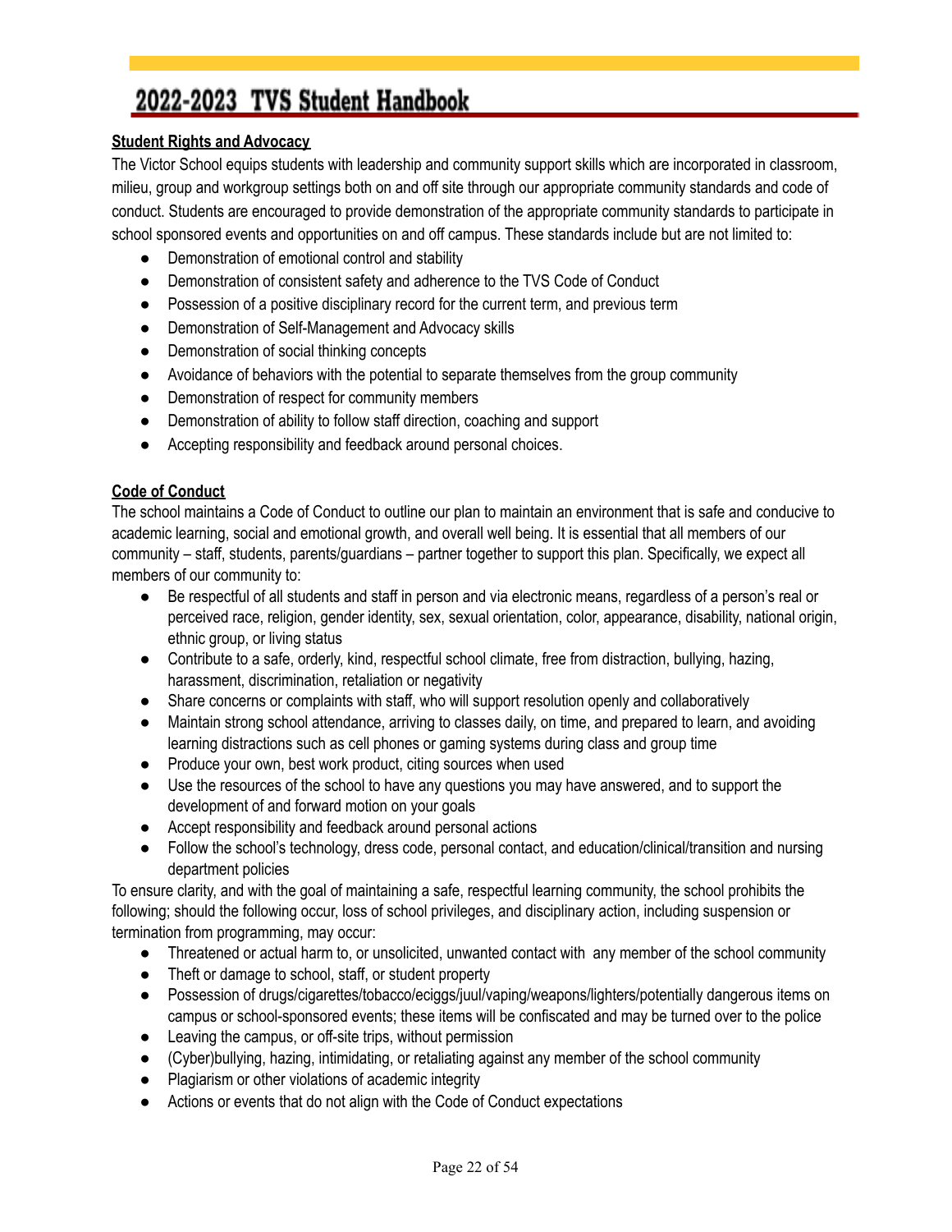**Student Rights and Advocacy**

The Victor School equips students with leadership and community support skills which are incorporated in classroom, milieu, group and workgroup settings both on and off site through our appropriate community standards and code of conduct. Students are encouraged to provide demonstration of the appropriate community standards to participate in school sponsored events and opportunities on and off campus. These standards include but are not limited to:

- Demonstration of emotional control and stability
- Demonstration of consistent safety and adherence to the TVS Code of Conduct
- Possession of a positive disciplinary record for the current term, and previous term
- Demonstration of Self-Management and Advocacy skills
- Demonstration of social thinking concepts
- Avoidance of behaviors with the potential to separate themselves from the group community
- Demonstration of respect for community members
- Demonstration of ability to follow staff direction, coaching and support
- Accepting responsibility and feedback around personal choices.

**Code of Conduct**

The school maintains a Code of Conduct to outline our plan to maintain an environment that is safe and conducive to academic learning, social and emotional growth, and overall well being. It is essential that all members of our community – staff, students, parents/guardians – partner together to support this plan. Specifically, we expect all members of our community to:

- Be respectful of all students and staff in person and via electronic means, regardless of a person's real or perceived race, religion, gender identity, sex, sexual orientation, color, appearance, disability, national origin, ethnic group, or living status
- Contribute to a safe, orderly, kind, respectful school climate, free from distraction, bullying, hazing, harassment, discrimination, retaliation or negativity
- Share concerns or complaints with staff, who will support resolution openly and collaboratively
- Maintain strong school attendance, arriving to classes daily, on time, and prepared to learn, and avoiding learning distractions such as cell phones or gaming systems during class and group time
- Produce your own, best work product, citing sources when used
- Use the resources of the school to have any questions you may have answered, and to support the development of and forward motion on your goals
- Accept responsibility and feedback around personal actions
- Follow the school's technology, dress code, personal contact, and education/clinical/transition and nursing department policies

To ensure clarity, and with the goal of maintaining a safe, respectful learning community, the school prohibits the following; should the following occur, loss of school privileges, and disciplinary action, including suspension or termination from programming, may occur:

- Threatened or actual harm to, or unsolicited, unwanted contact with any member of the school community
- Theft or damage to school, staff, or student property
- Possession of drugs/cigarettes/tobacco/eciggs/juul/vaping/weapons/lighters/potentially dangerous items on campus or school-sponsored events; these items will be confiscated and may be turned over to the police
- Leaving the campus, or off-site trips, without permission
- (Cyber)bullying, hazing, intimidating, or retaliating against any member of the school community
- Plagiarism or other violations of academic integrity
- Actions or events that do not align with the Code of Conduct expectations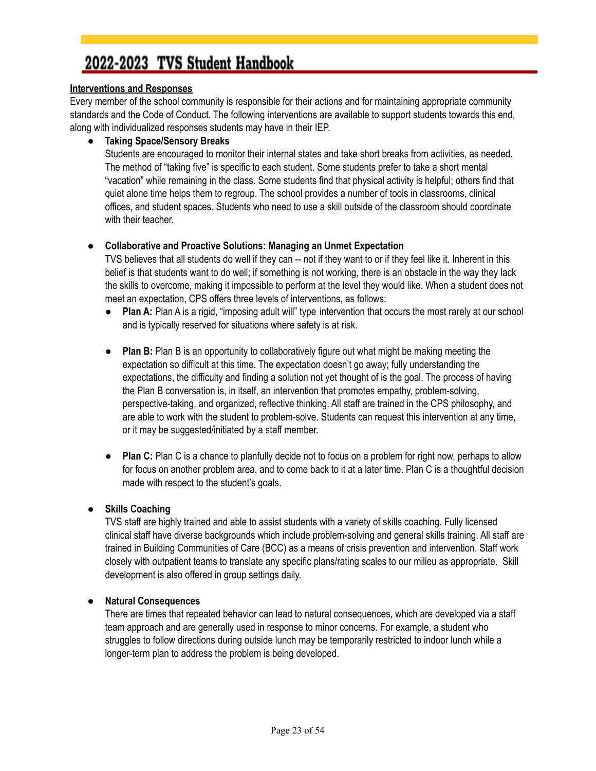## Interventions and Responses

Every member of the school community is responsible for their actions and for maintaining appropriate community standards and the Code of Conduct. The following interventions are available to support students towards this end, along with individualized responses students may have in their IEP.

- **Taking Space/Sensory Breaks**
  Students are encouraged to monitor their internal states and take short breaks from activities, as needed. The method of "taking five" is specific to each student. Some students prefer to take a short mental "vacation" while remaining in the class. Some students find that physical activity is helpful; others find that quiet alone time helps them to regroup. The school provides a number of tools in classrooms, clinical offices, and student spaces. Students who need to use a skill outside of the classroom should coordinate with their teacher.

- **Collaborative and Proactive Solutions: Managing an Unmet Expectation**
  TVS believes that all students do well if they can -- not if they want to or if they feel like it. Inherent in this belief is that students want to do well; if something is not working, there is an obstacle in the way they lack the skills to overcome, making it impossible to perform at the level they would like. When a student does not meet an expectation, CPS offers three levels of interventions, as follows:
  - **Plan A:** Plan A is a rigid, "imposing adult will" type intervention that occurs the most rarely at our school and is typically reserved for situations where safety is at risk.
  - **Plan B:** Plan B is an opportunity to collaboratively figure out what might be making meeting the expectation so difficult at this time. The expectation doesn't go away; fully understanding the expectations, the difficulty and finding a solution not yet thought of is the goal. The process of having the Plan B conversation is, in itself, an intervention that promotes empathy, problem-solving, perspective-taking, and organized, reflective thinking. All staff are trained in the CPS philosophy, and are able to work with the student to problem-solve. Students can request this intervention at any time, or it may be suggested/initiated by a staff member.
  - **Plan C:** Plan C is a chance to planfully decide not to focus on a problem for right now, perhaps to allow for focus on another problem area, and to come back to it at a later time. Plan C is a thoughtful decision made with respect to the student's goals.

- **Skills Coaching**
  TVS staff are highly trained and able to assist students with a variety of skills coaching. Fully licensed clinical staff have diverse backgrounds which include problem-solving and general skills training. All staff are trained in Building Communities of Care (BCC) as a means of crisis prevention and intervention. Staff work closely with outpatient teams to translate any specific plans/rating scales to our milieu as appropriate. Skill development is also offered in group settings daily.

- **Natural Consequences**
  There are times that repeated behavior can lead to natural consequences, which are developed via a staff team approach and are generally used in response to minor concerns. For example, a student who struggles to follow directions during outside lunch may be temporarily restricted to indoor lunch while a longer-term plan to address the problem is being developed.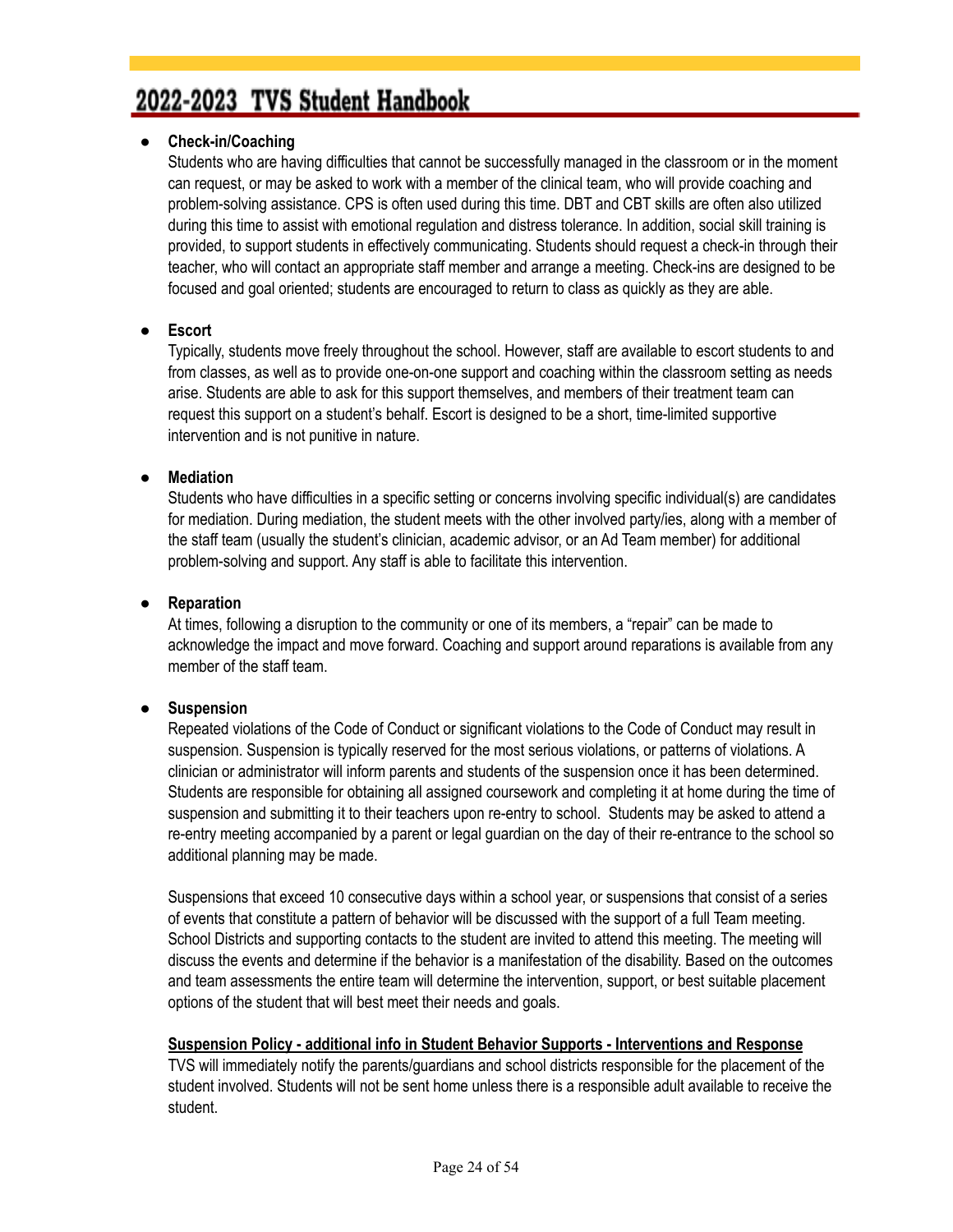- **Check-in/Coaching**
  Students who are having difficulties that cannot be successfully managed in the classroom or in the moment can request, or may be asked to work with a member of the clinical team, who will provide coaching and problem-solving assistance. CPS is often used during this time. DBT and CBT skills are often also utilized during this time to assist with emotional regulation and distress tolerance. In addition, social skill training is provided, to support students in effectively communicating. Students should request a check-in through their teacher, who will contact an appropriate staff member and arrange a meeting. Check-ins are designed to be focused and goal oriented; students are encouraged to return to class as quickly as they are able.

- **Escort**
  Typically, students move freely throughout the school. However, staff are available to escort students to and from classes, as well as to provide one-on-one support and coaching within the classroom setting as needs arise. Students are able to ask for this support themselves, and members of their treatment team can request this support on a student's behalf. Escort is designed to be a short, time-limited supportive intervention and is not punitive in nature.

- **Mediation**
  Students who have difficulties in a specific setting or concerns involving specific individual(s) are candidates for mediation. During mediation, the student meets with the other involved party/ies, along with a member of the staff team (usually the student's clinician, academic advisor, or an Ad Team member) for additional problem-solving and support. Any staff is able to facilitate this intervention.

- **Reparation**
  At times, following a disruption to the community or one of its members, a "repair" can be made to acknowledge the impact and move forward. Coaching and support around reparations is available from any member of the staff team.

- **Suspension**
  Repeated violations of the Code of Conduct or significant violations to the Code of Conduct may result in suspension. Suspension is typically reserved for the most serious violations, or patterns of violations. A clinician or administrator will inform parents and students of the suspension once it has been determined. Students are responsible for obtaining all assigned coursework and completing it at home during the time of suspension and submitting it to their teachers upon re-entry to school. Students may be asked to attend a re-entry meeting accompanied by a parent or legal guardian on the day of their re-entrance to the school so additional planning may be made.

  Suspensions that exceed 10 consecutive days within a school year, or suspensions that consist of a series of events that constitute a pattern of behavior will be discussed with the support of a full Team meeting. School Districts and supporting contacts to the student are invited to attend this meeting. The meeting will discuss the events and determine if the behavior is a manifestation of the disability. Based on the outcomes and team assessments the entire team will determine the intervention, support, or best suitable placement options of the student that will best meet their needs and goals.

  **Suspension Policy - additional info in Student Behavior Supports - Interventions and Response**
  TVS will immediately notify the parents/guardians and school districts responsible for the placement of the student involved. Students will not be sent home unless there is a responsible adult available to receive the student.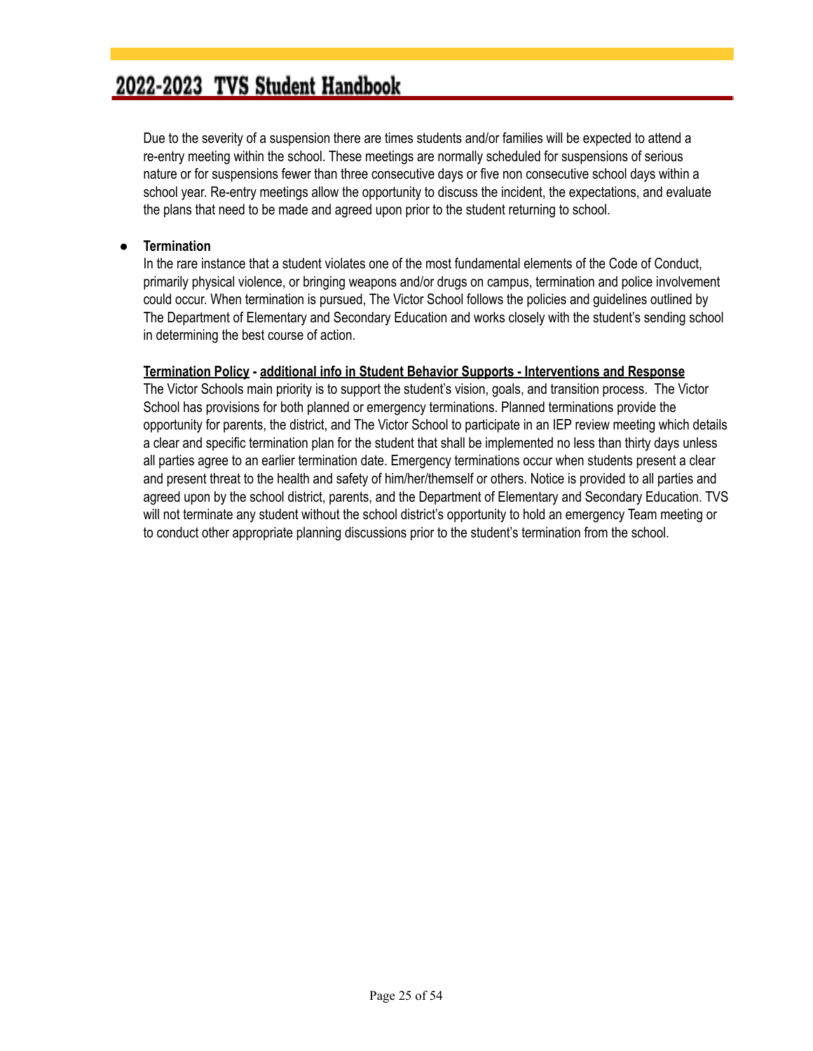Due to the severity of a suspension there are times students and/or families will be expected to attend a re-entry meeting within the school. These meetings are normally scheduled for suspensions of serious nature or for suspensions fewer than three consecutive days or five non consecutive school days within a school year. Re-entry meetings allow the opportunity to discuss the incident, the expectations, and evaluate the plans that need to be made and agreed upon prior to the student returning to school.

- **Termination**
  In the rare instance that a student violates one of the most fundamental elements of the Code of Conduct, primarily physical violence, or bringing weapons and/or drugs on campus, termination and police involvement could occur. When termination is pursued, The Victor School follows the policies and guidelines outlined by The Department of Elementary and Secondary Education and works closely with the student's sending school in determining the best course of action.

  **Termination Policy - additional info in Student Behavior Supports - Interventions and Response**
  The Victor Schools main priority is to support the student's vision, goals, and transition process. The Victor School has provisions for both planned or emergency terminations. Planned terminations provide the opportunity for parents, the district, and The Victor School to participate in an IEP review meeting which details a clear and specific termination plan for the student that shall be implemented no less than thirty days unless all parties agree to an earlier termination date. Emergency terminations occur when students present a clear and present threat to the health and safety of him/her/themself or others. Notice is provided to all parties and agreed upon by the school district, parents, and the Department of Elementary and Secondary Education. TVS will not terminate any student without the school district's opportunity to hold an emergency Team meeting or to conduct other appropriate planning discussions prior to the student's termination from the school.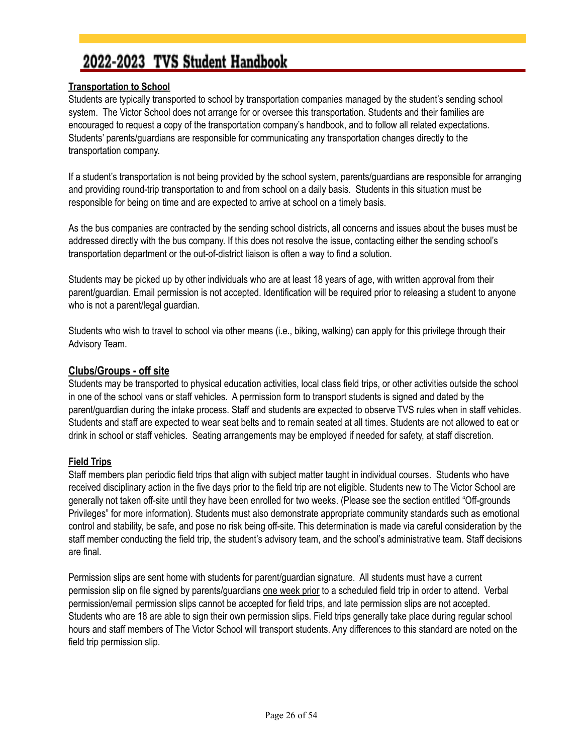## Transportation to School

Students are typically transported to school by transportation companies managed by the student's sending school system. The Victor School does not arrange for or oversee this transportation. Students and their families are encouraged to request a copy of the transportation company's handbook, and to follow all related expectations. Students' parents/guardians are responsible for communicating any transportation changes directly to the transportation company.

If a student's transportation is not being provided by the school system, parents/guardians are responsible for arranging and providing round-trip transportation to and from school on a daily basis. Students in this situation must be responsible for being on time and are expected to arrive at school on a timely basis.

As the bus companies are contracted by the sending school districts, all concerns and issues about the buses must be addressed directly with the bus company. If this does not resolve the issue, contacting either the sending school's transportation department or the out-of-district liaison is often a way to find a solution.

Students may be picked up by other individuals who are at least 18 years of age, with written approval from their parent/guardian. Email permission is not accepted. Identification will be required prior to releasing a student to anyone who is not a parent/legal guardian.

Students who wish to travel to school via other means (i.e., biking, walking) can apply for this privilege through their Advisory Team.

## Clubs/Groups - off site

Students may be transported to physical education activities, local class field trips, or other activities outside the school in one of the school vans or staff vehicles. A permission form to transport students is signed and dated by the parent/guardian during the intake process. Staff and students are expected to observe TVS rules when in staff vehicles. Students and staff are expected to wear seat belts and to remain seated at all times. Students are not allowed to eat or drink in school or staff vehicles. Seating arrangements may be employed if needed for safety, at staff discretion.

## Field Trips

Staff members plan periodic field trips that align with subject matter taught in individual courses. Students who have received disciplinary action in the five days prior to the field trip are not eligible. Students new to The Victor School are generally not taken off-site until they have been enrolled for two weeks. (Please see the section entitled "Off-grounds Privileges" for more information). Students must also demonstrate appropriate community standards such as emotional control and stability, be safe, and pose no risk being off-site. This determination is made via careful consideration by the staff member conducting the field trip, the student's advisory team, and the school's administrative team. Staff decisions are final.

Permission slips are sent home with students for parent/guardian signature. All students must have a current permission slip on file signed by parents/guardians <u>one week prior</u> to a scheduled field trip in order to attend. Verbal permission/email permission slips cannot be accepted for field trips, and late permission slips are not accepted. Students who are 18 are able to sign their own permission slips. Field trips generally take place during regular school hours and staff members of The Victor School will transport students. Any differences to this standard are noted on the field trip permission slip.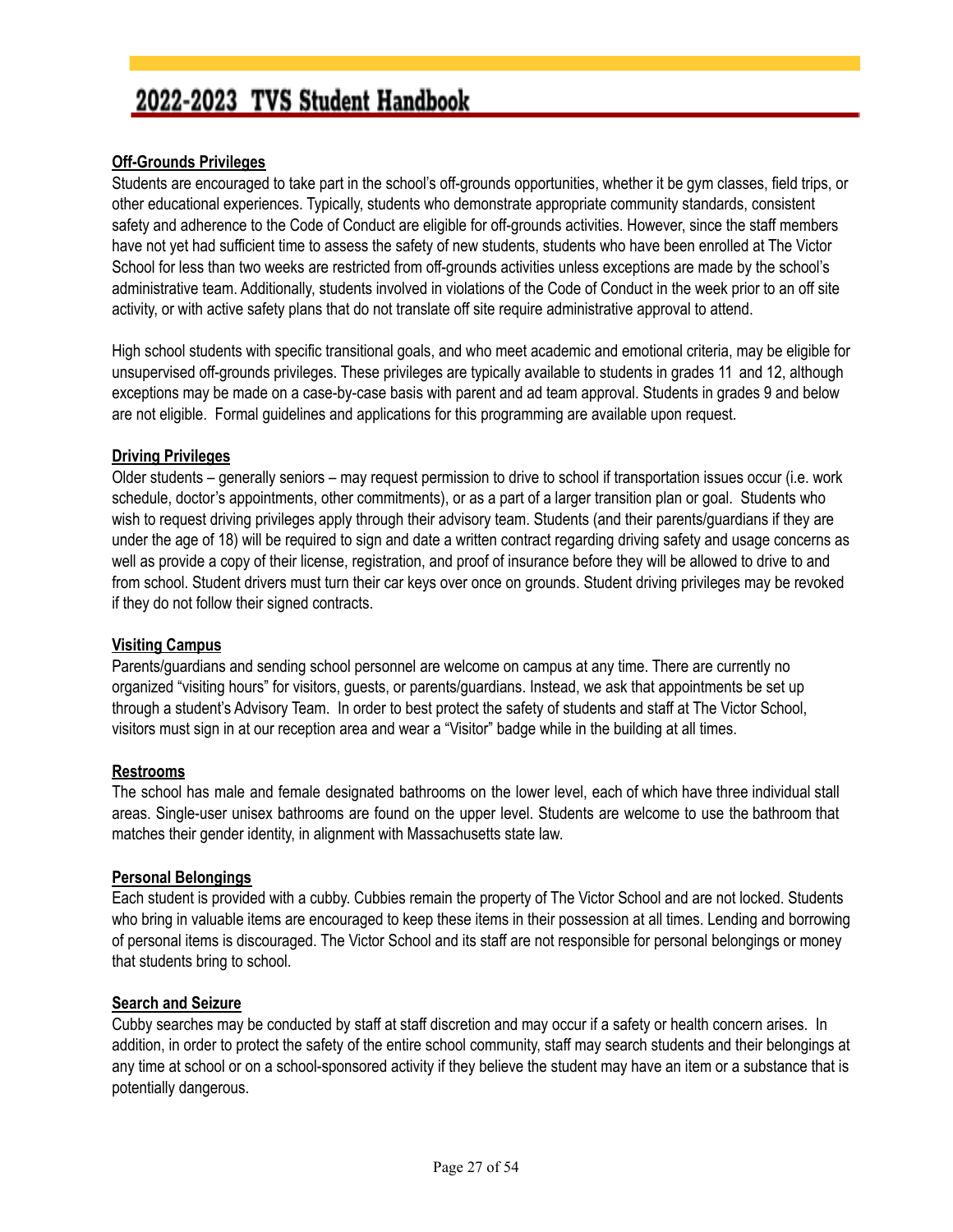### Off-Grounds Privileges

Students are encouraged to take part in the school's off-grounds opportunities, whether it be gym classes, field trips, or other educational experiences. Typically, students who demonstrate appropriate community standards, consistent safety and adherence to the Code of Conduct are eligible for off-grounds activities. However, since the staff members have not yet had sufficient time to assess the safety of new students, students who have been enrolled at The Victor School for less than two weeks are restricted from off-grounds activities unless exceptions are made by the school's administrative team. Additionally, students involved in violations of the Code of Conduct in the week prior to an off site activity, or with active safety plans that do not translate off site require administrative approval to attend.

High school students with specific transitional goals, and who meet academic and emotional criteria, may be eligible for unsupervised off-grounds privileges. These privileges are typically available to students in grades 11 and 12, although exceptions may be made on a case-by-case basis with parent and ad team approval. Students in grades 9 and below are not eligible. Formal guidelines and applications for this programming are available upon request.

### Driving Privileges

Older students – generally seniors – may request permission to drive to school if transportation issues occur (i.e. work schedule, doctor's appointments, other commitments), or as a part of a larger transition plan or goal. Students who wish to request driving privileges apply through their advisory team. Students (and their parents/guardians if they are under the age of 18) will be required to sign and date a written contract regarding driving safety and usage concerns as well as provide a copy of their license, registration, and proof of insurance before they will be allowed to drive to and from school. Student drivers must turn their car keys over once on grounds. Student driving privileges may be revoked if they do not follow their signed contracts.

### Visiting Campus

Parents/guardians and sending school personnel are welcome on campus at any time. There are currently no organized "visiting hours" for visitors, guests, or parents/guardians. Instead, we ask that appointments be set up through a student's Advisory Team. In order to best protect the safety of students and staff at The Victor School, visitors must sign in at our reception area and wear a "Visitor" badge while in the building at all times.

### Restrooms

The school has male and female designated bathrooms on the lower level, each of which have three individual stall areas. Single-user unisex bathrooms are found on the upper level. Students are welcome to use the bathroom that matches their gender identity, in alignment with Massachusetts state law.

### Personal Belongings

Each student is provided with a cubby. Cubbies remain the property of The Victor School and are not locked. Students who bring in valuable items are encouraged to keep these items in their possession at all times. Lending and borrowing of personal items is discouraged. The Victor School and its staff are not responsible for personal belongings or money that students bring to school.

### Search and Seizure

Cubby searches may be conducted by staff at staff discretion and may occur if a safety or health concern arises. In addition, in order to protect the safety of the entire school community, staff may search students and their belongings at any time at school or on a school-sponsored activity if they believe the student may have an item or a substance that is potentially dangerous.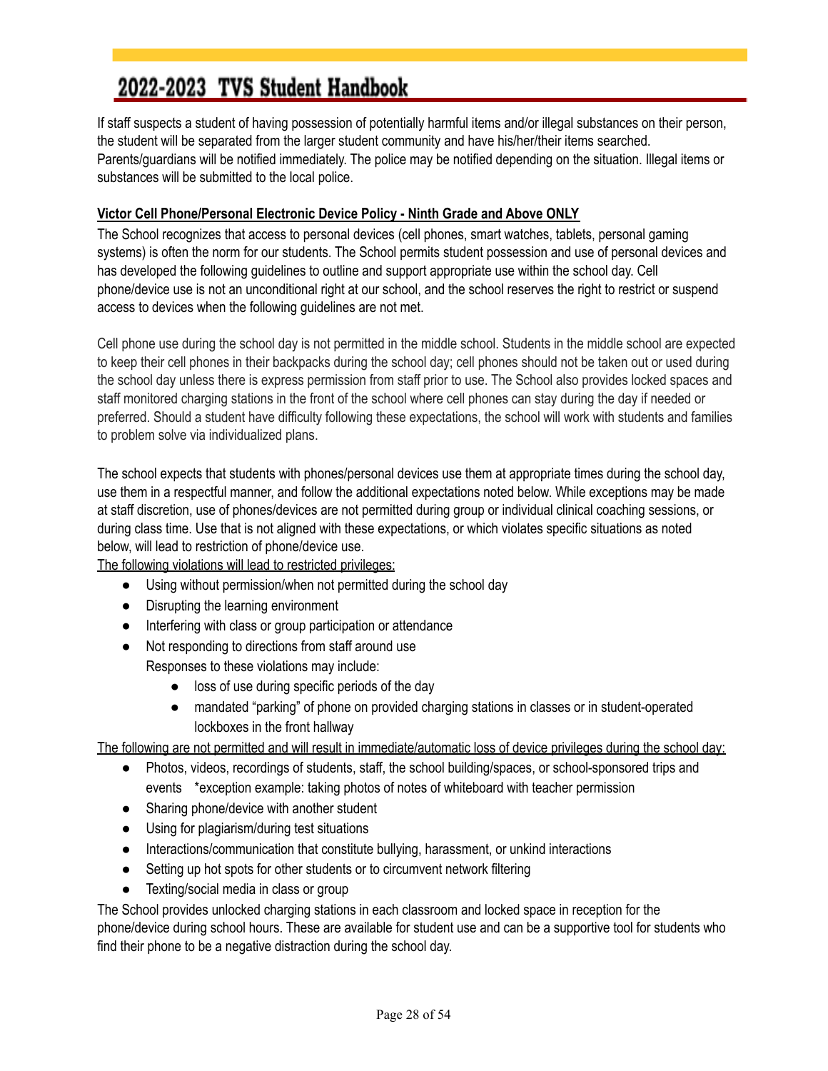If staff suspects a student of having possession of potentially harmful items and/or illegal substances on their person, the student will be separated from the larger student community and have his/her/their items searched. Parents/guardians will be notified immediately. The police may be notified depending on the situation. Illegal items or substances will be submitted to the local police.

**Victor Cell Phone/Personal Electronic Device Policy - Ninth Grade and Above ONLY**

The School recognizes that access to personal devices (cell phones, smart watches, tablets, personal gaming systems) is often the norm for our students. The School permits student possession and use of personal devices and has developed the following guidelines to outline and support appropriate use within the school day. Cell phone/device use is not an unconditional right at our school, and the school reserves the right to restrict or suspend access to devices when the following guidelines are not met.

Cell phone use during the school day is not permitted in the middle school. Students in the middle school are expected to keep their cell phones in their backpacks during the school day; cell phones should not be taken out or used during the school day unless there is express permission from staff prior to use. The School also provides locked spaces and staff monitored charging stations in the front of the school where cell phones can stay during the day if needed or preferred. Should a student have difficulty following these expectations, the school will work with students and families to problem solve via individualized plans.

The school expects that students with phones/personal devices use them at appropriate times during the school day, use them in a respectful manner, and follow the additional expectations noted below. While exceptions may be made at staff discretion, use of phones/devices are not permitted during group or individual clinical coaching sessions, or during class time. Use that is not aligned with these expectations, or which violates specific situations as noted below, will lead to restriction of phone/device use.

The following violations will lead to restricted privileges:

- Using without permission/when not permitted during the school day
- Disrupting the learning environment
- Interfering with class or group participation or attendance
- Not responding to directions from staff around use

  Responses to these violations may include:
  - loss of use during specific periods of the day
  - mandated "parking" of phone on provided charging stations in classes or in student-operated lockboxes in the front hallway

The following are not permitted and will result in immediate/automatic loss of device privileges during the school day:

- Photos, videos, recordings of students, staff, the school building/spaces, or school-sponsored trips and events *exception example: taking photos of notes of whiteboard with teacher permission
- Sharing phone/device with another student
- Using for plagiarism/during test situations
- Interactions/communication that constitute bullying, harassment, or unkind interactions
- Setting up hot spots for other students or to circumvent network filtering
- Texting/social media in class or group

The School provides unlocked charging stations in each classroom and locked space in reception for the phone/device during school hours. These are available for student use and can be a supportive tool for students who find their phone to be a negative distraction during the school day.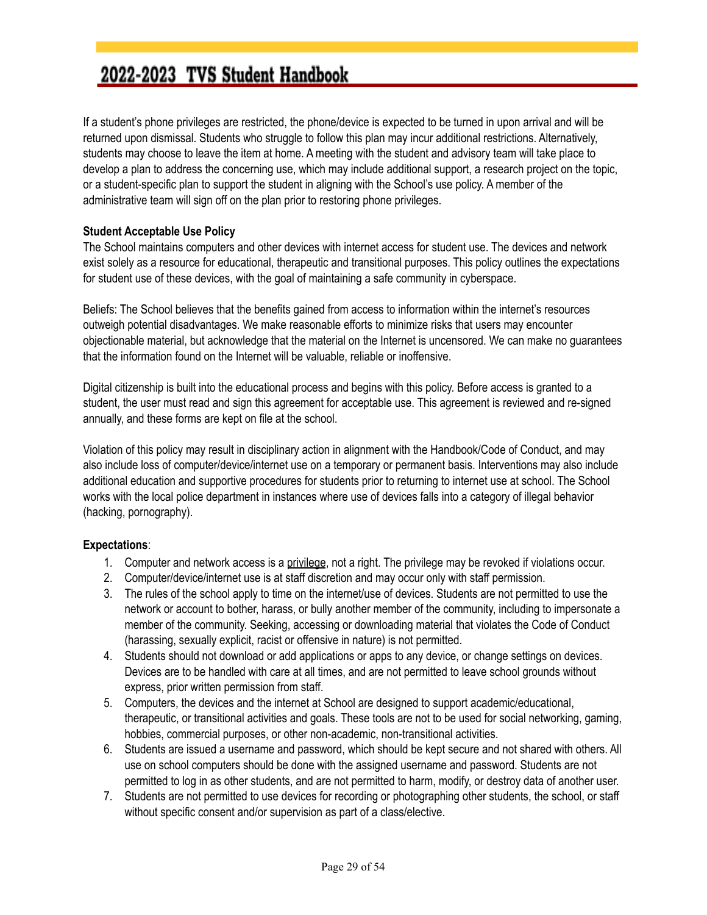If a student's phone privileges are restricted, the phone/device is expected to be turned in upon arrival and will be returned upon dismissal. Students who struggle to follow this plan may incur additional restrictions. Alternatively, students may choose to leave the item at home. A meeting with the student and advisory team will take place to develop a plan to address the concerning use, which may include additional support, a research project on the topic, or a student-specific plan to support the student in aligning with the School's use policy. A member of the administrative team will sign off on the plan prior to restoring phone privileges.

**Student Acceptable Use Policy**

The School maintains computers and other devices with internet access for student use. The devices and network exist solely as a resource for educational, therapeutic and transitional purposes. This policy outlines the expectations for student use of these devices, with the goal of maintaining a safe community in cyberspace.

Beliefs: The School believes that the benefits gained from access to information within the internet's resources outweigh potential disadvantages. We make reasonable efforts to minimize risks that users may encounter objectionable material, but acknowledge that the material on the Internet is uncensored. We can make no guarantees that the information found on the Internet will be valuable, reliable or inoffensive.

Digital citizenship is built into the educational process and begins with this policy. Before access is granted to a student, the user must read and sign this agreement for acceptable use. This agreement is reviewed and re-signed annually, and these forms are kept on file at the school.

Violation of this policy may result in disciplinary action in alignment with the Handbook/Code of Conduct, and may also include loss of computer/device/internet use on a temporary or permanent basis. Interventions may also include additional education and supportive procedures for students prior to returning to internet use at school. The School works with the local police department in instances where use of devices falls into a category of illegal behavior (hacking, pornography).

**Expectations**:

1. Computer and network access is a privilege, not a right. The privilege may be revoked if violations occur.
2. Computer/device/internet use is at staff discretion and may occur only with staff permission.
3. The rules of the school apply to time on the internet/use of devices. Students are not permitted to use the network or account to bother, harass, or bully another member of the community, including to impersonate a member of the community. Seeking, accessing or downloading material that violates the Code of Conduct (harassing, sexually explicit, racist or offensive in nature) is not permitted.
4. Students should not download or add applications or apps to any device, or change settings on devices. Devices are to be handled with care at all times, and are not permitted to leave school grounds without express, prior written permission from staff.
5. Computers, the devices and the internet at School are designed to support academic/educational, therapeutic, or transitional activities and goals. These tools are not to be used for social networking, gaming, hobbies, commercial purposes, or other non-academic, non-transitional activities.
6. Students are issued a username and password, which should be kept secure and not shared with others. All use on school computers should be done with the assigned username and password. Students are not permitted to log in as other students, and are not permitted to harm, modify, or destroy data of another user.
7. Students are not permitted to use devices for recording or photographing other students, the school, or staff without specific consent and/or supervision as part of a class/elective.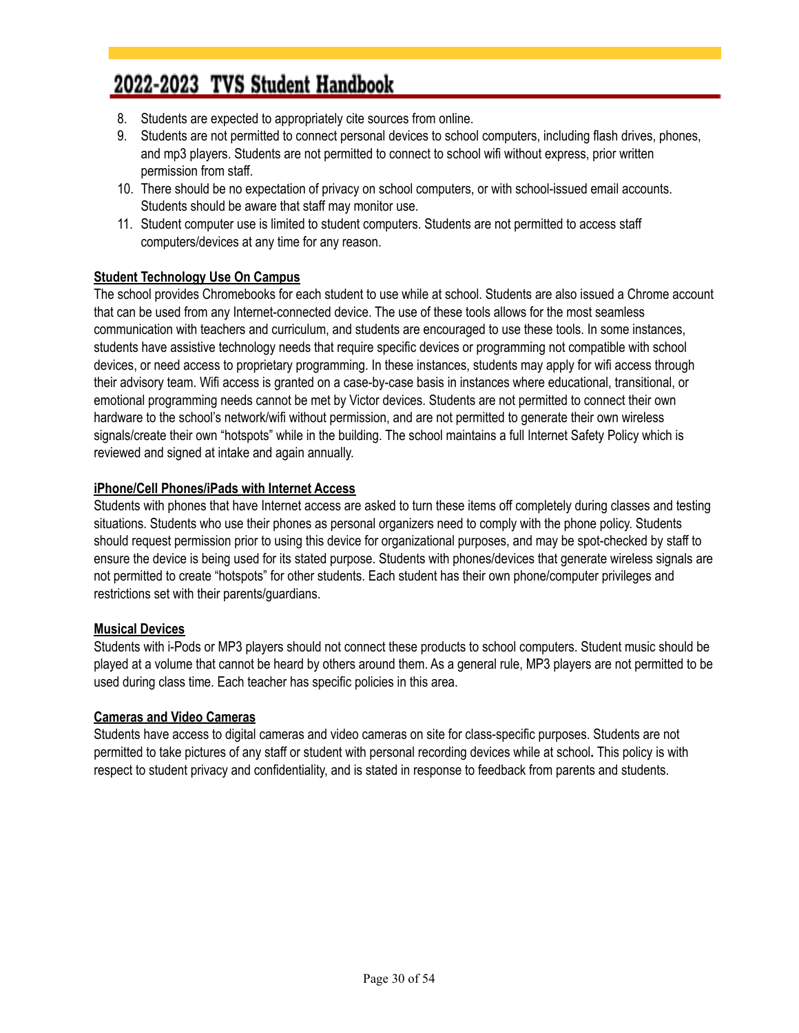8. Students are expected to appropriately cite sources from online.
9. Students are not permitted to connect personal devices to school computers, including flash drives, phones, and mp3 players. Students are not permitted to connect to school wifi without express, prior written permission from staff.
10. There should be no expectation of privacy on school computers, or with school-issued email accounts. Students should be aware that staff may monitor use.
11. Student computer use is limited to student computers. Students are not permitted to access staff computers/devices at any time for any reason.

**Student Technology Use On Campus**

The school provides Chromebooks for each student to use while at school. Students are also issued a Chrome account that can be used from any Internet-connected device. The use of these tools allows for the most seamless communication with teachers and curriculum, and students are encouraged to use these tools. In some instances, students have assistive technology needs that require specific devices or programming not compatible with school devices, or need access to proprietary programming. In these instances, students may apply for wifi access through their advisory team. Wifi access is granted on a case-by-case basis in instances where educational, transitional, or emotional programming needs cannot be met by Victor devices. Students are not permitted to connect their own hardware to the school's network/wifi without permission, and are not permitted to generate their own wireless signals/create their own "hotspots" while in the building. The school maintains a full Internet Safety Policy which is reviewed and signed at intake and again annually.

**iPhone/Cell Phones/iPads with Internet Access**

Students with phones that have Internet access are asked to turn these items off completely during classes and testing situations. Students who use their phones as personal organizers need to comply with the phone policy. Students should request permission prior to using this device for organizational purposes, and may be spot-checked by staff to ensure the device is being used for its stated purpose. Students with phones/devices that generate wireless signals are not permitted to create "hotspots" for other students. Each student has their own phone/computer privileges and restrictions set with their parents/guardians.

**Musical Devices**

Students with i-Pods or MP3 players should not connect these products to school computers. Student music should be played at a volume that cannot be heard by others around them. As a general rule, MP3 players are not permitted to be used during class time. Each teacher has specific policies in this area.

**Cameras and Video Cameras**

Students have access to digital cameras and video cameras on site for class-specific purposes. Students are not permitted to take pictures of any staff or student with personal recording devices while at school**.** This policy is with respect to student privacy and confidentiality, and is stated in response to feedback from parents and students.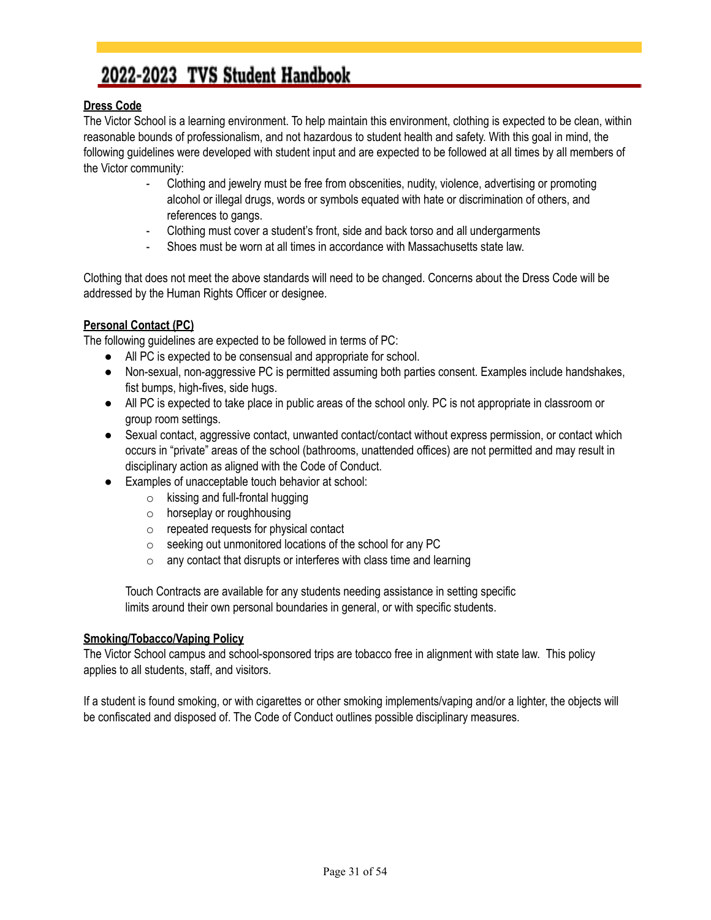## Dress Code

The Victor School is a learning environment. To help maintain this environment, clothing is expected to be clean, within reasonable bounds of professionalism, and not hazardous to student health and safety. With this goal in mind, the following guidelines were developed with student input and are expected to be followed at all times by all members of the Victor community:

- Clothing and jewelry must be free from obscenities, nudity, violence, advertising or promoting alcohol or illegal drugs, words or symbols equated with hate or discrimination of others, and references to gangs.
- Clothing must cover a student's front, side and back torso and all undergarments
- Shoes must be worn at all times in accordance with Massachusetts state law.

Clothing that does not meet the above standards will need to be changed. Concerns about the Dress Code will be addressed by the Human Rights Officer or designee.

## Personal Contact (PC)

The following guidelines are expected to be followed in terms of PC:

- All PC is expected to be consensual and appropriate for school.
- Non-sexual, non-aggressive PC is permitted assuming both parties consent. Examples include handshakes, fist bumps, high-fives, side hugs.
- All PC is expected to take place in public areas of the school only. PC is not appropriate in classroom or group room settings.
- Sexual contact, aggressive contact, unwanted contact/contact without express permission, or contact which occurs in "private" areas of the school (bathrooms, unattended offices) are not permitted and may result in disciplinary action as aligned with the Code of Conduct.
- Examples of unacceptable touch behavior at school:
  - kissing and full-frontal hugging
  - horseplay or roughhousing
  - repeated requests for physical contact
  - seeking out unmonitored locations of the school for any PC
  - any contact that disrupts or interferes with class time and learning

  Touch Contracts are available for any students needing assistance in setting specific limits around their own personal boundaries in general, or with specific students.

## Smoking/Tobacco/Vaping Policy

The Victor School campus and school-sponsored trips are tobacco free in alignment with state law. This policy applies to all students, staff, and visitors.

If a student is found smoking, or with cigarettes or other smoking implements/vaping and/or a lighter, the objects will be confiscated and disposed of. The Code of Conduct outlines possible disciplinary measures.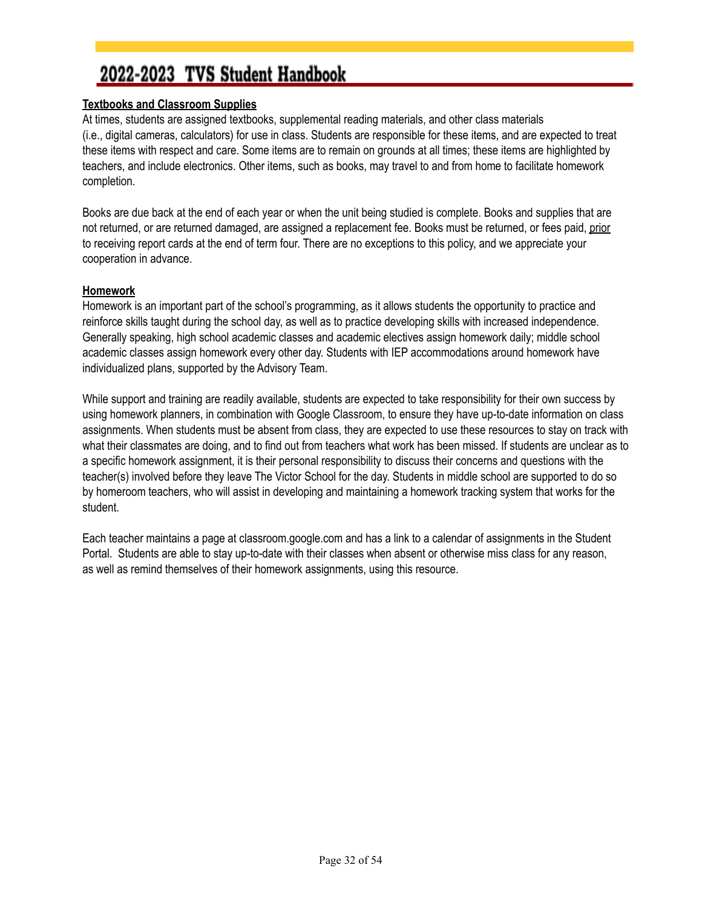**Textbooks and Classroom Supplies**

At times, students are assigned textbooks, supplemental reading materials, and other class materials (i.e., digital cameras, calculators) for use in class. Students are responsible for these items, and are expected to treat these items with respect and care. Some items are to remain on grounds at all times; these items are highlighted by teachers, and include electronics. Other items, such as books, may travel to and from home to facilitate homework completion.

Books are due back at the end of each year or when the unit being studied is complete. Books and supplies that are not returned, or are returned damaged, are assigned a replacement fee. Books must be returned, or fees paid, prior to receiving report cards at the end of term four. There are no exceptions to this policy, and we appreciate your cooperation in advance.

**Homework**

Homework is an important part of the school's programming, as it allows students the opportunity to practice and reinforce skills taught during the school day, as well as to practice developing skills with increased independence. Generally speaking, high school academic classes and academic electives assign homework daily; middle school academic classes assign homework every other day. Students with IEP accommodations around homework have individualized plans, supported by the Advisory Team.

While support and training are readily available, students are expected to take responsibility for their own success by using homework planners, in combination with Google Classroom, to ensure they have up-to-date information on class assignments. When students must be absent from class, they are expected to use these resources to stay on track with what their classmates are doing, and to find out from teachers what work has been missed. If students are unclear as to a specific homework assignment, it is their personal responsibility to discuss their concerns and questions with the teacher(s) involved before they leave The Victor School for the day. Students in middle school are supported to do so by homeroom teachers, who will assist in developing and maintaining a homework tracking system that works for the student.

Each teacher maintains a page at classroom.google.com and has a link to a calendar of assignments in the Student Portal. Students are able to stay up-to-date with their classes when absent or otherwise miss class for any reason, as well as remind themselves of their homework assignments, using this resource.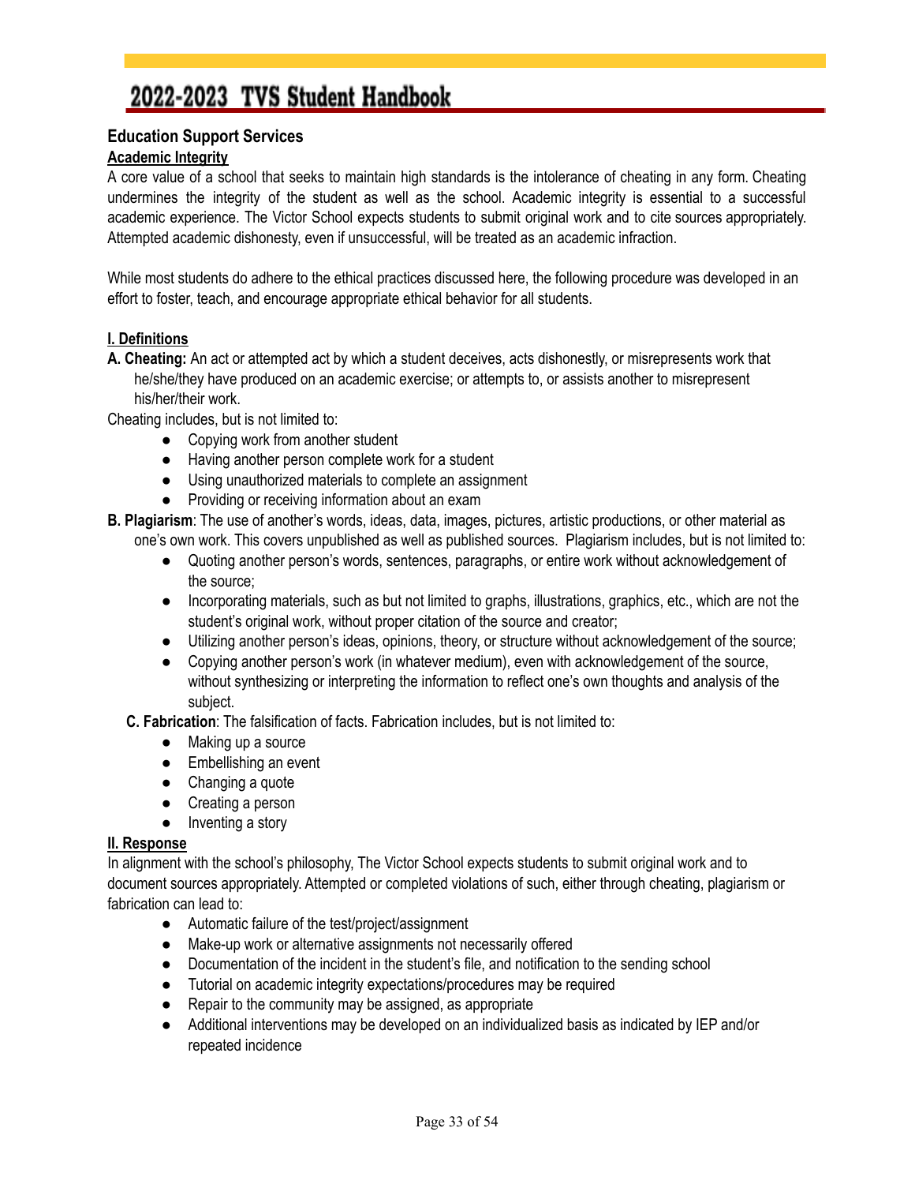## Education Support Services

### Academic Integrity

A core value of a school that seeks to maintain high standards is the intolerance of cheating in any form. Cheating undermines the integrity of the student as well as the school. Academic integrity is essential to a successful academic experience. The Victor School expects students to submit original work and to cite sources appropriately. Attempted academic dishonesty, even if unsuccessful, will be treated as an academic infraction.

While most students do adhere to the ethical practices discussed here, the following procedure was developed in an effort to foster, teach, and encourage appropriate ethical behavior for all students.

#### I. Definitions

**A. Cheating:** An act or attempted act by which a student deceives, acts dishonestly, or misrepresents work that he/she/they have produced on an academic exercise; or attempts to, or assists another to misrepresent his/her/their work.

Cheating includes, but is not limited to:

- Copying work from another student
- Having another person complete work for a student
- Using unauthorized materials to complete an assignment
- Providing or receiving information about an exam

**B. Plagiarism**: The use of another's words, ideas, data, images, pictures, artistic productions, or other material as one's own work. This covers unpublished as well as published sources. Plagiarism includes, but is not limited to:

- Quoting another person's words, sentences, paragraphs, or entire work without acknowledgement of the source;
- Incorporating materials, such as but not limited to graphs, illustrations, graphics, etc., which are not the student's original work, without proper citation of the source and creator;
- Utilizing another person's ideas, opinions, theory, or structure without acknowledgement of the source;
- Copying another person's work (in whatever medium), even with acknowledgement of the source, without synthesizing or interpreting the information to reflect one's own thoughts and analysis of the subject.

**C. Fabrication**: The falsification of facts. Fabrication includes, but is not limited to:

- Making up a source
- Embellishing an event
- Changing a quote
- Creating a person
- Inventing a story

#### II. Response

In alignment with the school's philosophy, The Victor School expects students to submit original work and to document sources appropriately. Attempted or completed violations of such, either through cheating, plagiarism or fabrication can lead to:

- Automatic failure of the test/project/assignment
- Make-up work or alternative assignments not necessarily offered
- Documentation of the incident in the student's file, and notification to the sending school
- Tutorial on academic integrity expectations/procedures may be required
- Repair to the community may be assigned, as appropriate
- Additional interventions may be developed on an individualized basis as indicated by IEP and/or repeated incidence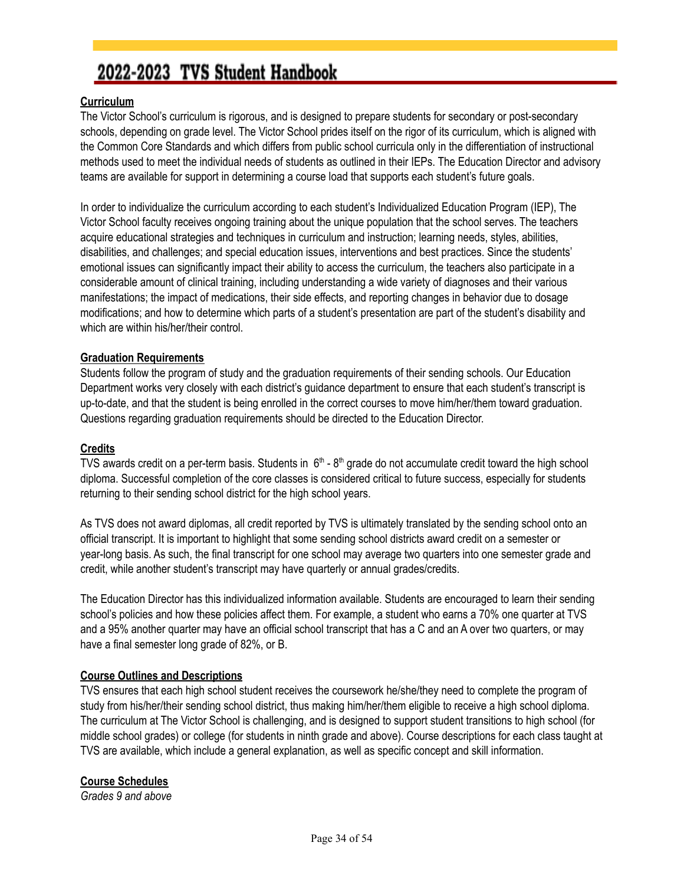## Curriculum

The Victor School's curriculum is rigorous, and is designed to prepare students for secondary or post-secondary schools, depending on grade level. The Victor School prides itself on the rigor of its curriculum, which is aligned with the Common Core Standards and which differs from public school curricula only in the differentiation of instructional methods used to meet the individual needs of students as outlined in their IEPs. The Education Director and advisory teams are available for support in determining a course load that supports each student's future goals.

In order to individualize the curriculum according to each student's Individualized Education Program (IEP), The Victor School faculty receives ongoing training about the unique population that the school serves. The teachers acquire educational strategies and techniques in curriculum and instruction; learning needs, styles, abilities, disabilities, and challenges; and special education issues, interventions and best practices. Since the students' emotional issues can significantly impact their ability to access the curriculum, the teachers also participate in a considerable amount of clinical training, including understanding a wide variety of diagnoses and their various manifestations; the impact of medications, their side effects, and reporting changes in behavior due to dosage modifications; and how to determine which parts of a student's presentation are part of the student's disability and which are within his/her/their control.

## Graduation Requirements

Students follow the program of study and the graduation requirements of their sending schools. Our Education Department works very closely with each district's guidance department to ensure that each student's transcript is up-to-date, and that the student is being enrolled in the correct courses to move him/her/them toward graduation. Questions regarding graduation requirements should be directed to the Education Director.

## Credits

TVS awards credit on a per-term basis. Students in 6th - 8th grade do not accumulate credit toward the high school diploma. Successful completion of the core classes is considered critical to future success, especially for students returning to their sending school district for the high school years.

As TVS does not award diplomas, all credit reported by TVS is ultimately translated by the sending school onto an official transcript. It is important to highlight that some sending school districts award credit on a semester or year-long basis. As such, the final transcript for one school may average two quarters into one semester grade and credit, while another student's transcript may have quarterly or annual grades/credits.

The Education Director has this individualized information available. Students are encouraged to learn their sending school's policies and how these policies affect them. For example, a student who earns a 70% one quarter at TVS and a 95% another quarter may have an official school transcript that has a C and an A over two quarters, or may have a final semester long grade of 82%, or B.

## Course Outlines and Descriptions

TVS ensures that each high school student receives the coursework he/she/they need to complete the program of study from his/her/their sending school district, thus making him/her/them eligible to receive a high school diploma. The curriculum at The Victor School is challenging, and is designed to support student transitions to high school (for middle school grades) or college (for students in ninth grade and above). Course descriptions for each class taught at TVS are available, which include a general explanation, as well as specific concept and skill information.

## Course Schedules

*Grades 9 and above*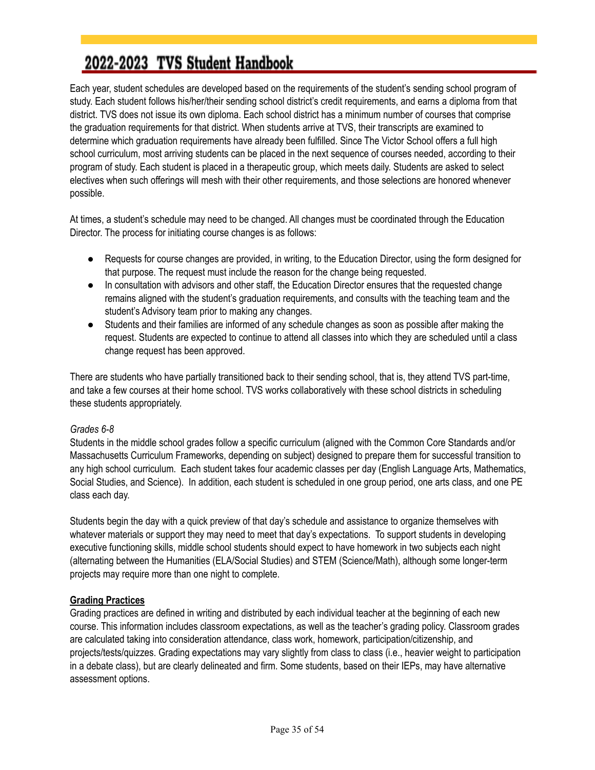Each year, student schedules are developed based on the requirements of the student's sending school program of study. Each student follows his/her/their sending school district's credit requirements, and earns a diploma from that district. TVS does not issue its own diploma. Each school district has a minimum number of courses that comprise the graduation requirements for that district. When students arrive at TVS, their transcripts are examined to determine which graduation requirements have already been fulfilled. Since The Victor School offers a full high school curriculum, most arriving students can be placed in the next sequence of courses needed, according to their program of study. Each student is placed in a therapeutic group, which meets daily. Students are asked to select electives when such offerings will mesh with their other requirements, and those selections are honored whenever possible.

At times, a student's schedule may need to be changed. All changes must be coordinated through the Education Director. The process for initiating course changes is as follows:

- Requests for course changes are provided, in writing, to the Education Director, using the form designed for that purpose. The request must include the reason for the change being requested.
- In consultation with advisors and other staff, the Education Director ensures that the requested change remains aligned with the student's graduation requirements, and consults with the teaching team and the student's Advisory team prior to making any changes.
- Students and their families are informed of any schedule changes as soon as possible after making the request. Students are expected to continue to attend all classes into which they are scheduled until a class change request has been approved.

There are students who have partially transitioned back to their sending school, that is, they attend TVS part-time, and take a few courses at their home school. TVS works collaboratively with these school districts in scheduling these students appropriately.

*Grades 6-8*

Students in the middle school grades follow a specific curriculum (aligned with the Common Core Standards and/or Massachusetts Curriculum Frameworks, depending on subject) designed to prepare them for successful transition to any high school curriculum. Each student takes four academic classes per day (English Language Arts, Mathematics, Social Studies, and Science). In addition, each student is scheduled in one group period, one arts class, and one PE class each day.

Students begin the day with a quick preview of that day's schedule and assistance to organize themselves with whatever materials or support they may need to meet that day's expectations. To support students in developing executive functioning skills, middle school students should expect to have homework in two subjects each night (alternating between the Humanities (ELA/Social Studies) and STEM (Science/Math), although some longer-term projects may require more than one night to complete.

**Grading Practices**

Grading practices are defined in writing and distributed by each individual teacher at the beginning of each new course. This information includes classroom expectations, as well as the teacher's grading policy. Classroom grades are calculated taking into consideration attendance, class work, homework, participation/citizenship, and projects/tests/quizzes. Grading expectations may vary slightly from class to class (i.e., heavier weight to participation in a debate class), but are clearly delineated and firm. Some students, based on their IEPs, may have alternative assessment options.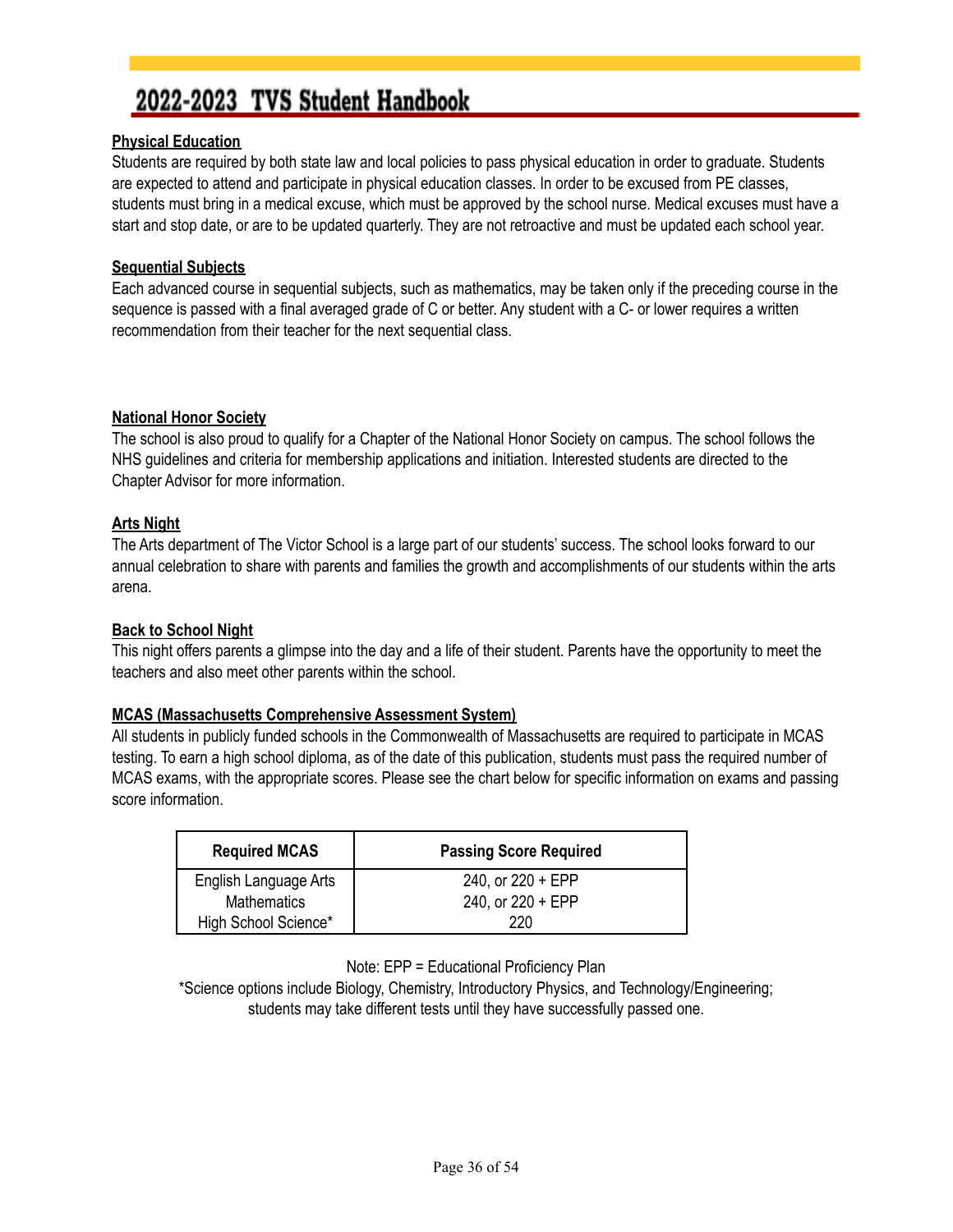### Physical Education

Students are required by both state law and local policies to pass physical education in order to graduate. Students are expected to attend and participate in physical education classes. In order to be excused from PE classes, students must bring in a medical excuse, which must be approved by the school nurse. Medical excuses must have a start and stop date, or are to be updated quarterly. They are not retroactive and must be updated each school year.

### Sequential Subjects

Each advanced course in sequential subjects, such as mathematics, may be taken only if the preceding course in the sequence is passed with a final averaged grade of C or better. Any student with a C- or lower requires a written recommendation from their teacher for the next sequential class.

### National Honor Society

The school is also proud to qualify for a Chapter of the National Honor Society on campus. The school follows the NHS guidelines and criteria for membership applications and initiation. Interested students are directed to the Chapter Advisor for more information.

### Arts Night

The Arts department of The Victor School is a large part of our students' success. The school looks forward to our annual celebration to share with parents and families the growth and accomplishments of our students within the arts arena.

### Back to School Night

This night offers parents a glimpse into the day and a life of their student. Parents have the opportunity to meet the teachers and also meet other parents within the school.

### MCAS (Massachusetts Comprehensive Assessment System)

All students in publicly funded schools in the Commonwealth of Massachusetts are required to participate in MCAS testing. To earn a high school diploma, as of the date of this publication, students must pass the required number of MCAS exams, with the appropriate scores. Please see the chart below for specific information on exams and passing score information.

| Required MCAS | Passing Score Required |
|---|---|
| English Language Arts | 240, or 220 + EPP |
| Mathematics | 240, or 220 + EPP |
| High School Science* | 220 |

Note: EPP = Educational Proficiency Plan

*Science options include Biology, Chemistry, Introductory Physics, and Technology/Engineering; students may take different tests until they have successfully passed one.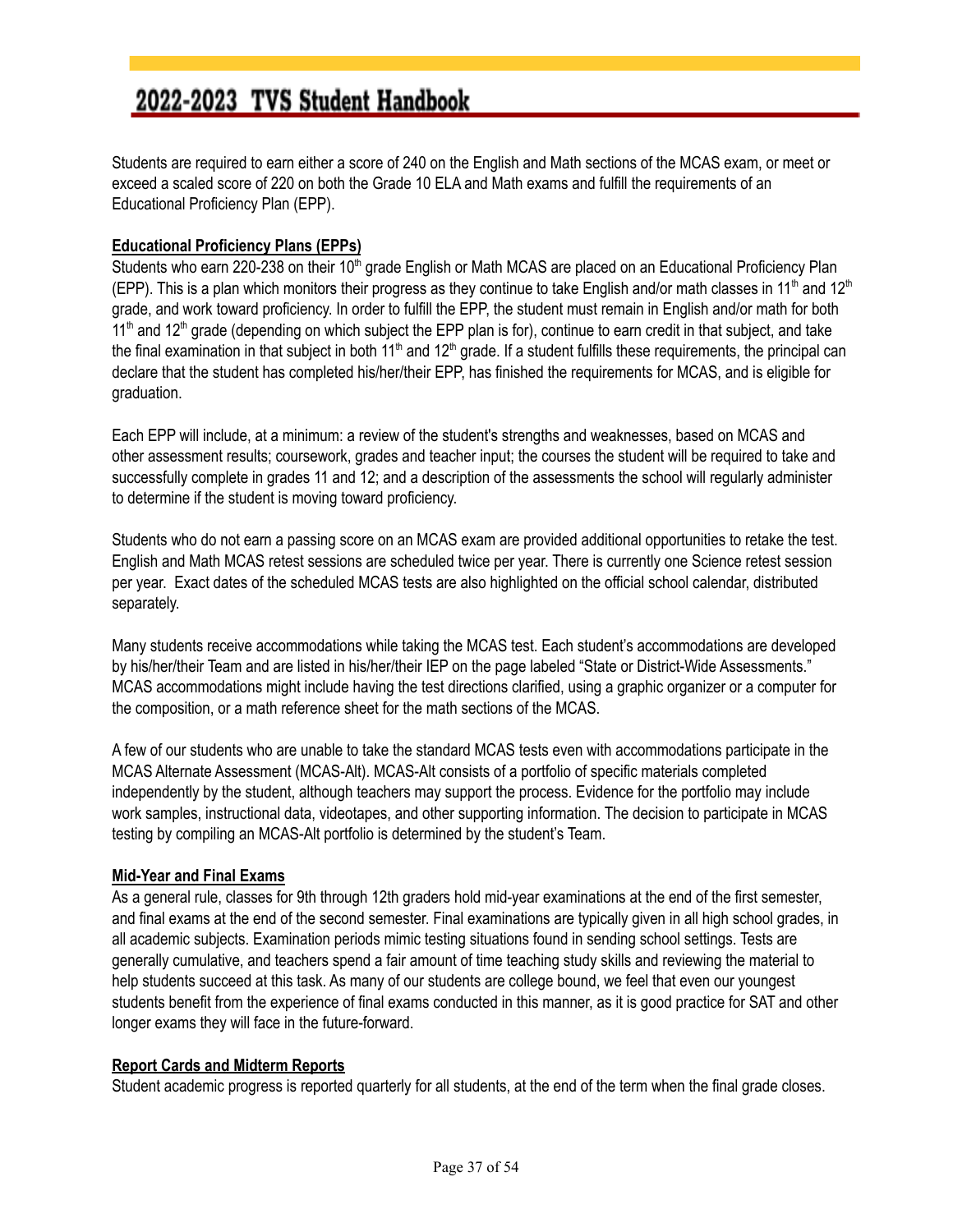Students are required to earn either a score of 240 on the English and Math sections of the MCAS exam, or meet or exceed a scaled score of 220 on both the Grade 10 ELA and Math exams and fulfill the requirements of an Educational Proficiency Plan (EPP).

**Educational Proficiency Plans (EPPs)**

Students who earn 220-238 on their 10th grade English or Math MCAS are placed on an Educational Proficiency Plan (EPP). This is a plan which monitors their progress as they continue to take English and/or math classes in 11th and 12th grade, and work toward proficiency. In order to fulfill the EPP, the student must remain in English and/or math for both 11th and 12th grade (depending on which subject the EPP plan is for), continue to earn credit in that subject, and take the final examination in that subject in both 11th and 12th grade. If a student fulfills these requirements, the principal can declare that the student has completed his/her/their EPP, has finished the requirements for MCAS, and is eligible for graduation.

Each EPP will include, at a minimum: a review of the student's strengths and weaknesses, based on MCAS and other assessment results; coursework, grades and teacher input; the courses the student will be required to take and successfully complete in grades 11 and 12; and a description of the assessments the school will regularly administer to determine if the student is moving toward proficiency.

Students who do not earn a passing score on an MCAS exam are provided additional opportunities to retake the test. English and Math MCAS retest sessions are scheduled twice per year. There is currently one Science retest session per year. Exact dates of the scheduled MCAS tests are also highlighted on the official school calendar, distributed separately.

Many students receive accommodations while taking the MCAS test. Each student's accommodations are developed by his/her/their Team and are listed in his/her/their IEP on the page labeled "State or District-Wide Assessments." MCAS accommodations might include having the test directions clarified, using a graphic organizer or a computer for the composition, or a math reference sheet for the math sections of the MCAS.

A few of our students who are unable to take the standard MCAS tests even with accommodations participate in the MCAS Alternate Assessment (MCAS-Alt). MCAS-Alt consists of a portfolio of specific materials completed independently by the student, although teachers may support the process. Evidence for the portfolio may include work samples, instructional data, videotapes, and other supporting information. The decision to participate in MCAS testing by compiling an MCAS-Alt portfolio is determined by the student's Team.

**Mid-Year and Final Exams**

As a general rule, classes for 9th through 12th graders hold mid-year examinations at the end of the first semester, and final exams at the end of the second semester. Final examinations are typically given in all high school grades, in all academic subjects. Examination periods mimic testing situations found in sending school settings. Tests are generally cumulative, and teachers spend a fair amount of time teaching study skills and reviewing the material to help students succeed at this task. As many of our students are college bound, we feel that even our youngest students benefit from the experience of final exams conducted in this manner, as it is good practice for SAT and other longer exams they will face in the future-forward.

**Report Cards and Midterm Reports**

Student academic progress is reported quarterly for all students, at the end of the term when the final grade closes.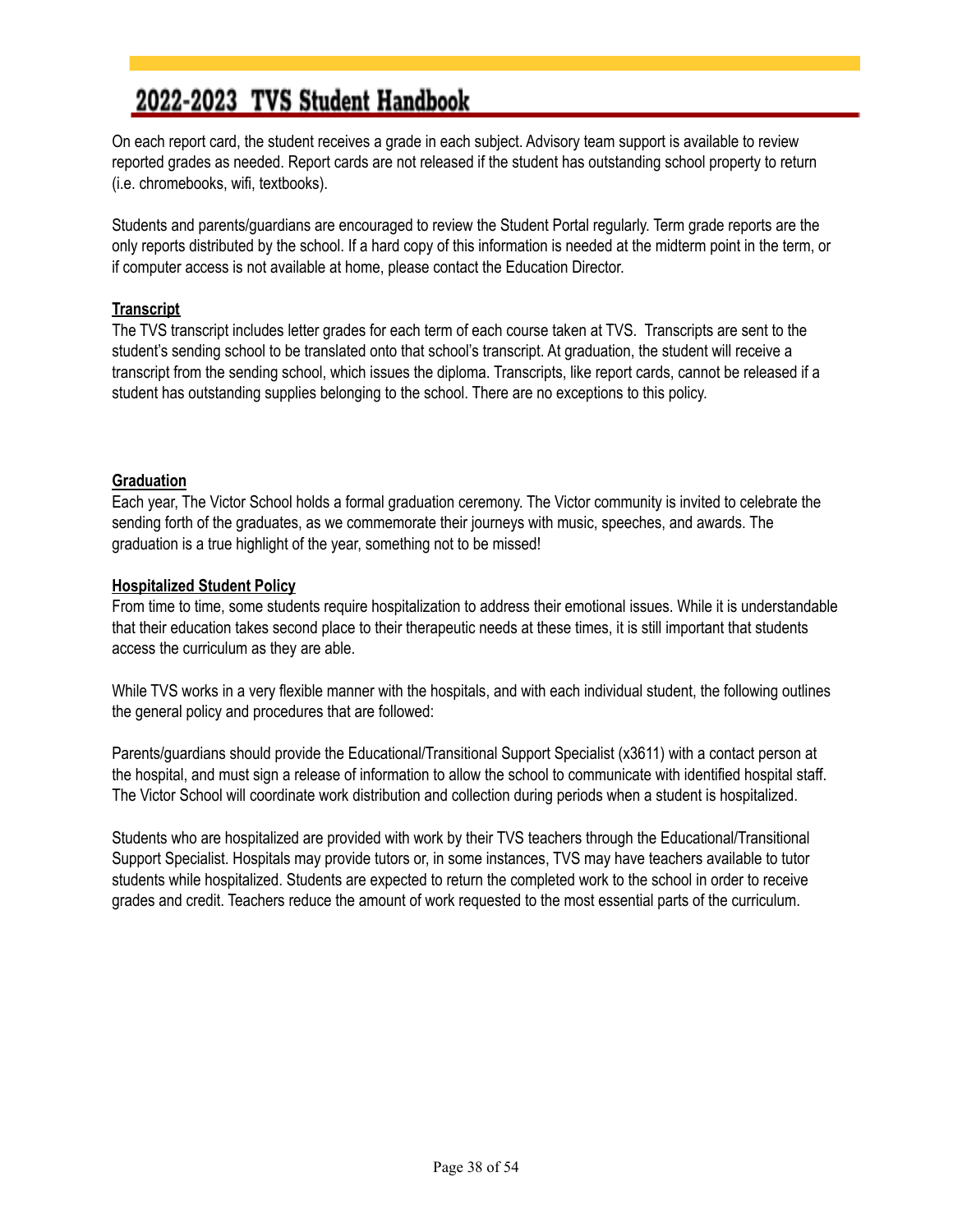On each report card, the student receives a grade in each subject. Advisory team support is available to review reported grades as needed. Report cards are not released if the student has outstanding school property to return (i.e. chromebooks, wifi, textbooks).

Students and parents/guardians are encouraged to review the Student Portal regularly. Term grade reports are the only reports distributed by the school. If a hard copy of this information is needed at the midterm point in the term, or if computer access is not available at home, please contact the Education Director.

**Transcript**

The TVS transcript includes letter grades for each term of each course taken at TVS. Transcripts are sent to the student's sending school to be translated onto that school's transcript. At graduation, the student will receive a transcript from the sending school, which issues the diploma. Transcripts, like report cards, cannot be released if a student has outstanding supplies belonging to the school. There are no exceptions to this policy.

**Graduation**

Each year, The Victor School holds a formal graduation ceremony. The Victor community is invited to celebrate the sending forth of the graduates, as we commemorate their journeys with music, speeches, and awards. The graduation is a true highlight of the year, something not to be missed!

**Hospitalized Student Policy**

From time to time, some students require hospitalization to address their emotional issues. While it is understandable that their education takes second place to their therapeutic needs at these times, it is still important that students access the curriculum as they are able.

While TVS works in a very flexible manner with the hospitals, and with each individual student, the following outlines the general policy and procedures that are followed:

Parents/guardians should provide the Educational/Transitional Support Specialist (x3611) with a contact person at the hospital, and must sign a release of information to allow the school to communicate with identified hospital staff. The Victor School will coordinate work distribution and collection during periods when a student is hospitalized.

Students who are hospitalized are provided with work by their TVS teachers through the Educational/Transitional Support Specialist. Hospitals may provide tutors or, in some instances, TVS may have teachers available to tutor students while hospitalized. Students are expected to return the completed work to the school in order to receive grades and credit. Teachers reduce the amount of work requested to the most essential parts of the curriculum.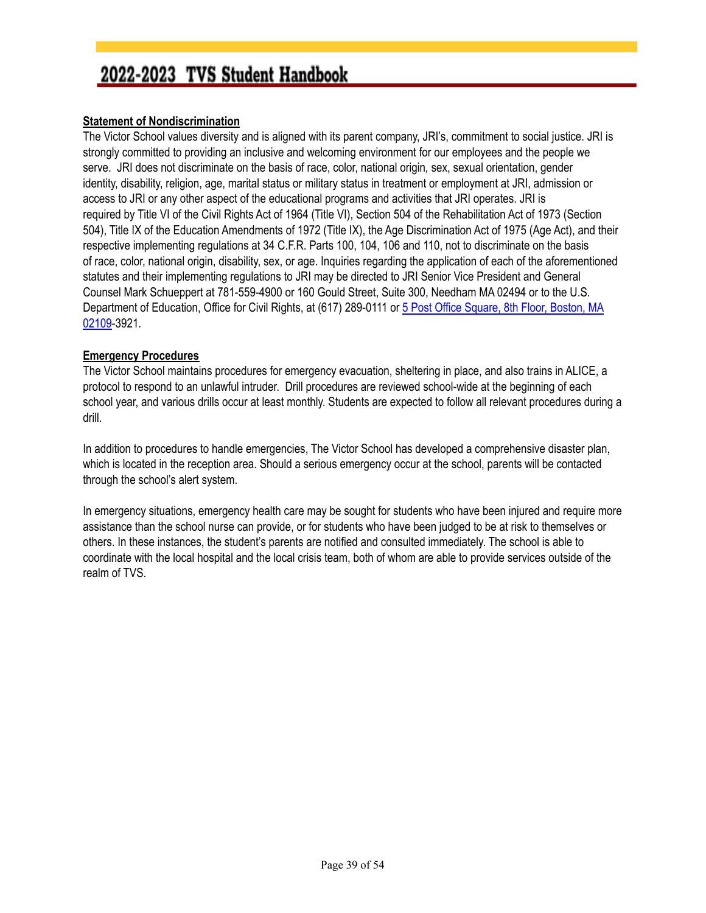## Statement of Nondiscrimination

The Victor School values diversity and is aligned with its parent company, JRI's, commitment to social justice. JRI is strongly committed to providing an inclusive and welcoming environment for our employees and the people we serve. JRI does not discriminate on the basis of race, color, national origin, sex, sexual orientation, gender identity, disability, religion, age, marital status or military status in treatment or employment at JRI, admission or access to JRI or any other aspect of the educational programs and activities that JRI operates. JRI is required by Title VI of the Civil Rights Act of 1964 (Title VI), Section 504 of the Rehabilitation Act of 1973 (Section 504), Title IX of the Education Amendments of 1972 (Title IX), the Age Discrimination Act of 1975 (Age Act), and their respective implementing regulations at 34 C.F.R. Parts 100, 104, 106 and 110, not to discriminate on the basis of race, color, national origin, disability, sex, or age. Inquiries regarding the application of each of the aforementioned statutes and their implementing regulations to JRI may be directed to JRI Senior Vice President and General Counsel Mark Schueppert at 781-559-4900 or 160 Gould Street, Suite 300, Needham MA 02494 or to the U.S. Department of Education, Office for Civil Rights, at (617) 289-0111 or 5 Post Office Square, 8th Floor, Boston, MA 02109-3921.

## Emergency Procedures

The Victor School maintains procedures for emergency evacuation, sheltering in place, and also trains in ALICE, a protocol to respond to an unlawful intruder. Drill procedures are reviewed school-wide at the beginning of each school year, and various drills occur at least monthly. Students are expected to follow all relevant procedures during a drill.

In addition to procedures to handle emergencies, The Victor School has developed a comprehensive disaster plan, which is located in the reception area. Should a serious emergency occur at the school, parents will be contacted through the school's alert system.

In emergency situations, emergency health care may be sought for students who have been injured and require more assistance than the school nurse can provide, or for students who have been judged to be at risk to themselves or others. In these instances, the student's parents are notified and consulted immediately. The school is able to coordinate with the local hospital and the local crisis team, both of whom are able to provide services outside of the realm of TVS.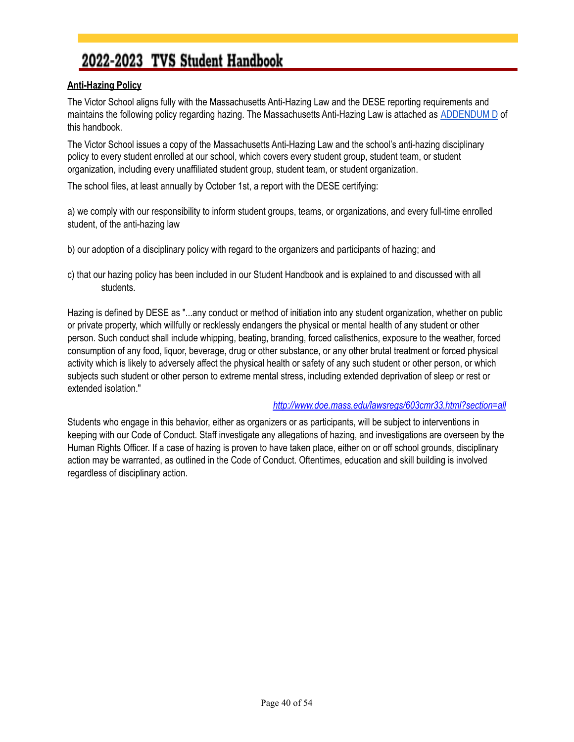## Anti-Hazing Policy

The Victor School aligns fully with the Massachusetts Anti-Hazing Law and the DESE reporting requirements and maintains the following policy regarding hazing. The Massachusetts Anti-Hazing Law is attached as ADDENDUM D of this handbook.

The Victor School issues a copy of the Massachusetts Anti-Hazing Law and the school's anti-hazing disciplinary policy to every student enrolled at our school, which covers every student group, student team, or student organization, including every unaffiliated student group, student team, or student organization.

The school files, at least annually by October 1st, a report with the DESE certifying:

a) we comply with our responsibility to inform student groups, teams, or organizations, and every full-time enrolled student, of the anti-hazing law

b) our adoption of a disciplinary policy with regard to the organizers and participants of hazing; and

c) that our hazing policy has been included in our Student Handbook and is explained to and discussed with all students.

Hazing is defined by DESE as "...any conduct or method of initiation into any student organization, whether on public or private property, which willfully or recklessly endangers the physical or mental health of any student or other person. Such conduct shall include whipping, beating, branding, forced calisthenics, exposure to the weather, forced consumption of any food, liquor, beverage, drug or other substance, or any other brutal treatment or forced physical activity which is likely to adversely affect the physical health or safety of any such student or other person, or which subjects such student or other person to extreme mental stress, including extended deprivation of sleep or rest or extended isolation."

*http://www.doe.mass.edu/lawsregs/603cmr33.html?section=all*

Students who engage in this behavior, either as organizers or as participants, will be subject to interventions in keeping with our Code of Conduct. Staff investigate any allegations of hazing, and investigations are overseen by the Human Rights Officer. If a case of hazing is proven to have taken place, either on or off school grounds, disciplinary action may be warranted, as outlined in the Code of Conduct. Oftentimes, education and skill building is involved regardless of disciplinary action.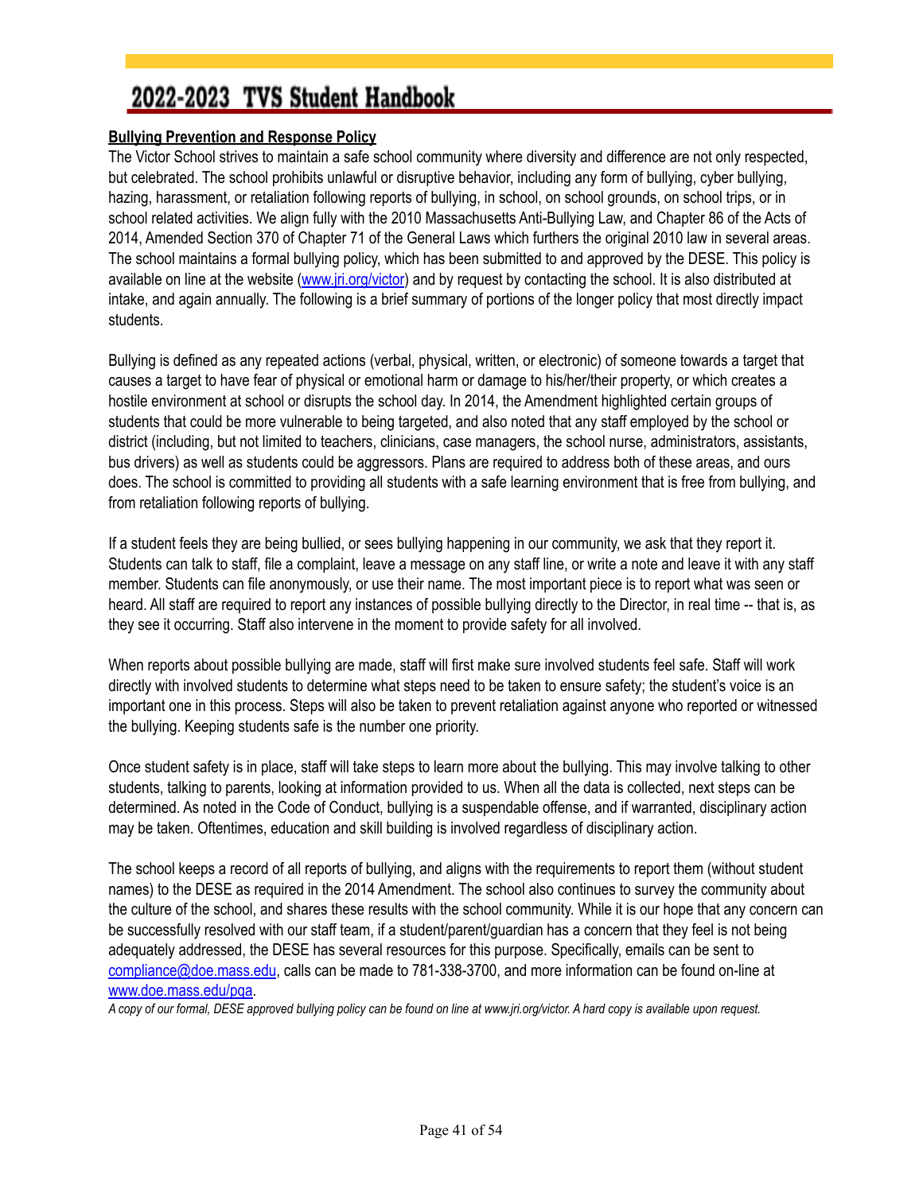## Bullying Prevention and Response Policy

The Victor School strives to maintain a safe school community where diversity and difference are not only respected, but celebrated. The school prohibits unlawful or disruptive behavior, including any form of bullying, cyber bullying, hazing, harassment, or retaliation following reports of bullying, in school, on school grounds, on school trips, or in school related activities. We align fully with the 2010 Massachusetts Anti-Bullying Law, and Chapter 86 of the Acts of 2014, Amended Section 370 of Chapter 71 of the General Laws which furthers the original 2010 law in several areas. The school maintains a formal bullying policy, which has been submitted to and approved by the DESE. This policy is available on line at the website (www.jri.org/victor) and by request by contacting the school. It is also distributed at intake, and again annually. The following is a brief summary of portions of the longer policy that most directly impact students.

Bullying is defined as any repeated actions (verbal, physical, written, or electronic) of someone towards a target that causes a target to have fear of physical or emotional harm or damage to his/her/their property, or which creates a hostile environment at school or disrupts the school day. In 2014, the Amendment highlighted certain groups of students that could be more vulnerable to being targeted, and also noted that any staff employed by the school or district (including, but not limited to teachers, clinicians, case managers, the school nurse, administrators, assistants, bus drivers) as well as students could be aggressors. Plans are required to address both of these areas, and ours does. The school is committed to providing all students with a safe learning environment that is free from bullying, and from retaliation following reports of bullying.

If a student feels they are being bullied, or sees bullying happening in our community, we ask that they report it. Students can talk to staff, file a complaint, leave a message on any staff line, or write a note and leave it with any staff member. Students can file anonymously, or use their name. The most important piece is to report what was seen or heard. All staff are required to report any instances of possible bullying directly to the Director, in real time -- that is, as they see it occurring. Staff also intervene in the moment to provide safety for all involved.

When reports about possible bullying are made, staff will first make sure involved students feel safe. Staff will work directly with involved students to determine what steps need to be taken to ensure safety; the student's voice is an important one in this process. Steps will also be taken to prevent retaliation against anyone who reported or witnessed the bullying. Keeping students safe is the number one priority.

Once student safety is in place, staff will take steps to learn more about the bullying. This may involve talking to other students, talking to parents, looking at information provided to us. When all the data is collected, next steps can be determined. As noted in the Code of Conduct, bullying is a suspendable offense, and if warranted, disciplinary action may be taken. Oftentimes, education and skill building is involved regardless of disciplinary action.

The school keeps a record of all reports of bullying, and aligns with the requirements to report them (without student names) to the DESE as required in the 2014 Amendment. The school also continues to survey the community about the culture of the school, and shares these results with the school community. While it is our hope that any concern can be successfully resolved with our staff team, if a student/parent/guardian has a concern that they feel is not being adequately addressed, the DESE has several resources for this purpose. Specifically, emails can be sent to compliance@doe.mass.edu, calls can be made to 781-338-3700, and more information can be found on-line at www.doe.mass.edu/pqa.

*A copy of our formal, DESE approved bullying policy can be found on line at www.jri.org/victor. A hard copy is available upon request.*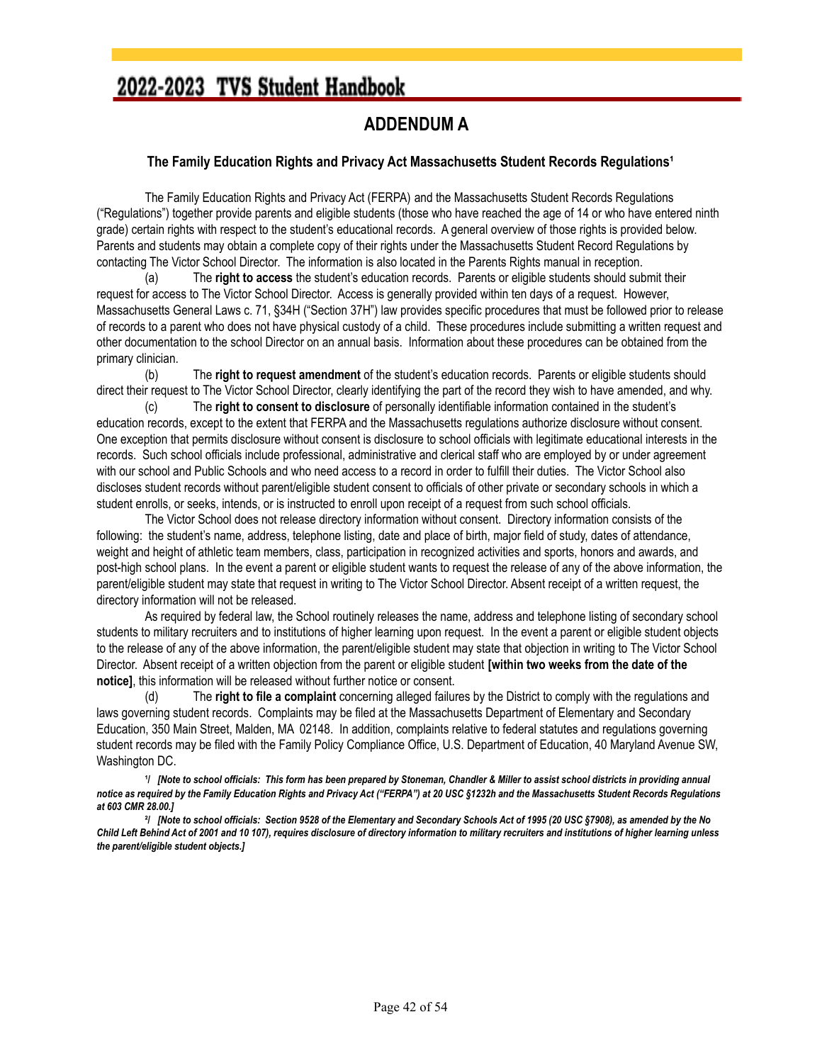# ADDENDUM A

### The Family Education Rights and Privacy Act Massachusetts Student Records Regulations[1]

The Family Education Rights and Privacy Act (FERPA) and the Massachusetts Student Records Regulations ("Regulations") together provide parents and eligible students (those who have reached the age of 14 or who have entered ninth grade) certain rights with respect to the student's educational records. A general overview of those rights is provided below. Parents and students may obtain a complete copy of their rights under the Massachusetts Student Record Regulations by contacting The Victor School Director. The information is also located in the Parents Rights manual in reception.

(a) The **right to access** the student's education records. Parents or eligible students should submit their request for access to The Victor School Director. Access is generally provided within ten days of a request. However, Massachusetts General Laws c. 71, §34H ("Section 37H") law provides specific procedures that must be followed prior to release of records to a parent who does not have physical custody of a child. These procedures include submitting a written request and other documentation to the school Director on an annual basis. Information about these procedures can be obtained from the primary clinician.

(b) The **right to request amendment** of the student's education records. Parents or eligible students should direct their request to The Victor School Director, clearly identifying the part of the record they wish to have amended, and why.

(c) The **right to consent to disclosure** of personally identifiable information contained in the student's education records, except to the extent that FERPA and the Massachusetts regulations authorize disclosure without consent. One exception that permits disclosure without consent is disclosure to school officials with legitimate educational interests in the records. Such school officials include professional, administrative and clerical staff who are employed by or under agreement with our school and Public Schools and who need access to a record in order to fulfill their duties. The Victor School also discloses student records without parent/eligible student consent to officials of other private or secondary schools in which a student enrolls, or seeks, intends, or is instructed to enroll upon receipt of a request from such school officials.

The Victor School does not release directory information without consent. Directory information consists of the following: the student's name, address, telephone listing, date and place of birth, major field of study, dates of attendance, weight and height of athletic team members, class, participation in recognized activities and sports, honors and awards, and post-high school plans. In the event a parent or eligible student wants to request the release of any of the above information, the parent/eligible student may state that request in writing to The Victor School Director. Absent receipt of a written request, the directory information will not be released.

As required by federal law, the School routinely releases the name, address and telephone listing of secondary school students to military recruiters and to institutions of higher learning upon request. In the event a parent or eligible student objects to the release of any of the above information, the parent/eligible student may state that objection in writing to The Victor School Director. Absent receipt of a written objection from the parent or eligible student **[within two weeks from the date of the notice]**, this information will be released without further notice or consent.

(d) The **right to file a complaint** concerning alleged failures by the District to comply with the regulations and laws governing student records. Complaints may be filed at the Massachusetts Department of Elementary and Secondary Education, 350 Main Street, Malden, MA 02148. In addition, complaints relative to federal statutes and regulations governing student records may be filed with the Family Policy Compliance Office, U.S. Department of Education, 40 Maryland Avenue SW, Washington DC.

[1]/ ***[Note to school officials: This form has been prepared by Stoneman, Chandler & Miller to assist school districts in providing annual notice as required by the Family Education Rights and Privacy Act ("FERPA") at 20 USC §1232h and the Massachusetts Student Records Regulations at 603 CMR 28.00.]***

[2]/ ***[Note to school officials: Section 9528 of the Elementary and Secondary Schools Act of 1995 (20 USC §7908), as amended by the No Child Left Behind Act of 2001 and 10 107), requires disclosure of directory information to military recruiters and institutions of higher learning unless the parent/eligible student objects.]***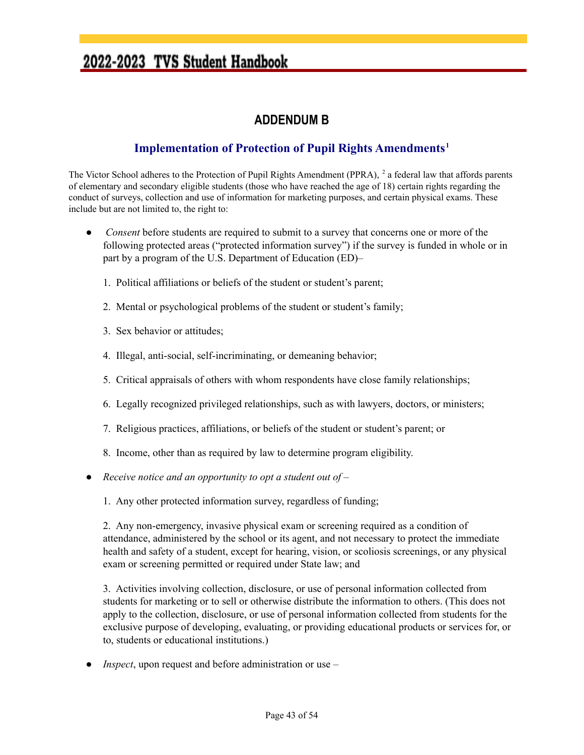# ADDENDUM B

## Implementation of Protection of Pupil Rights Amendments[1]

The Victor School adheres to the Protection of Pupil Rights Amendment (PPRA), [2] a federal law that affords parents of elementary and secondary eligible students (those who have reached the age of 18) certain rights regarding the conduct of surveys, collection and use of information for marketing purposes, and certain physical exams. These include but are not limited to, the right to:

- *Consent* before students are required to submit to a survey that concerns one or more of the following protected areas ("protected information survey") if the survey is funded in whole or in part by a program of the U.S. Department of Education (ED)–

  1. Political affiliations or beliefs of the student or student's parent;
  2. Mental or psychological problems of the student or student's family;
  3. Sex behavior or attitudes;
  4. Illegal, anti-social, self-incriminating, or demeaning behavior;
  5. Critical appraisals of others with whom respondents have close family relationships;
  6. Legally recognized privileged relationships, such as with lawyers, doctors, or ministers;
  7. Religious practices, affiliations, or beliefs of the student or student's parent; or
  8. Income, other than as required by law to determine program eligibility.

- *Receive notice and an opportunity to opt a student out of* –

  1. Any other protected information survey, regardless of funding;

  2. Any non-emergency, invasive physical exam or screening required as a condition of attendance, administered by the school or its agent, and not necessary to protect the immediate health and safety of a student, except for hearing, vision, or scoliosis screenings, or any physical exam or screening permitted or required under State law; and

  3. Activities involving collection, disclosure, or use of personal information collected from students for marketing or to sell or otherwise distribute the information to others. (This does not apply to the collection, disclosure, or use of personal information collected from students for the exclusive purpose of developing, evaluating, or providing educational products or services for, or to, students or educational institutions.)

- *Inspect*, upon request and before administration or use –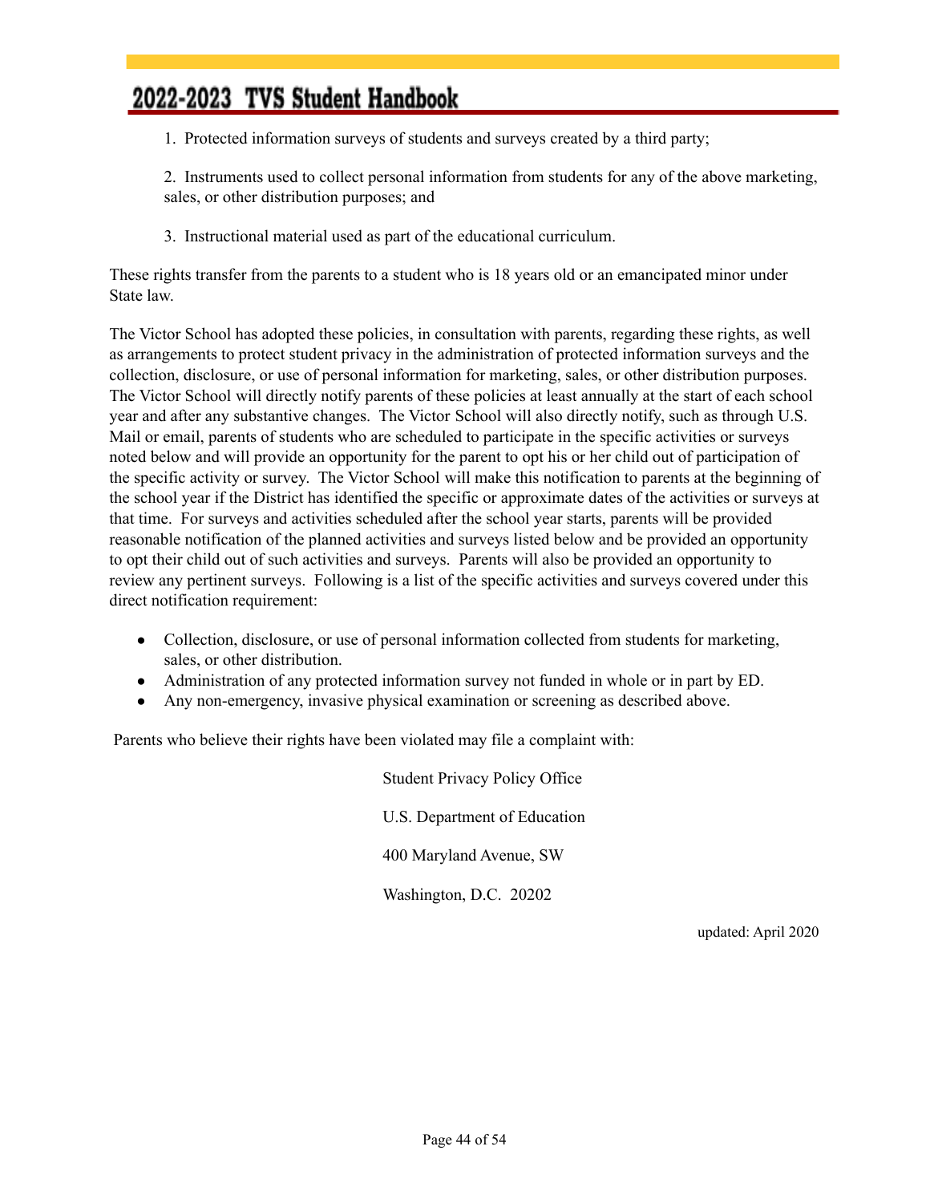1. Protected information surveys of students and surveys created by a third party;

2. Instruments used to collect personal information from students for any of the above marketing, sales, or other distribution purposes; and

3. Instructional material used as part of the educational curriculum.

These rights transfer from the parents to a student who is 18 years old or an emancipated minor under State law.

The Victor School has adopted these policies, in consultation with parents, regarding these rights, as well as arrangements to protect student privacy in the administration of protected information surveys and the collection, disclosure, or use of personal information for marketing, sales, or other distribution purposes. The Victor School will directly notify parents of these policies at least annually at the start of each school year and after any substantive changes. The Victor School will also directly notify, such as through U.S. Mail or email, parents of students who are scheduled to participate in the specific activities or surveys noted below and will provide an opportunity for the parent to opt his or her child out of participation of the specific activity or survey. The Victor School will make this notification to parents at the beginning of the school year if the District has identified the specific or approximate dates of the activities or surveys at that time. For surveys and activities scheduled after the school year starts, parents will be provided reasonable notification of the planned activities and surveys listed below and be provided an opportunity to opt their child out of such activities and surveys. Parents will also be provided an opportunity to review any pertinent surveys. Following is a list of the specific activities and surveys covered under this direct notification requirement:

- Collection, disclosure, or use of personal information collected from students for marketing, sales, or other distribution.
- Administration of any protected information survey not funded in whole or in part by ED.
- Any non-emergency, invasive physical examination or screening as described above.

Parents who believe their rights have been violated may file a complaint with:

Student Privacy Policy Office

U.S. Department of Education

400 Maryland Avenue, SW

Washington, D.C. 20202

updated: April 2020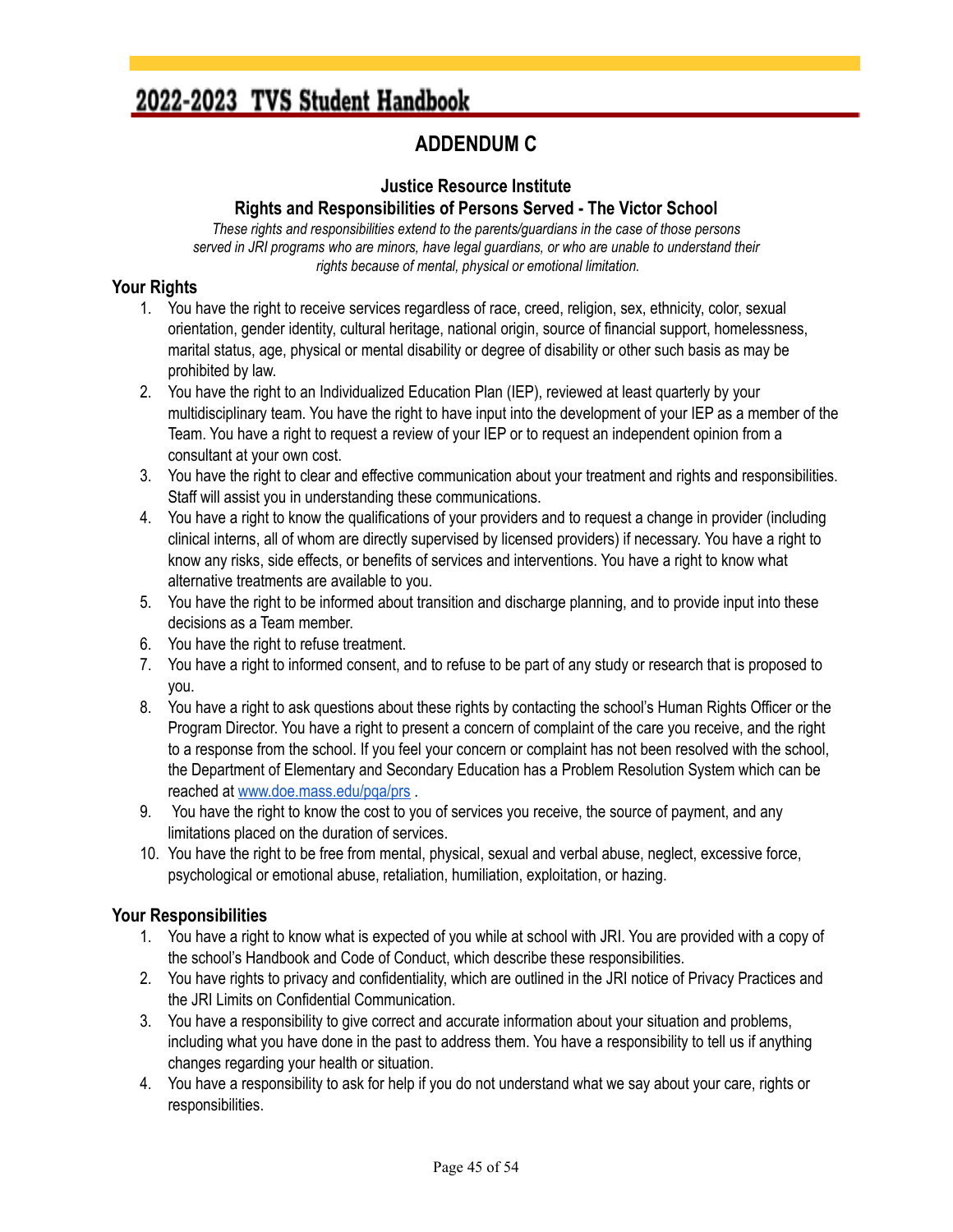# ADDENDUM C

### Justice Resource Institute
### Rights and Responsibilities of Persons Served - The Victor School

*These rights and responsibilities extend to the parents/guardians in the case of those persons served in JRI programs who are minors, have legal guardians, or who are unable to understand their rights because of mental, physical or emotional limitation.*

## Your Rights

1. You have the right to receive services regardless of race, creed, religion, sex, ethnicity, color, sexual orientation, gender identity, cultural heritage, national origin, source of financial support, homelessness, marital status, age, physical or mental disability or degree of disability or other such basis as may be prohibited by law.
2. You have the right to an Individualized Education Plan (IEP), reviewed at least quarterly by your multidisciplinary team. You have the right to have input into the development of your IEP as a member of the Team. You have a right to request a review of your IEP or to request an independent opinion from a consultant at your own cost.
3. You have the right to clear and effective communication about your treatment and rights and responsibilities. Staff will assist you in understanding these communications.
4. You have a right to know the qualifications of your providers and to request a change in provider (including clinical interns, all of whom are directly supervised by licensed providers) if necessary. You have a right to know any risks, side effects, or benefits of services and interventions. You have a right to know what alternative treatments are available to you.
5. You have the right to be informed about transition and discharge planning, and to provide input into these decisions as a Team member.
6. You have the right to refuse treatment.
7. You have a right to informed consent, and to refuse to be part of any study or research that is proposed to you.
8. You have a right to ask questions about these rights by contacting the school's Human Rights Officer or the Program Director. You have a right to present a concern of complaint of the care you receive, and the right to a response from the school. If you feel your concern or complaint has not been resolved with the school, the Department of Elementary and Secondary Education has a Problem Resolution System which can be reached at [www.doe.mass.edu/pqa/prs](http://www.doe.mass.edu/pqa/prs) .
9. You have the right to know the cost to you of services you receive, the source of payment, and any limitations placed on the duration of services.
10. You have the right to be free from mental, physical, sexual and verbal abuse, neglect, excessive force, psychological or emotional abuse, retaliation, humiliation, exploitation, or hazing.

## Your Responsibilities

1. You have a right to know what is expected of you while at school with JRI. You are provided with a copy of the school's Handbook and Code of Conduct, which describe these responsibilities.
2. You have rights to privacy and confidentiality, which are outlined in the JRI notice of Privacy Practices and the JRI Limits on Confidential Communication.
3. You have a responsibility to give correct and accurate information about your situation and problems, including what you have done in the past to address them. You have a responsibility to tell us if anything changes regarding your health or situation.
4. You have a responsibility to ask for help if you do not understand what we say about your care, rights or responsibilities.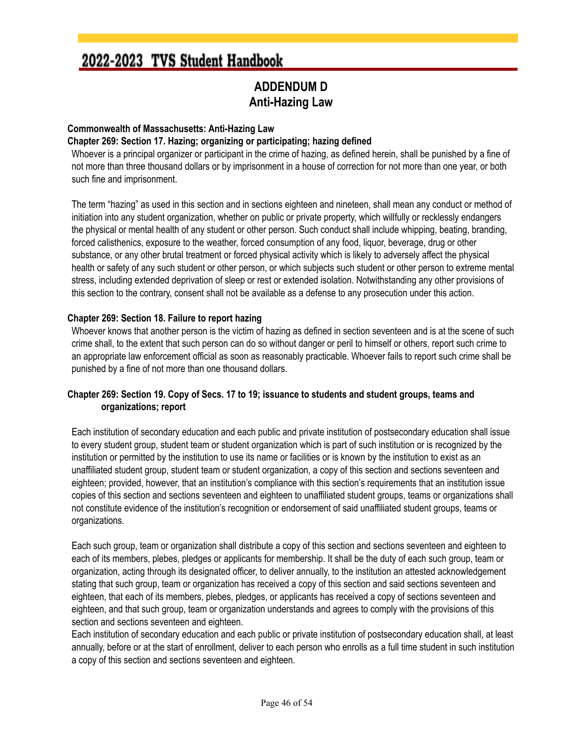# ADDENDUM D
# Anti-Hazing Law

**Commonwealth of Massachusetts: Anti-Hazing Law**

**Chapter 269: Section 17. Hazing; organizing or participating; hazing defined**

Whoever is a principal organizer or participant in the crime of hazing, as defined herein, shall be punished by a fine of not more than three thousand dollars or by imprisonment in a house of correction for not more than one year, or both such fine and imprisonment.

The term "hazing" as used in this section and in sections eighteen and nineteen, shall mean any conduct or method of initiation into any student organization, whether on public or private property, which willfully or recklessly endangers the physical or mental health of any student or other person. Such conduct shall include whipping, beating, branding, forced calisthenics, exposure to the weather, forced consumption of any food, liquor, beverage, drug or other substance, or any other brutal treatment or forced physical activity which is likely to adversely affect the physical health or safety of any such student or other person, or which subjects such student or other person to extreme mental stress, including extended deprivation of sleep or rest or extended isolation. Notwithstanding any other provisions of this section to the contrary, consent shall not be available as a defense to any prosecution under this action.

**Chapter 269: Section 18. Failure to report hazing**

Whoever knows that another person is the victim of hazing as defined in section seventeen and is at the scene of such crime shall, to the extent that such person can do so without danger or peril to himself or others, report such crime to an appropriate law enforcement official as soon as reasonably practicable. Whoever fails to report such crime shall be punished by a fine of not more than one thousand dollars.

**Chapter 269: Section 19. Copy of Secs. 17 to 19; issuance to students and student groups, teams and organizations; report**

Each institution of secondary education and each public and private institution of postsecondary education shall issue to every student group, student team or student organization which is part of such institution or is recognized by the institution or permitted by the institution to use its name or facilities or is known by the institution to exist as an unaffiliated student group, student team or student organization, a copy of this section and sections seventeen and eighteen; provided, however, that an institution's compliance with this section's requirements that an institution issue copies of this section and sections seventeen and eighteen to unaffiliated student groups, teams or organizations shall not constitute evidence of the institution's recognition or endorsement of said unaffiliated student groups, teams or organizations.

Each such group, team or organization shall distribute a copy of this section and sections seventeen and eighteen to each of its members, plebes, pledges or applicants for membership. It shall be the duty of each such group, team or organization, acting through its designated officer, to deliver annually, to the institution an attested acknowledgement stating that such group, team or organization has received a copy of this section and said sections seventeen and eighteen, that each of its members, plebes, pledges, or applicants has received a copy of sections seventeen and eighteen, and that such group, team or organization understands and agrees to comply with the provisions of this section and sections seventeen and eighteen.

Each institution of secondary education and each public or private institution of postsecondary education shall, at least annually, before or at the start of enrollment, deliver to each person who enrolls as a full time student in such institution a copy of this section and sections seventeen and eighteen.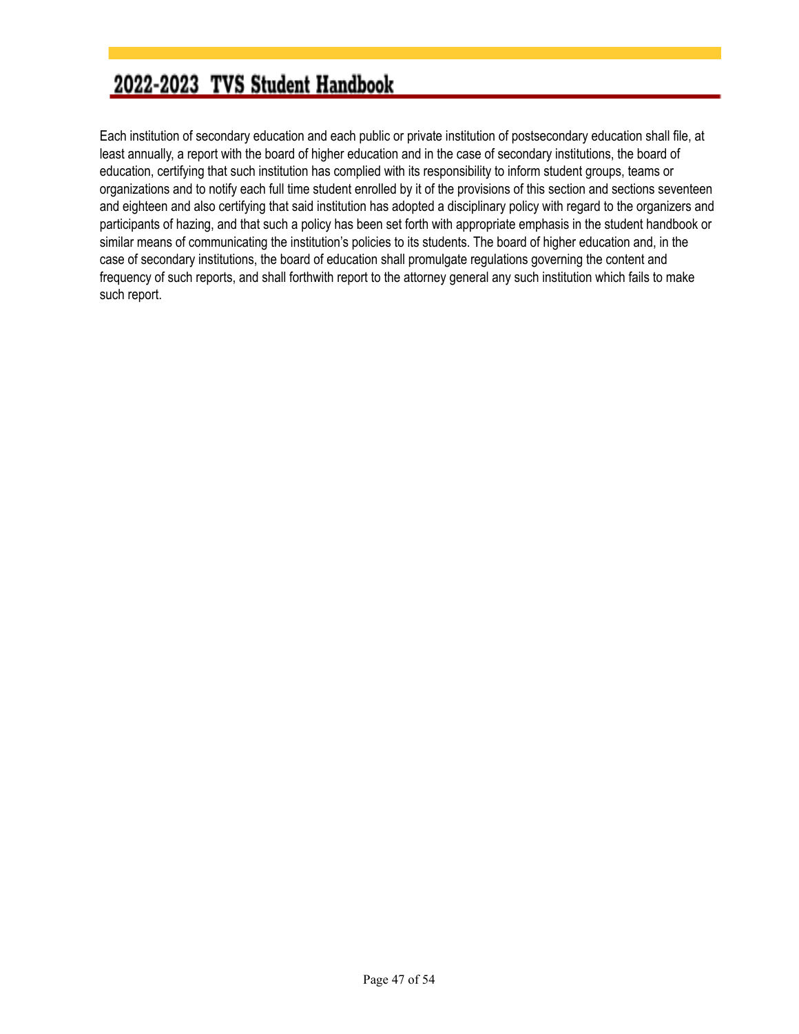Each institution of secondary education and each public or private institution of postsecondary education shall file, at least annually, a report with the board of higher education and in the case of secondary institutions, the board of education, certifying that such institution has complied with its responsibility to inform student groups, teams or organizations and to notify each full time student enrolled by it of the provisions of this section and sections seventeen and eighteen and also certifying that said institution has adopted a disciplinary policy with regard to the organizers and participants of hazing, and that such a policy has been set forth with appropriate emphasis in the student handbook or similar means of communicating the institution's policies to its students. The board of higher education and, in the case of secondary institutions, the board of education shall promulgate regulations governing the content and frequency of such reports, and shall forthwith report to the attorney general any such institution which fails to make such report.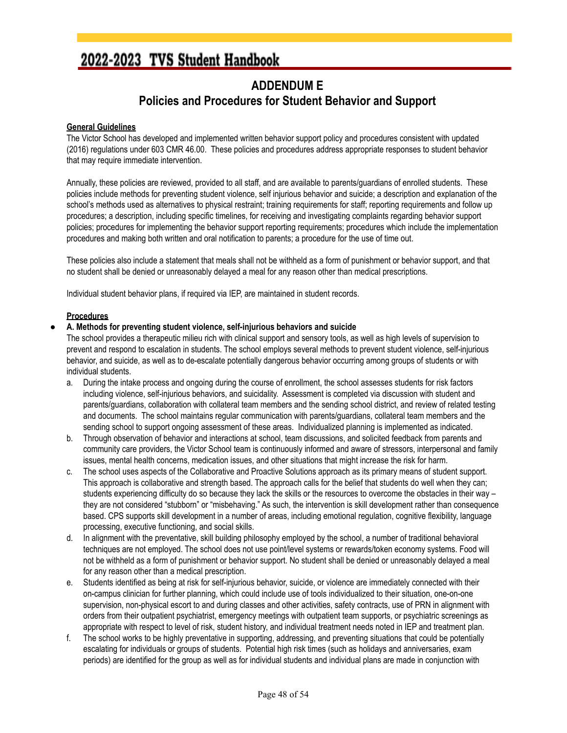## ADDENDUM E
## Policies and Procedures for Student Behavior and Support

**General Guidelines**

The Victor School has developed and implemented written behavior support policy and procedures consistent with updated (2016) regulations under 603 CMR 46.00. These policies and procedures address appropriate responses to student behavior that may require immediate intervention.

Annually, these policies are reviewed, provided to all staff, and are available to parents/guardians of enrolled students. These policies include methods for preventing student violence, self injurious behavior and suicide; a description and explanation of the school's methods used as alternatives to physical restraint; training requirements for staff; reporting requirements and follow up procedures; a description, including specific timelines, for receiving and investigating complaints regarding behavior support policies; procedures for implementing the behavior support reporting requirements; procedures which include the implementation procedures and making both written and oral notification to parents; a procedure for the use of time out.

These policies also include a statement that meals shall not be withheld as a form of punishment or behavior support, and that no student shall be denied or unreasonably delayed a meal for any reason other than medical prescriptions.

Individual student behavior plans, if required via IEP, are maintained in student records.

**Procedures**

- **A. Methods for preventing student violence, self-injurious behaviors and suicide**

  The school provides a therapeutic milieu rich with clinical support and sensory tools, as well as high levels of supervision to prevent and respond to escalation in students. The school employs several methods to prevent student violence, self-injurious behavior, and suicide, as well as to de-escalate potentially dangerous behavior occurring among groups of students or with individual students.

  a. During the intake process and ongoing during the course of enrollment, the school assesses students for risk factors including violence, self-injurious behaviors, and suicidality. Assessment is completed via discussion with student and parents/guardians, collaboration with collateral team members and the sending school district, and review of related testing and documents. The school maintains regular communication with parents/guardians, collateral team members and the sending school to support ongoing assessment of these areas. Individualized planning is implemented as indicated.
  b. Through observation of behavior and interactions at school, team discussions, and solicited feedback from parents and community care providers, the Victor School team is continuously informed and aware of stressors, interpersonal and family issues, mental health concerns, medication issues, and other situations that might increase the risk for harm.
  c. The school uses aspects of the Collaborative and Proactive Solutions approach as its primary means of student support. This approach is collaborative and strength based. The approach calls for the belief that students do well when they can; students experiencing difficulty do so because they lack the skills or the resources to overcome the obstacles in their way – they are not considered "stubborn" or "misbehaving." As such, the intervention is skill development rather than consequence based. CPS supports skill development in a number of areas, including emotional regulation, cognitive flexibility, language processing, executive functioning, and social skills.
  d. In alignment with the preventative, skill building philosophy employed by the school, a number of traditional behavioral techniques are not employed. The school does not use point/level systems or rewards/token economy systems. Food will not be withheld as a form of punishment or behavior support. No student shall be denied or unreasonably delayed a meal for any reason other than a medical prescription.
  e. Students identified as being at risk for self-injurious behavior, suicide, or violence are immediately connected with their on-campus clinician for further planning, which could include use of tools individualized to their situation, one-on-one supervision, non-physical escort to and during classes and other activities, safety contracts, use of PRN in alignment with orders from their outpatient psychiatrist, emergency meetings with outpatient team supports, or psychiatric screenings as appropriate with respect to level of risk, student history, and individual treatment needs noted in IEP and treatment plan.
  f. The school works to be highly preventative in supporting, addressing, and preventing situations that could be potentially escalating for individuals or groups of students. Potential high risk times (such as holidays and anniversaries, exam periods) are identified for the group as well as for individual students and individual plans are made in conjunction with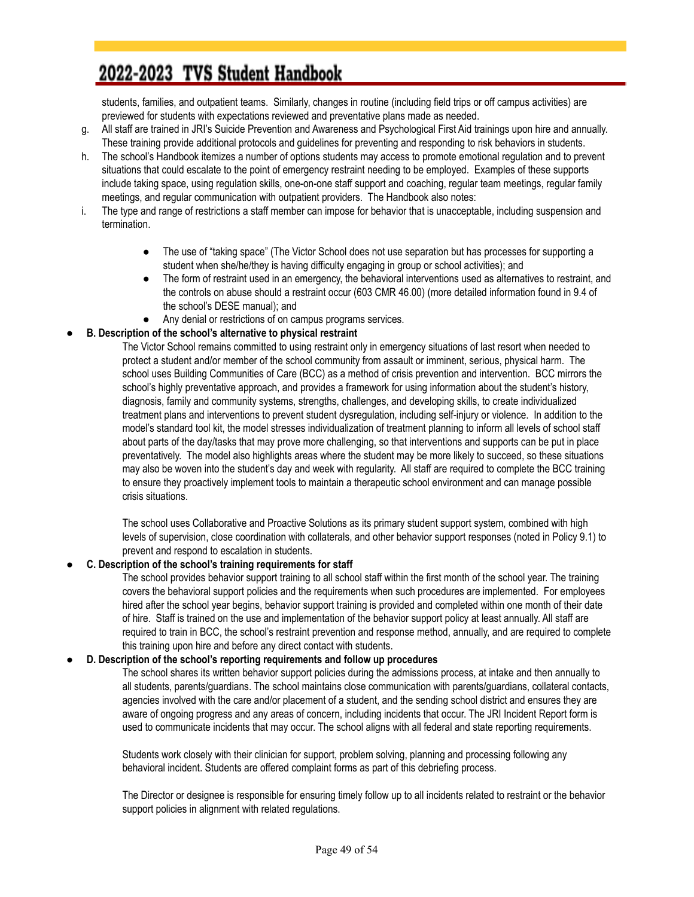students, families, and outpatient teams. Similarly, changes in routine (including field trips or off campus activities) are previewed for students with expectations reviewed and preventative plans made as needed.

g. All staff are trained in JRI's Suicide Prevention and Awareness and Psychological First Aid trainings upon hire and annually. These training provide additional protocols and guidelines for preventing and responding to risk behaviors in students.

h. The school's Handbook itemizes a number of options students may access to promote emotional regulation and to prevent situations that could escalate to the point of emergency restraint needing to be employed. Examples of these supports include taking space, using regulation skills, one-on-one staff support and coaching, regular team meetings, regular family meetings, and regular communication with outpatient providers. The Handbook also notes:

i. The type and range of restrictions a staff member can impose for behavior that is unacceptable, including suspension and termination.

- The use of "taking space" (The Victor School does not use separation but has processes for supporting a student when she/he/they is having difficulty engaging in group or school activities); and
- The form of restraint used in an emergency, the behavioral interventions used as alternatives to restraint, and the controls on abuse should a restraint occur (603 CMR 46.00) (more detailed information found in 9.4 of the school's DESE manual); and
- Any denial or restrictions of on campus programs services.

- **B. Description of the school's alternative to physical restraint**

  The Victor School remains committed to using restraint only in emergency situations of last resort when needed to protect a student and/or member of the school community from assault or imminent, serious, physical harm. The school uses Building Communities of Care (BCC) as a method of crisis prevention and intervention. BCC mirrors the school's highly preventative approach, and provides a framework for using information about the student's history, diagnosis, family and community systems, strengths, challenges, and developing skills, to create individualized treatment plans and interventions to prevent student dysregulation, including self-injury or violence. In addition to the model's standard tool kit, the model stresses individualization of treatment planning to inform all levels of school staff about parts of the day/tasks that may prove more challenging, so that interventions and supports can be put in place preventatively. The model also highlights areas where the student may be more likely to succeed, so these situations may also be woven into the student's day and week with regularity. All staff are required to complete the BCC training to ensure they proactively implement tools to maintain a therapeutic school environment and can manage possible crisis situations.

  The school uses Collaborative and Proactive Solutions as its primary student support system, combined with high levels of supervision, close coordination with collaterals, and other behavior support responses (noted in Policy 9.1) to prevent and respond to escalation in students.

- **C. Description of the school's training requirements for staff**

  The school provides behavior support training to all school staff within the first month of the school year. The training covers the behavioral support policies and the requirements when such procedures are implemented. For employees hired after the school year begins, behavior support training is provided and completed within one month of their date of hire. Staff is trained on the use and implementation of the behavior support policy at least annually. All staff are required to train in BCC, the school's restraint prevention and response method, annually, and are required to complete this training upon hire and before any direct contact with students.

- **D. Description of the school's reporting requirements and follow up procedures**

  The school shares its written behavior support policies during the admissions process, at intake and then annually to all students, parents/guardians. The school maintains close communication with parents/guardians, collateral contacts, agencies involved with the care and/or placement of a student, and the sending school district and ensures they are aware of ongoing progress and any areas of concern, including incidents that occur. The JRI Incident Report form is used to communicate incidents that may occur. The school aligns with all federal and state reporting requirements.

  Students work closely with their clinician for support, problem solving, planning and processing following any behavioral incident. Students are offered complaint forms as part of this debriefing process.

  The Director or designee is responsible for ensuring timely follow up to all incidents related to restraint or the behavior support policies in alignment with related regulations.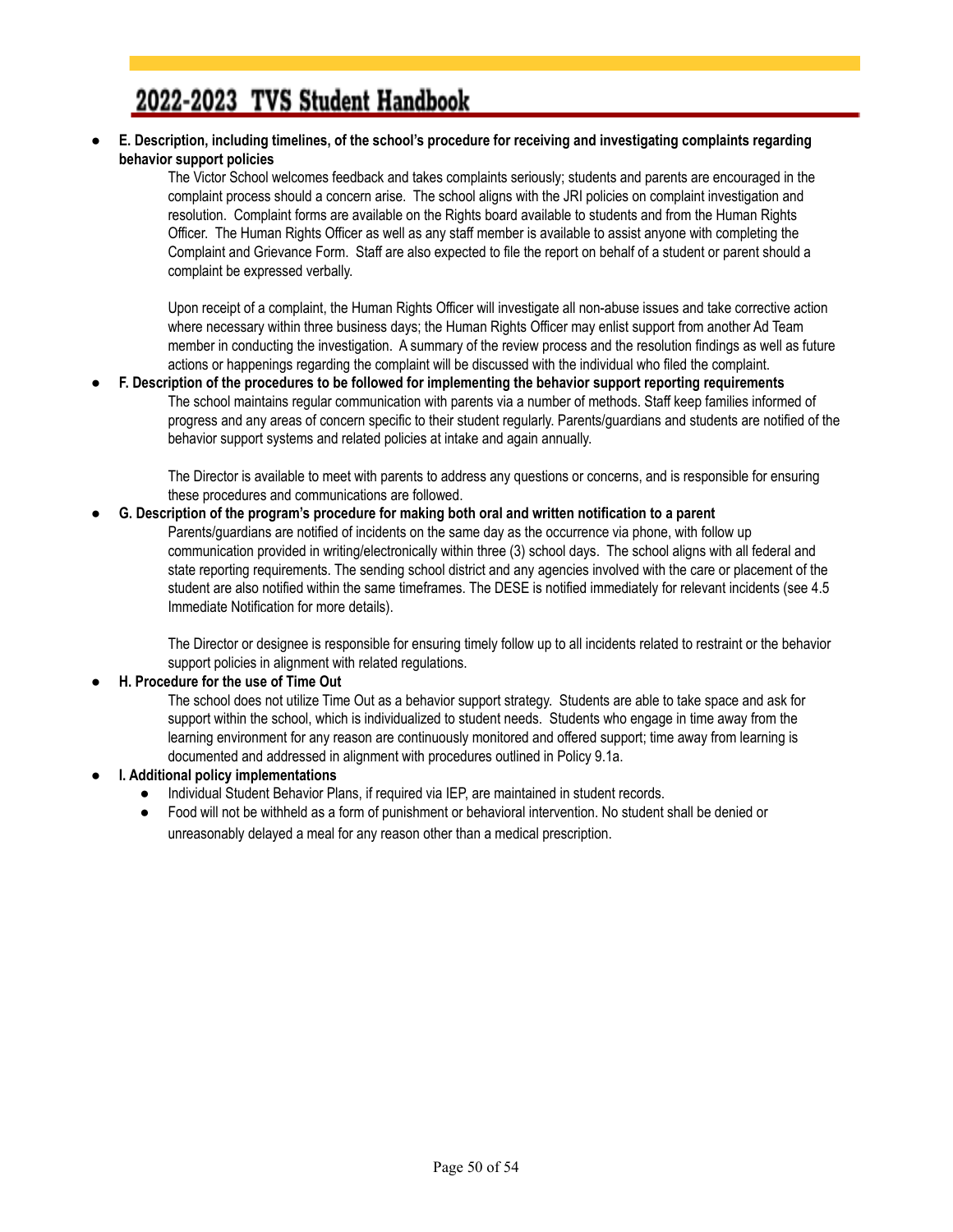- **E. Description, including timelines, of the school's procedure for receiving and investigating complaints regarding behavior support policies**

  The Victor School welcomes feedback and takes complaints seriously; students and parents are encouraged in the complaint process should a concern arise. The school aligns with the JRI policies on complaint investigation and resolution. Complaint forms are available on the Rights board available to students and from the Human Rights Officer. The Human Rights Officer as well as any staff member is available to assist anyone with completing the Complaint and Grievance Form. Staff are also expected to file the report on behalf of a student or parent should a complaint be expressed verbally.

  Upon receipt of a complaint, the Human Rights Officer will investigate all non-abuse issues and take corrective action where necessary within three business days; the Human Rights Officer may enlist support from another Ad Team member in conducting the investigation. A summary of the review process and the resolution findings as well as future actions or happenings regarding the complaint will be discussed with the individual who filed the complaint.

- **F. Description of the procedures to be followed for implementing the behavior support reporting requirements**

  The school maintains regular communication with parents via a number of methods. Staff keep families informed of progress and any areas of concern specific to their student regularly. Parents/guardians and students are notified of the behavior support systems and related policies at intake and again annually.

  The Director is available to meet with parents to address any questions or concerns, and is responsible for ensuring these procedures and communications are followed.

- **G. Description of the program's procedure for making both oral and written notification to a parent**

  Parents/guardians are notified of incidents on the same day as the occurrence via phone, with follow up communication provided in writing/electronically within three (3) school days. The school aligns with all federal and state reporting requirements. The sending school district and any agencies involved with the care or placement of the student are also notified within the same timeframes. The DESE is notified immediately for relevant incidents (see 4.5 Immediate Notification for more details).

  The Director or designee is responsible for ensuring timely follow up to all incidents related to restraint or the behavior support policies in alignment with related regulations.

- **H. Procedure for the use of Time Out**

  The school does not utilize Time Out as a behavior support strategy. Students are able to take space and ask for support within the school, which is individualized to student needs. Students who engage in time away from the learning environment for any reason are continuously monitored and offered support; time away from learning is documented and addressed in alignment with procedures outlined in Policy 9.1a.

- **I. Additional policy implementations**
  - Individual Student Behavior Plans, if required via IEP, are maintained in student records.
  - Food will not be withheld as a form of punishment or behavioral intervention. No student shall be denied or unreasonably delayed a meal for any reason other than a medical prescription.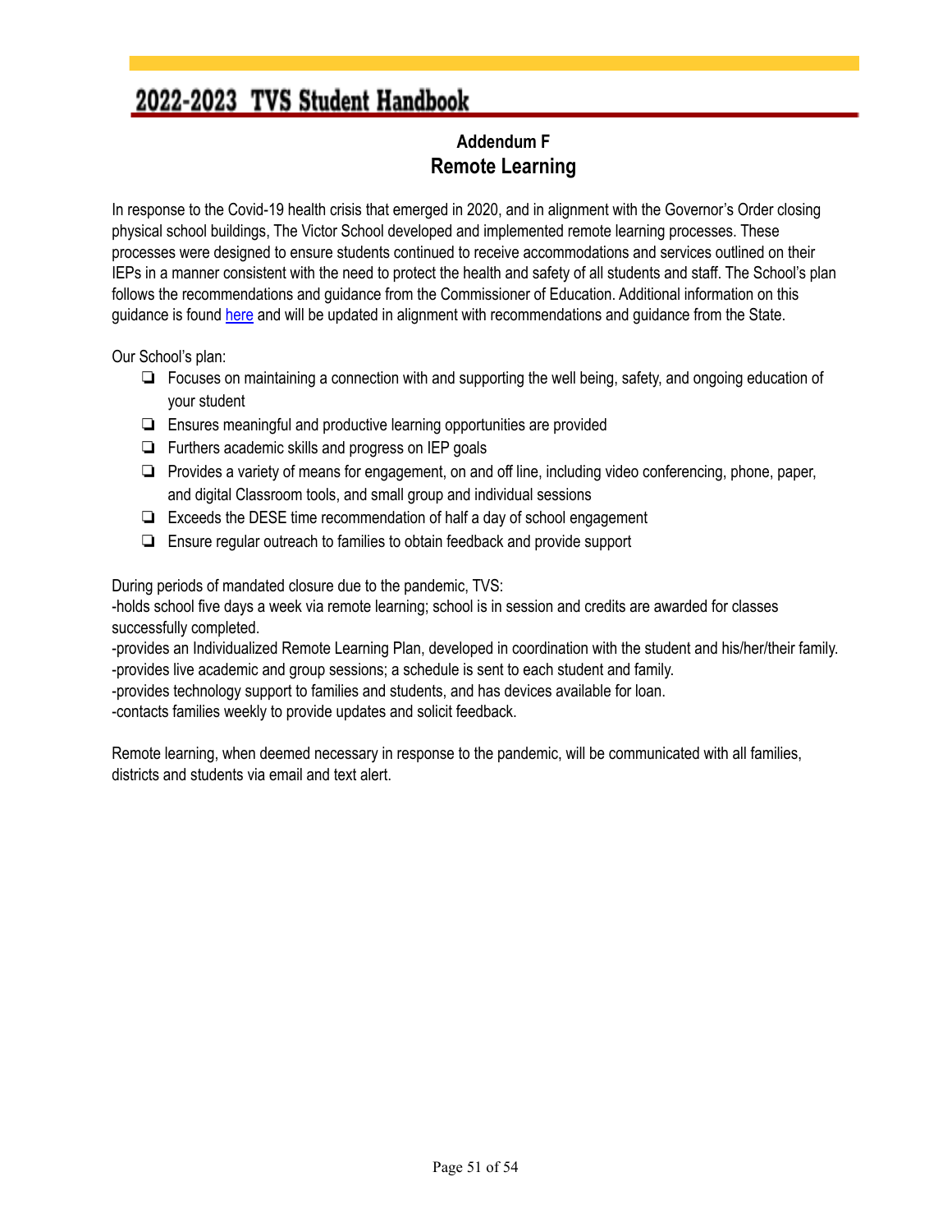## Addendum F
# Remote Learning

In response to the Covid-19 health crisis that emerged in 2020, and in alignment with the Governor's Order closing physical school buildings, The Victor School developed and implemented remote learning processes. These processes were designed to ensure students continued to receive accommodations and services outlined on their IEPs in a manner consistent with the need to protect the health and safety of all students and staff. The School's plan follows the recommendations and guidance from the Commissioner of Education. Additional information on this guidance is found here and will be updated in alignment with recommendations and guidance from the State.

Our School's plan:

- Focuses on maintaining a connection with and supporting the well being, safety, and ongoing education of your student
- Ensures meaningful and productive learning opportunities are provided
- Furthers academic skills and progress on IEP goals
- Provides a variety of means for engagement, on and off line, including video conferencing, phone, paper, and digital Classroom tools, and small group and individual sessions
- Exceeds the DESE time recommendation of half a day of school engagement
- Ensure regular outreach to families to obtain feedback and provide support

During periods of mandated closure due to the pandemic, TVS:
-holds school five days a week via remote learning; school is in session and credits are awarded for classes successfully completed.
-provides an Individualized Remote Learning Plan, developed in coordination with the student and his/her/their family.
-provides live academic and group sessions; a schedule is sent to each student and family.
-provides technology support to families and students, and has devices available for loan.
-contacts families weekly to provide updates and solicit feedback.

Remote learning, when deemed necessary in response to the pandemic, will be communicated with all families, districts and students via email and text alert.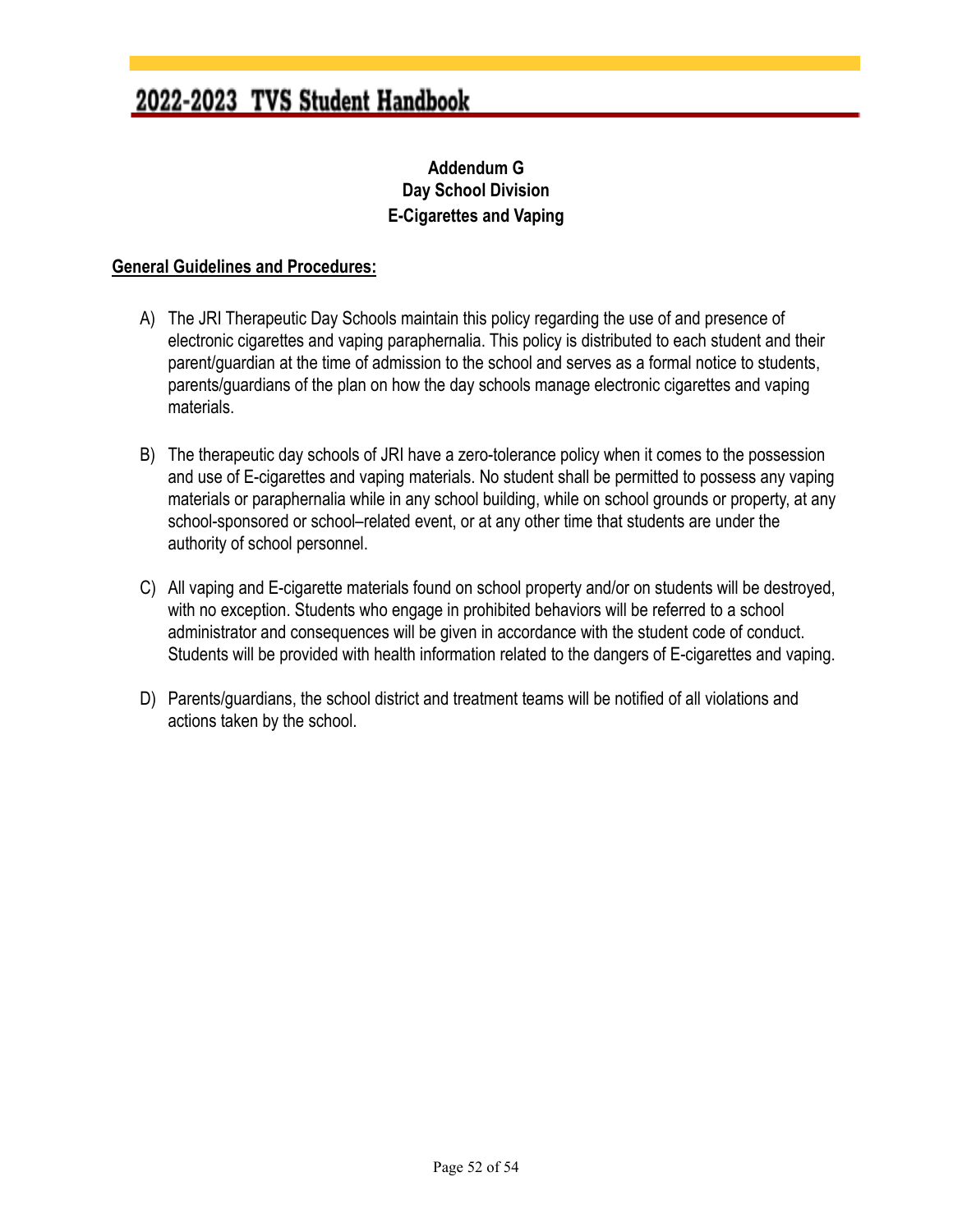## Addendum G
## Day School Division
## E-Cigarettes and Vaping

**General Guidelines and Procedures:**

A) The JRI Therapeutic Day Schools maintain this policy regarding the use of and presence of electronic cigarettes and vaping paraphernalia. This policy is distributed to each student and their parent/guardian at the time of admission to the school and serves as a formal notice to students, parents/guardians of the plan on how the day schools manage electronic cigarettes and vaping materials.

B) The therapeutic day schools of JRI have a zero-tolerance policy when it comes to the possession and use of E-cigarettes and vaping materials. No student shall be permitted to possess any vaping materials or paraphernalia while in any school building, while on school grounds or property, at any school-sponsored or school–related event, or at any other time that students are under the authority of school personnel.

C) All vaping and E-cigarette materials found on school property and/or on students will be destroyed, with no exception. Students who engage in prohibited behaviors will be referred to a school administrator and consequences will be given in accordance with the student code of conduct. Students will be provided with health information related to the dangers of E-cigarettes and vaping.

D) Parents/guardians, the school district and treatment teams will be notified of all violations and actions taken by the school.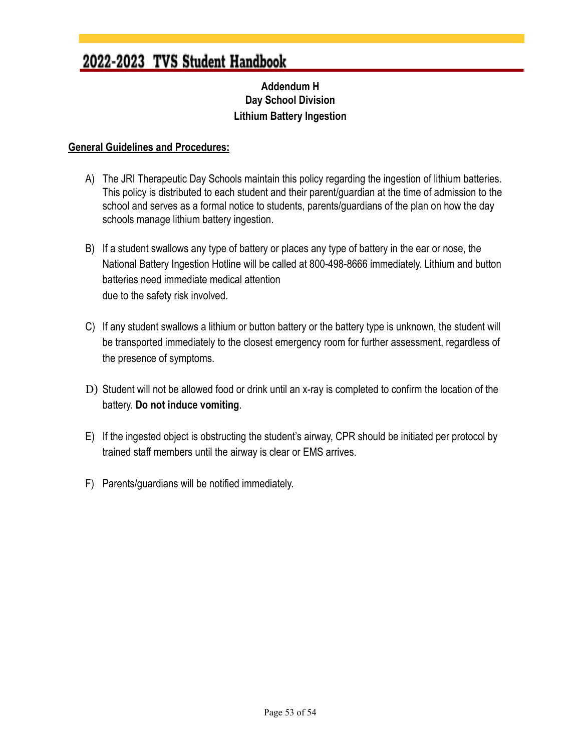## Addendum H
## Day School Division
## Lithium Battery Ingestion

**General Guidelines and Procedures:**

A) The JRI Therapeutic Day Schools maintain this policy regarding the ingestion of lithium batteries. This policy is distributed to each student and their parent/guardian at the time of admission to the school and serves as a formal notice to students, parents/guardians of the plan on how the day schools manage lithium battery ingestion.

B) If a student swallows any type of battery or places any type of battery in the ear or nose, the National Battery Ingestion Hotline will be called at 800-498-8666 immediately. Lithium and button batteries need immediate medical attention due to the safety risk involved.

C) If any student swallows a lithium or button battery or the battery type is unknown, the student will be transported immediately to the closest emergency room for further assessment, regardless of the presence of symptoms.

D) Student will not be allowed food or drink until an x-ray is completed to confirm the location of the battery. **Do not induce vomiting**.

E) If the ingested object is obstructing the student's airway, CPR should be initiated per protocol by trained staff members until the airway is clear or EMS arrives.

F) Parents/guardians will be notified immediately.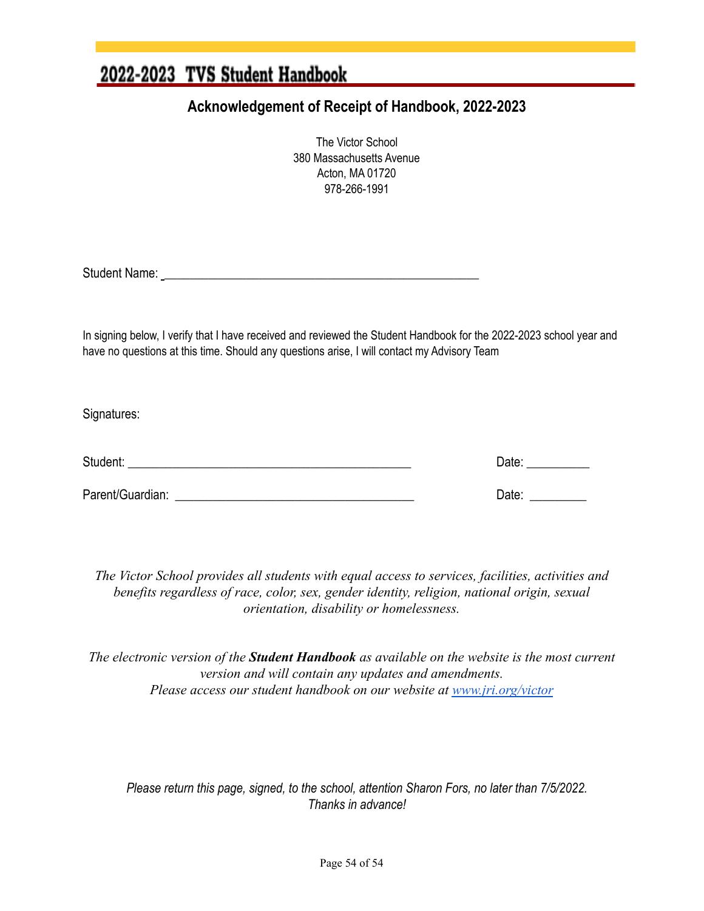## Acknowledgement of Receipt of Handbook, 2022-2023

The Victor School
380 Massachusetts Avenue
Acton, MA 01720
978-266-1991

Student Name: ___________________________________________________

In signing below, I verify that I have received and reviewed the Student Handbook for the 2022-2023 school year and have no questions at this time. Should any questions arise, I will contact my Advisory Team

Signatures:

Student: ____________________________________________ Date: __________

Parent/Guardian: ____________________________________ Date: _________

*The Victor School provides all students with equal access to services, facilities, activities and benefits regardless of race, color, sex, gender identity, religion, national origin, sexual orientation, disability or homelessness.*

*The electronic version of the* ***Student Handbook*** *as available on the website is the most current version and will contain any updates and amendments.*
*Please access our student handbook on our website at [www.jri.org/victor](www.jri.org/victor)*

*Please return this page, signed, to the school, attention Sharon Fors, no later than 7/5/2022.*
*Thanks in advance!*